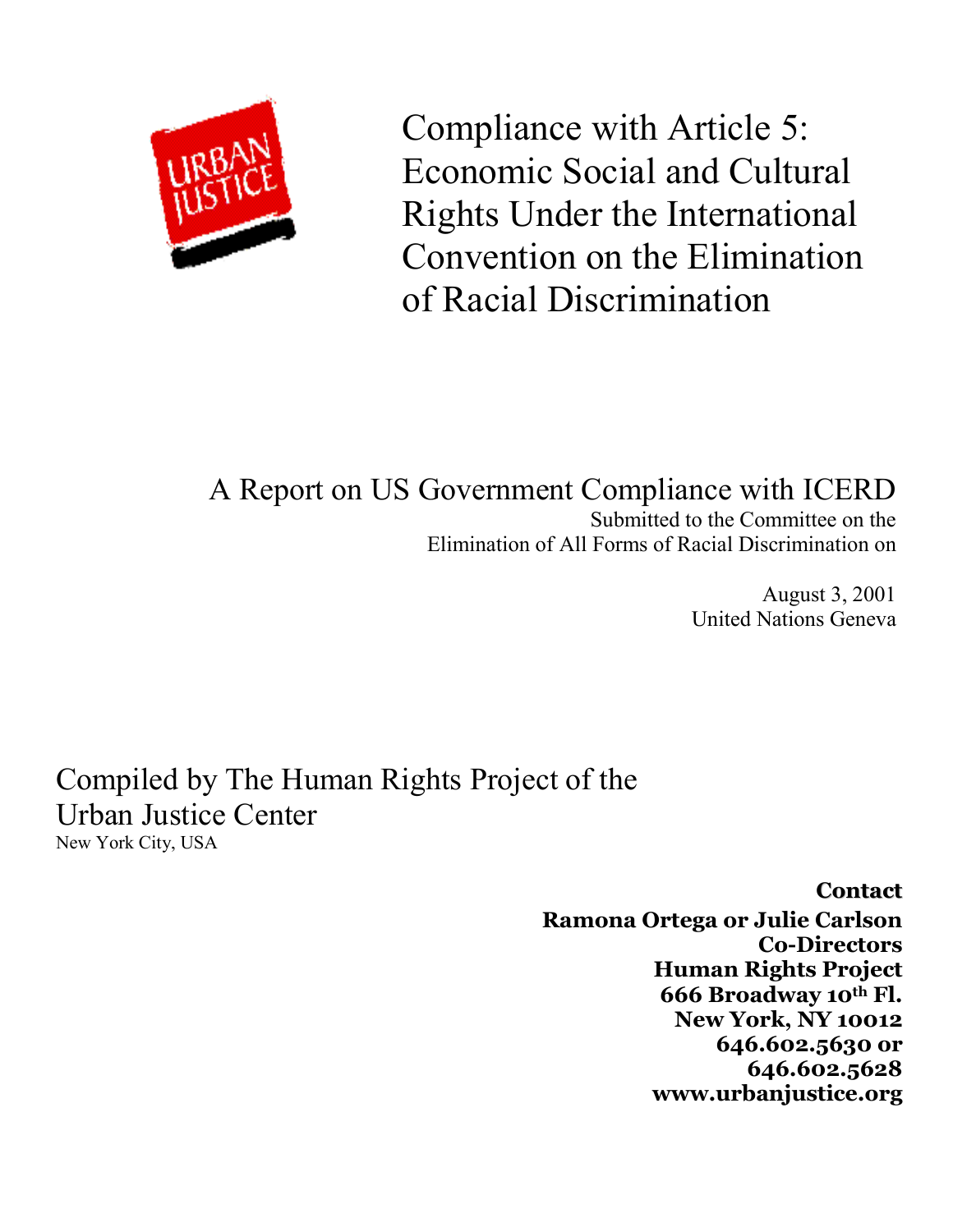# Compliance with Article 5: Economic Social and Cultural Rights Under the International Convention on the Elimination of Racial Discrimination

## A Report on US Government Compliance with ICERD

Submitted to the Committee on the Elimination of All Forms of Racial Discrimination on

August 3, 2001
United Nations Geneva

Compiled by The Human Rights Project of the Urban Justice Center
New York City, USA

**Contact**
**Ramona Ortega or Julie Carlson**
**Co-Directors**
**Human Rights Project**
**666 Broadway 10th Fl.**
**New York, NY 10012**
**646.602.5630 or**
**646.602.5628**
**www.urbanjustice.org**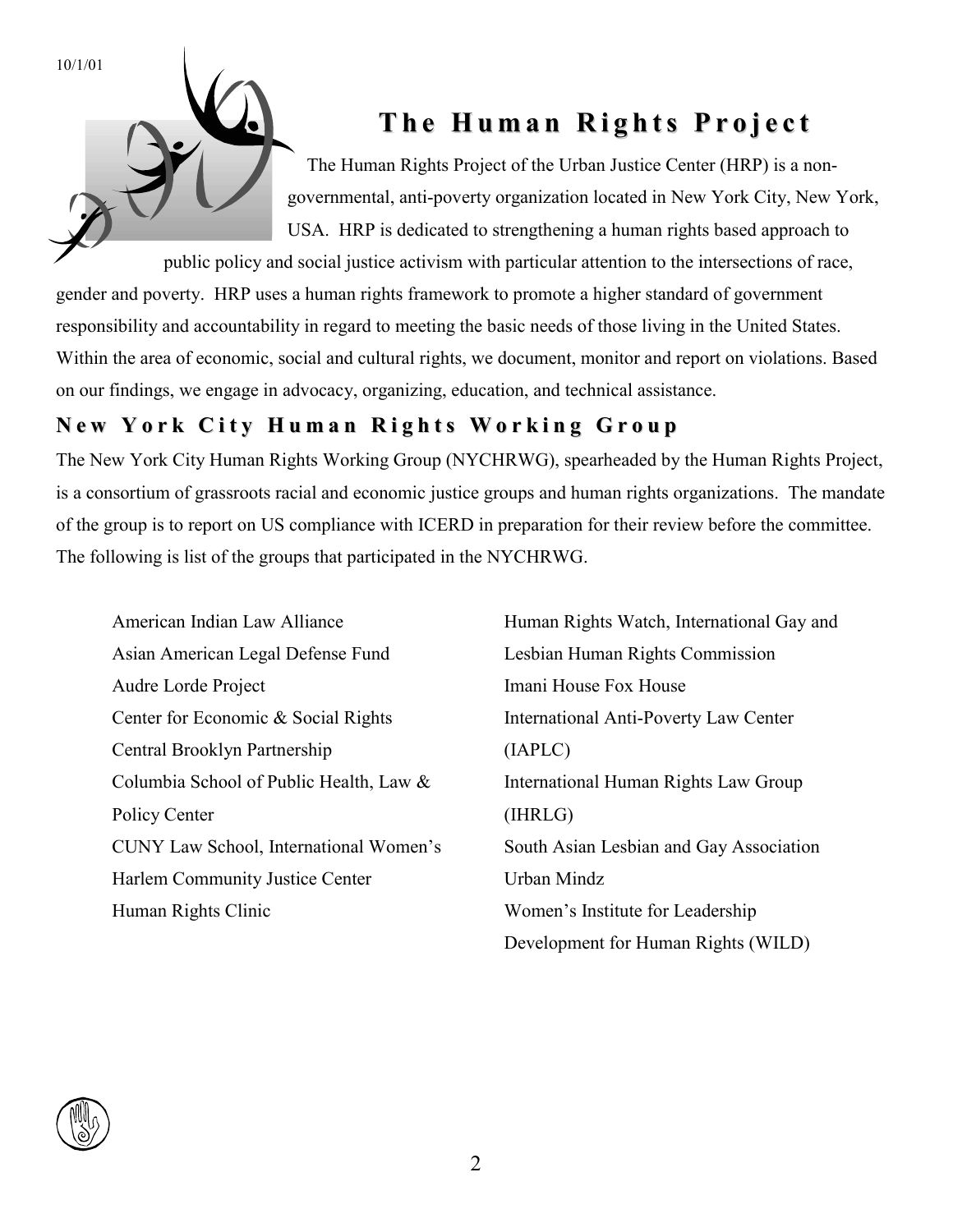10/1/01

## The Human Rights Project

The Human Rights Project of the Urban Justice Center (HRP) is a non-governmental, anti-poverty organization located in New York City, New York, USA. HRP is dedicated to strengthening a human rights based approach to public policy and social justice activism with particular attention to the intersections of race, gender and poverty. HRP uses a human rights framework to promote a higher standard of government responsibility and accountability in regard to meeting the basic needs of those living in the United States. Within the area of economic, social and cultural rights, we document, monitor and report on violations. Based on our findings, we engage in advocacy, organizing, education, and technical assistance.

## New York City Human Rights Working Group

The New York City Human Rights Working Group (NYCHRWG), spearheaded by the Human Rights Project, is a consortium of grassroots racial and economic justice groups and human rights organizations. The mandate of the group is to report on US compliance with ICERD in preparation for their review before the committee. The following is list of the groups that participated in the NYCHRWG.

American Indian Law Alliance
Asian American Legal Defense Fund
Audre Lorde Project
Center for Economic & Social Rights
Central Brooklyn Partnership
Columbia School of Public Health, Law & Policy Center
CUNY Law School, International Women's
Harlem Community Justice Center
Human Rights Clinic
Human Rights Watch, International Gay and Lesbian Human Rights Commission
Imani House Fox House
International Anti-Poverty Law Center (IAPLC)
International Human Rights Law Group (IHRLG)
South Asian Lesbian and Gay Association
Urban Mindz
Women's Institute for Leadership Development for Human Rights (WILD)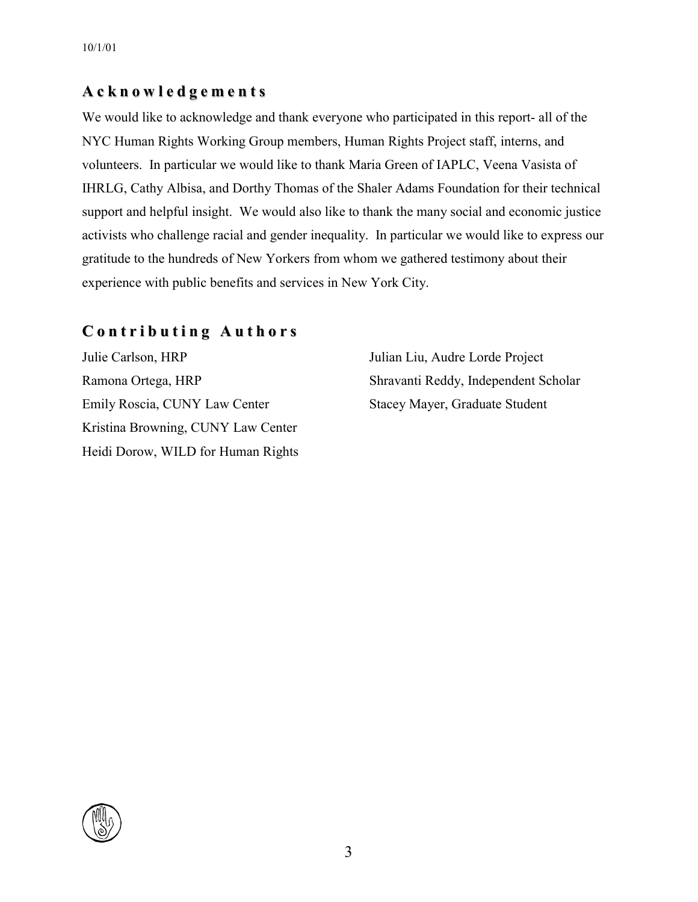## Acknowledgements

We would like to acknowledge and thank everyone who participated in this report- all of the NYC Human Rights Working Group members, Human Rights Project staff, interns, and volunteers. In particular we would like to thank Maria Green of IAPLC, Veena Vasista of IHRLG, Cathy Albisa, and Dorthy Thomas of the Shaler Adams Foundation for their technical support and helpful insight. We would also like to thank the many social and economic justice activists who challenge racial and gender inequality. In particular we would like to express our gratitude to the hundreds of New Yorkers from whom we gathered testimony about their experience with public benefits and services in New York City.

## Contributing Authors

Julie Carlson, HRP
Ramona Ortega, HRP
Emily Roscia, CUNY Law Center
Kristina Browning, CUNY Law Center
Heidi Dorow, WILD for Human Rights
Julian Liu, Audre Lorde Project
Shravanti Reddy, Independent Scholar
Stacey Mayer, Graduate Student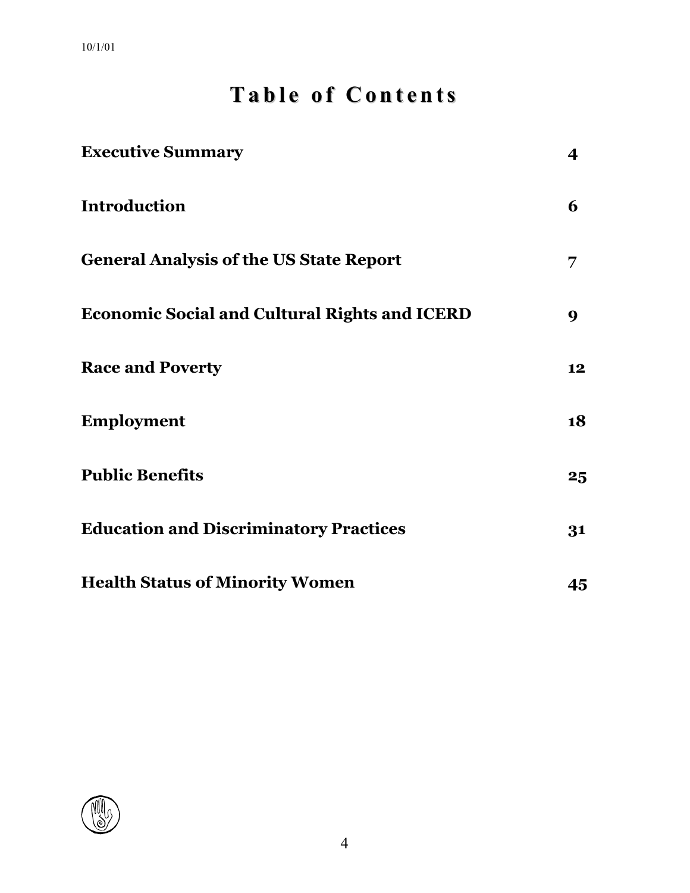# Table of Contents

| | |
|---|---|
| **Executive Summary** | **4** |
| **Introduction** | **6** |
| **General Analysis of the US State Report** | **7** |
| **Economic Social and Cultural Rights and ICERD** | **9** |
| **Race and Poverty** | **12** |
| **Employment** | **18** |
| **Public Benefits** | **25** |
| **Education and Discriminatory Practices** | **31** |
| **Health Status of Minority Women** | **45** |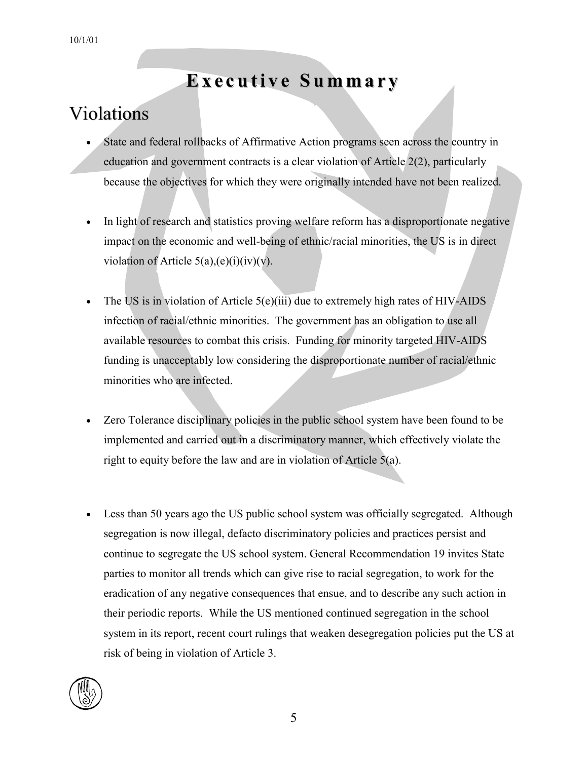# Executive Summary

## Violations

- State and federal rollbacks of Affirmative Action programs seen across the country in education and government contracts is a clear violation of Article 2(2), particularly because the objectives for which they were originally intended have not been realized.

- In light of research and statistics proving welfare reform has a disproportionate negative impact on the economic and well-being of ethnic/racial minorities, the US is in direct violation of Article 5(a),(e)(i)(iv)(v).

- The US is in violation of Article 5(e)(iii) due to extremely high rates of HIV-AIDS infection of racial/ethnic minorities. The government has an obligation to use all available resources to combat this crisis. Funding for minority targeted HIV-AIDS funding is unacceptably low considering the disproportionate number of racial/ethnic minorities who are infected.

- Zero Tolerance disciplinary policies in the public school system have been found to be implemented and carried out in a discriminatory manner, which effectively violate the right to equity before the law and are in violation of Article 5(a).

- Less than 50 years ago the US public school system was officially segregated. Although segregation is now illegal, defacto discriminatory policies and practices persist and continue to segregate the US school system. General Recommendation 19 invites State parties to monitor all trends which can give rise to racial segregation, to work for the eradication of any negative consequences that ensue, and to describe any such action in their periodic reports. While the US mentioned continued segregation in the school system in its report, recent court rulings that weaken desegregation policies put the US at risk of being in violation of Article 3.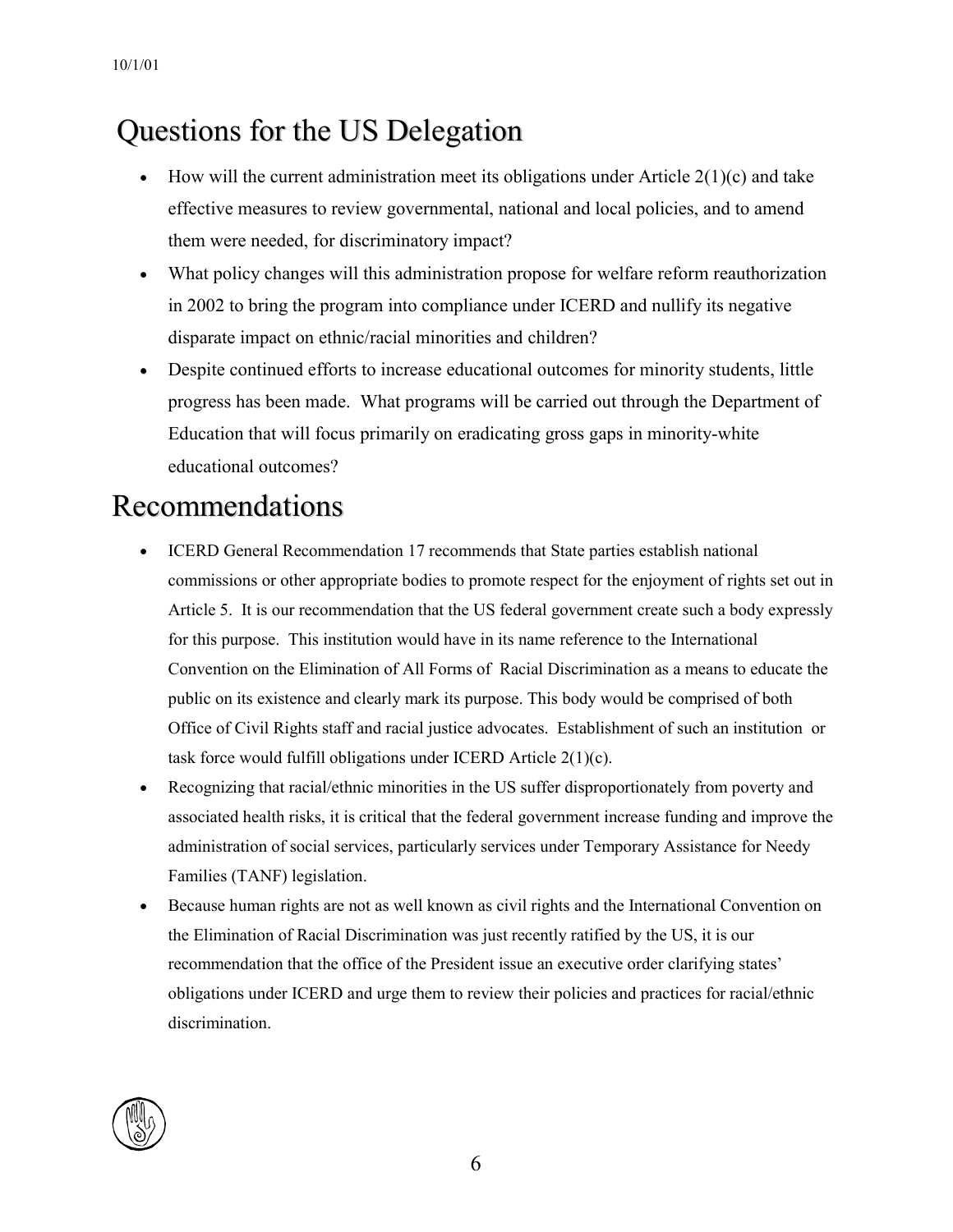## Questions for the US Delegation

- How will the current administration meet its obligations under Article 2(1)(c) and take effective measures to review governmental, national and local policies, and to amend them were needed, for discriminatory impact?
- What policy changes will this administration propose for welfare reform reauthorization in 2002 to bring the program into compliance under ICERD and nullify its negative disparate impact on ethnic/racial minorities and children?
- Despite continued efforts to increase educational outcomes for minority students, little progress has been made. What programs will be carried out through the Department of Education that will focus primarily on eradicating gross gaps in minority-white educational outcomes?

## Recommendations

- ICERD General Recommendation 17 recommends that State parties establish national commissions or other appropriate bodies to promote respect for the enjoyment of rights set out in Article 5. It is our recommendation that the US federal government create such a body expressly for this purpose. This institution would have in its name reference to the International Convention on the Elimination of All Forms of Racial Discrimination as a means to educate the public on its existence and clearly mark its purpose. This body would be comprised of both Office of Civil Rights staff and racial justice advocates. Establishment of such an institution or task force would fulfill obligations under ICERD Article 2(1)(c).
- Recognizing that racial/ethnic minorities in the US suffer disproportionately from poverty and associated health risks, it is critical that the federal government increase funding and improve the administration of social services, particularly services under Temporary Assistance for Needy Families (TANF) legislation.
- Because human rights are not as well known as civil rights and the International Convention on the Elimination of Racial Discrimination was just recently ratified by the US, it is our recommendation that the office of the President issue an executive order clarifying states' obligations under ICERD and urge them to review their policies and practices for racial/ethnic discrimination.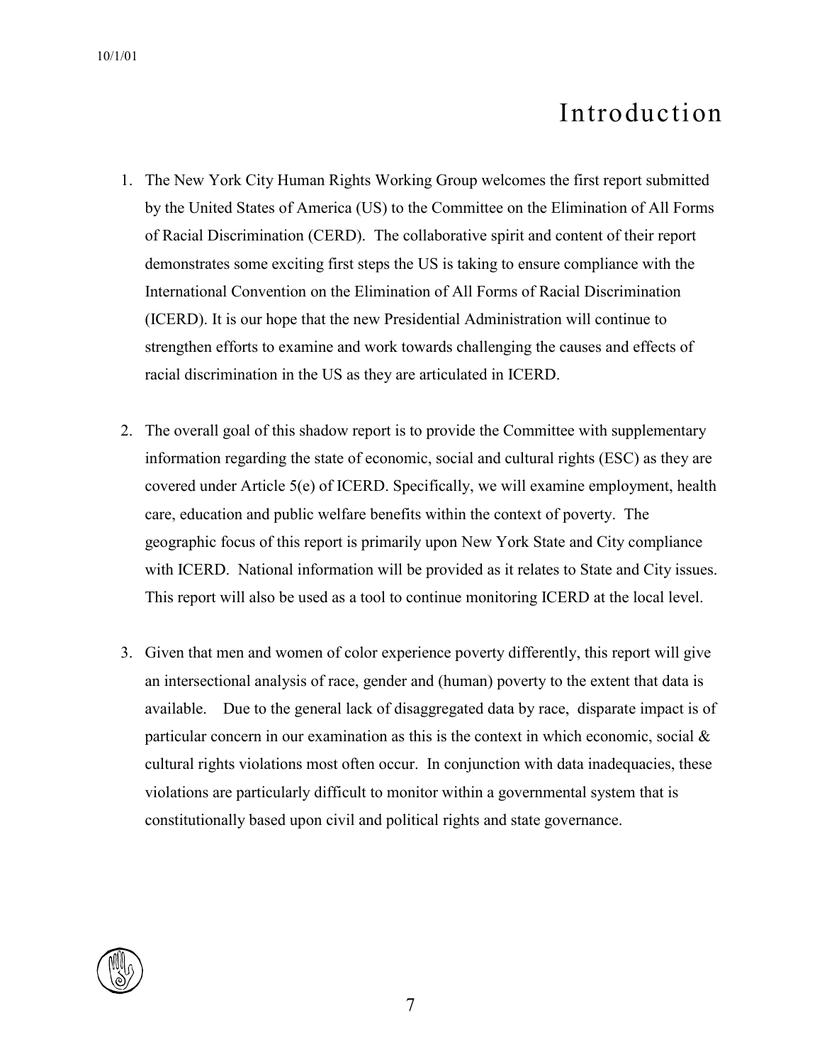# Introduction

1. The New York City Human Rights Working Group welcomes the first report submitted by the United States of America (US) to the Committee on the Elimination of All Forms of Racial Discrimination (CERD). The collaborative spirit and content of their report demonstrates some exciting first steps the US is taking to ensure compliance with the International Convention on the Elimination of All Forms of Racial Discrimination (ICERD). It is our hope that the new Presidential Administration will continue to strengthen efforts to examine and work towards challenging the causes and effects of racial discrimination in the US as they are articulated in ICERD.

2. The overall goal of this shadow report is to provide the Committee with supplementary information regarding the state of economic, social and cultural rights (ESC) as they are covered under Article 5(e) of ICERD. Specifically, we will examine employment, health care, education and public welfare benefits within the context of poverty. The geographic focus of this report is primarily upon New York State and City compliance with ICERD. National information will be provided as it relates to State and City issues. This report will also be used as a tool to continue monitoring ICERD at the local level.

3. Given that men and women of color experience poverty differently, this report will give an intersectional analysis of race, gender and (human) poverty to the extent that data is available. Due to the general lack of disaggregated data by race, disparate impact is of particular concern in our examination as this is the context in which economic, social & cultural rights violations most often occur. In conjunction with data inadequacies, these violations are particularly difficult to monitor within a governmental system that is constitutionally based upon civil and political rights and state governance.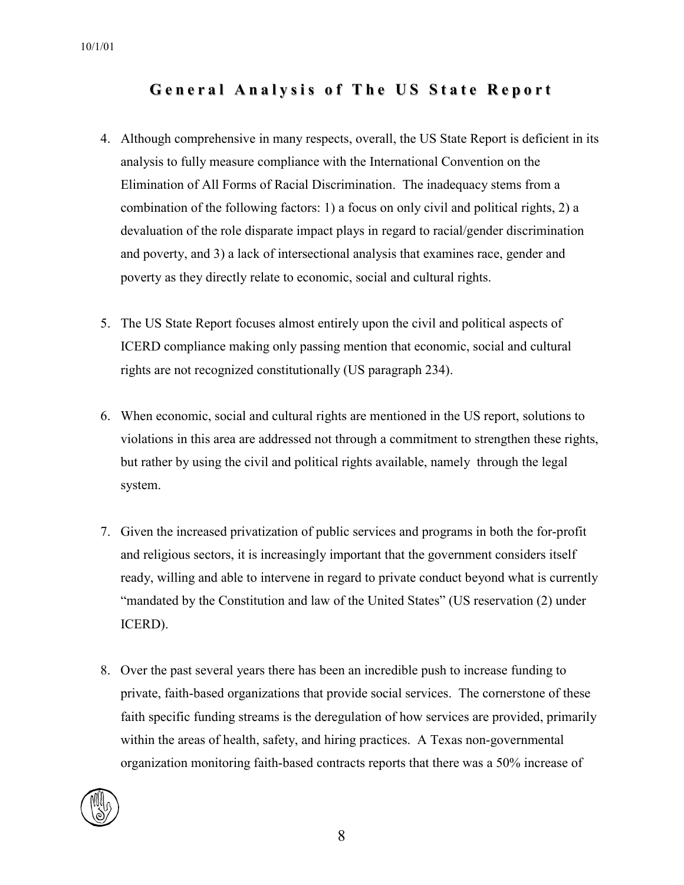## General Analysis of The US State Report

4. Although comprehensive in many respects, overall, the US State Report is deficient in its analysis to fully measure compliance with the International Convention on the Elimination of All Forms of Racial Discrimination. The inadequacy stems from a combination of the following factors: 1) a focus on only civil and political rights, 2) a devaluation of the role disparate impact plays in regard to racial/gender discrimination and poverty, and 3) a lack of intersectional analysis that examines race, gender and poverty as they directly relate to economic, social and cultural rights.

5. The US State Report focuses almost entirely upon the civil and political aspects of ICERD compliance making only passing mention that economic, social and cultural rights are not recognized constitutionally (US paragraph 234).

6. When economic, social and cultural rights are mentioned in the US report, solutions to violations in this area are addressed not through a commitment to strengthen these rights, but rather by using the civil and political rights available, namely through the legal system.

7. Given the increased privatization of public services and programs in both the for-profit and religious sectors, it is increasingly important that the government considers itself ready, willing and able to intervene in regard to private conduct beyond what is currently "mandated by the Constitution and law of the United States" (US reservation (2) under ICERD).

8. Over the past several years there has been an incredible push to increase funding to private, faith-based organizations that provide social services. The cornerstone of these faith specific funding streams is the deregulation of how services are provided, primarily within the areas of health, safety, and hiring practices. A Texas non-governmental organization monitoring faith-based contracts reports that there was a 50% increase of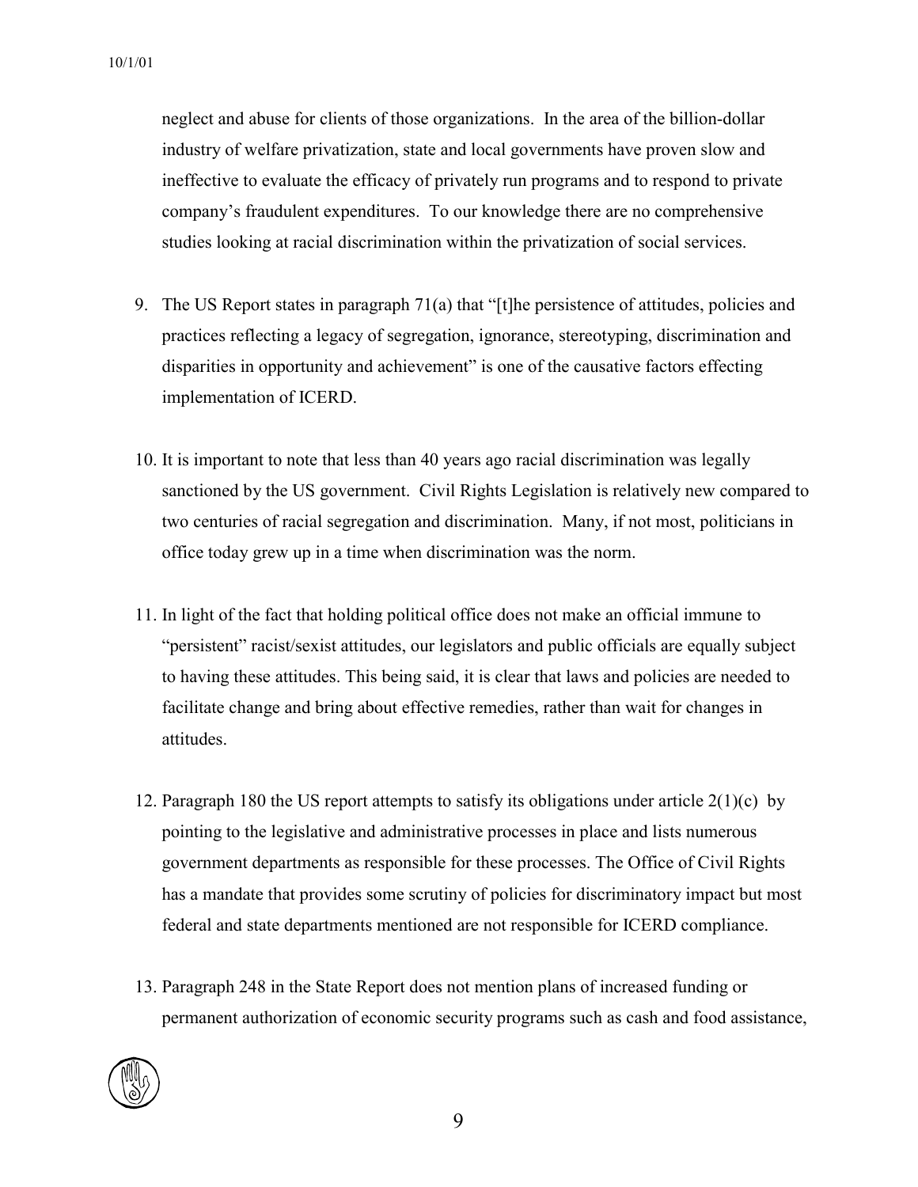neglect and abuse for clients of those organizations. In the area of the billion-dollar industry of welfare privatization, state and local governments have proven slow and ineffective to evaluate the efficacy of privately run programs and to respond to private company's fraudulent expenditures. To our knowledge there are no comprehensive studies looking at racial discrimination within the privatization of social services.

9. The US Report states in paragraph 71(a) that "[t]he persistence of attitudes, policies and practices reflecting a legacy of segregation, ignorance, stereotyping, discrimination and disparities in opportunity and achievement" is one of the causative factors effecting implementation of ICERD.

10. It is important to note that less than 40 years ago racial discrimination was legally sanctioned by the US government. Civil Rights Legislation is relatively new compared to two centuries of racial segregation and discrimination. Many, if not most, politicians in office today grew up in a time when discrimination was the norm.

11. In light of the fact that holding political office does not make an official immune to "persistent" racist/sexist attitudes, our legislators and public officials are equally subject to having these attitudes. This being said, it is clear that laws and policies are needed to facilitate change and bring about effective remedies, rather than wait for changes in attitudes.

12. Paragraph 180 the US report attempts to satisfy its obligations under article 2(1)(c) by pointing to the legislative and administrative processes in place and lists numerous government departments as responsible for these processes. The Office of Civil Rights has a mandate that provides some scrutiny of policies for discriminatory impact but most federal and state departments mentioned are not responsible for ICERD compliance.

13. Paragraph 248 in the State Report does not mention plans of increased funding or permanent authorization of economic security programs such as cash and food assistance,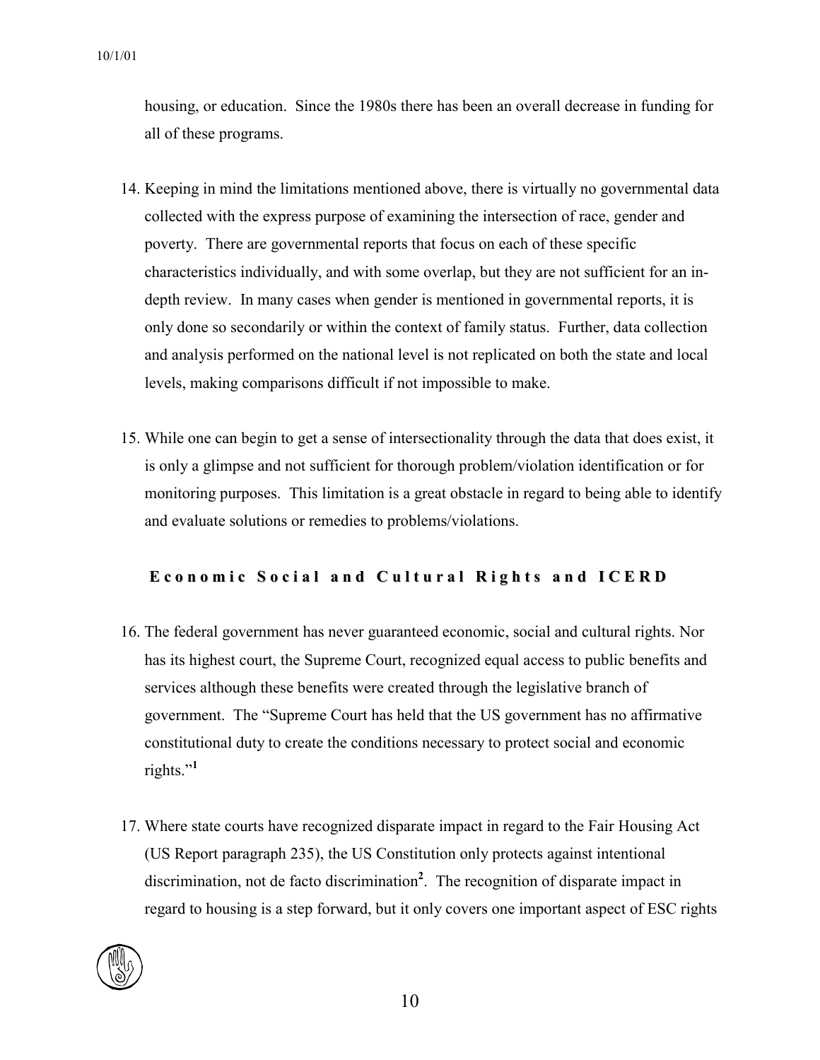housing, or education. Since the 1980s there has been an overall decrease in funding for all of these programs.

14. Keeping in mind the limitations mentioned above, there is virtually no governmental data collected with the express purpose of examining the intersection of race, gender and poverty. There are governmental reports that focus on each of these specific characteristics individually, and with some overlap, but they are not sufficient for an in-depth review. In many cases when gender is mentioned in governmental reports, it is only done so secondarily or within the context of family status. Further, data collection and analysis performed on the national level is not replicated on both the state and local levels, making comparisons difficult if not impossible to make.

15. While one can begin to get a sense of intersectionality through the data that does exist, it is only a glimpse and not sufficient for thorough problem/violation identification or for monitoring purposes. This limitation is a great obstacle in regard to being able to identify and evaluate solutions or remedies to problems/violations.

## Economic Social and Cultural Rights and ICERD

16. The federal government has never guaranteed economic, social and cultural rights. Nor has its highest court, the Supreme Court, recognized equal access to public benefits and services although these benefits were created through the legislative branch of government. The "Supreme Court has held that the US government has no affirmative constitutional duty to create the conditions necessary to protect social and economic rights."[1]

17. Where state courts have recognized disparate impact in regard to the Fair Housing Act (US Report paragraph 235), the US Constitution only protects against intentional discrimination, not de facto discrimination[2]. The recognition of disparate impact in regard to housing is a step forward, but it only covers one important aspect of ESC rights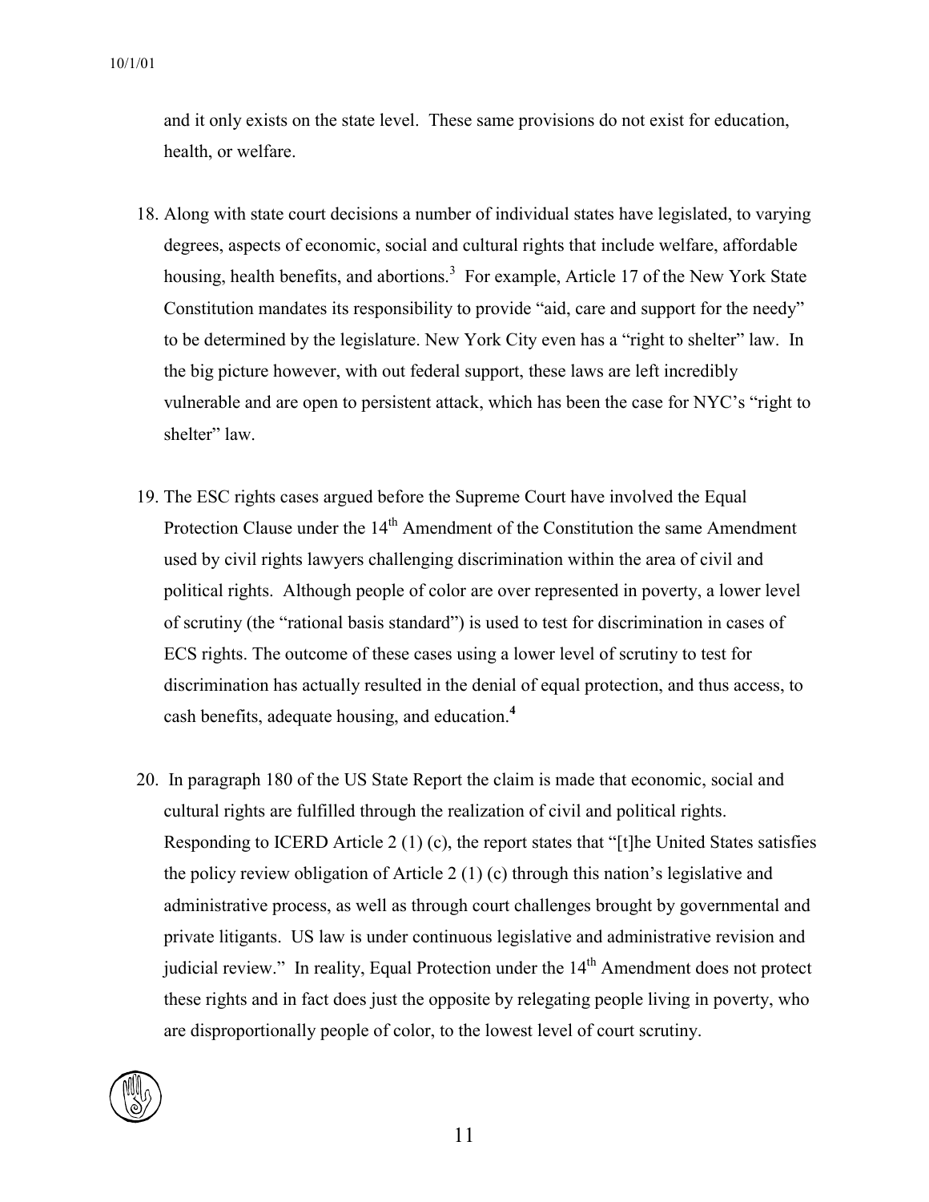and it only exists on the state level. These same provisions do not exist for education, health, or welfare.

18. Along with state court decisions a number of individual states have legislated, to varying degrees, aspects of economic, social and cultural rights that include welfare, affordable housing, health benefits, and abortions.[3] For example, Article 17 of the New York State Constitution mandates its responsibility to provide "aid, care and support for the needy" to be determined by the legislature. New York City even has a "right to shelter" law. In the big picture however, with out federal support, these laws are left incredibly vulnerable and are open to persistent attack, which has been the case for NYC's "right to shelter" law.

19. The ESC rights cases argued before the Supreme Court have involved the Equal Protection Clause under the 14th Amendment of the Constitution the same Amendment used by civil rights lawyers challenging discrimination within the area of civil and political rights. Although people of color are over represented in poverty, a lower level of scrutiny (the "rational basis standard") is used to test for discrimination in cases of ECS rights. The outcome of these cases using a lower level of scrutiny to test for discrimination has actually resulted in the denial of equal protection, and thus access, to cash benefits, adequate housing, and education.[4]

20. In paragraph 180 of the US State Report the claim is made that economic, social and cultural rights are fulfilled through the realization of civil and political rights. Responding to ICERD Article 2 (1) (c), the report states that "[t]he United States satisfies the policy review obligation of Article 2 (1) (c) through this nation's legislative and administrative process, as well as through court challenges brought by governmental and private litigants. US law is under continuous legislative and administrative revision and judicial review." In reality, Equal Protection under the 14th Amendment does not protect these rights and in fact does just the opposite by relegating people living in poverty, who are disproportionally people of color, to the lowest level of court scrutiny.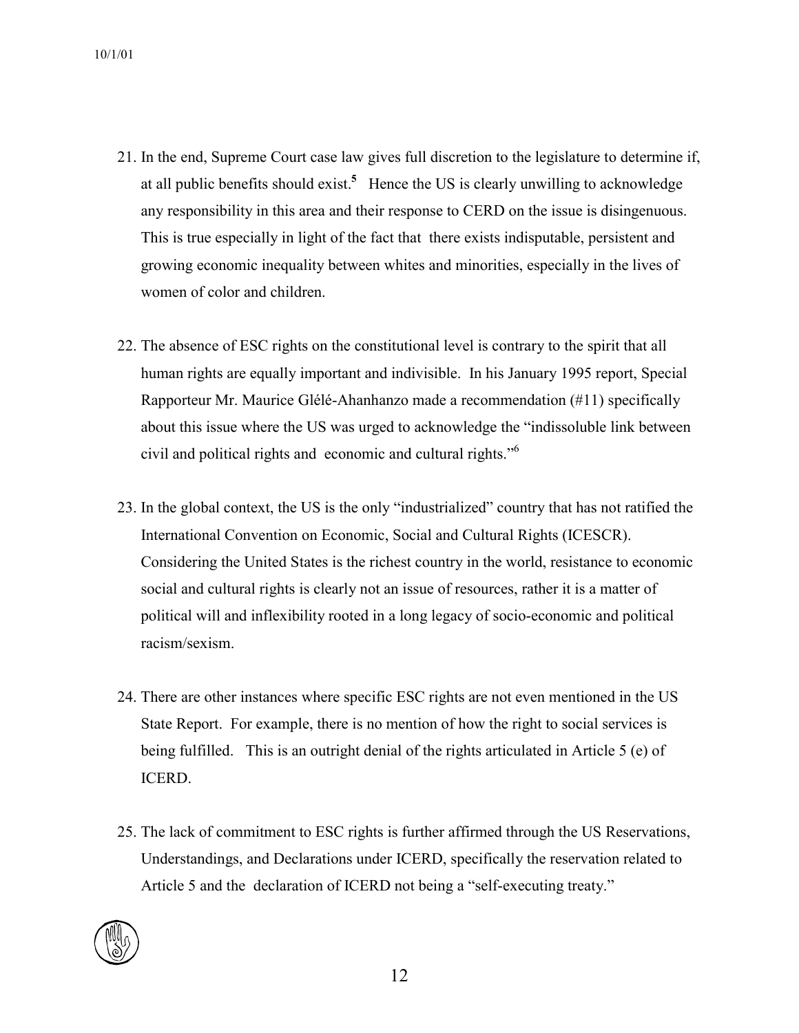21. In the end, Supreme Court case law gives full discretion to the legislature to determine if, at all public benefits should exist.[5] Hence the US is clearly unwilling to acknowledge any responsibility in this area and their response to CERD on the issue is disingenuous. This is true especially in light of the fact that there exists indisputable, persistent and growing economic inequality between whites and minorities, especially in the lives of women of color and children.

22. The absence of ESC rights on the constitutional level is contrary to the spirit that all human rights are equally important and indivisible. In his January 1995 report, Special Rapporteur Mr. Maurice Glélé-Ahanhanzo made a recommendation (#11) specifically about this issue where the US was urged to acknowledge the "indissoluble link between civil and political rights and economic and cultural rights."[6]

23. In the global context, the US is the only "industrialized" country that has not ratified the International Convention on Economic, Social and Cultural Rights (ICESCR). Considering the United States is the richest country in the world, resistance to economic social and cultural rights is clearly not an issue of resources, rather it is a matter of political will and inflexibility rooted in a long legacy of socio-economic and political racism/sexism.

24. There are other instances where specific ESC rights are not even mentioned in the US State Report. For example, there is no mention of how the right to social services is being fulfilled. This is an outright denial of the rights articulated in Article 5 (e) of ICERD.

25. The lack of commitment to ESC rights is further affirmed through the US Reservations, Understandings, and Declarations under ICERD, specifically the reservation related to Article 5 and the declaration of ICERD not being a "self-executing treaty."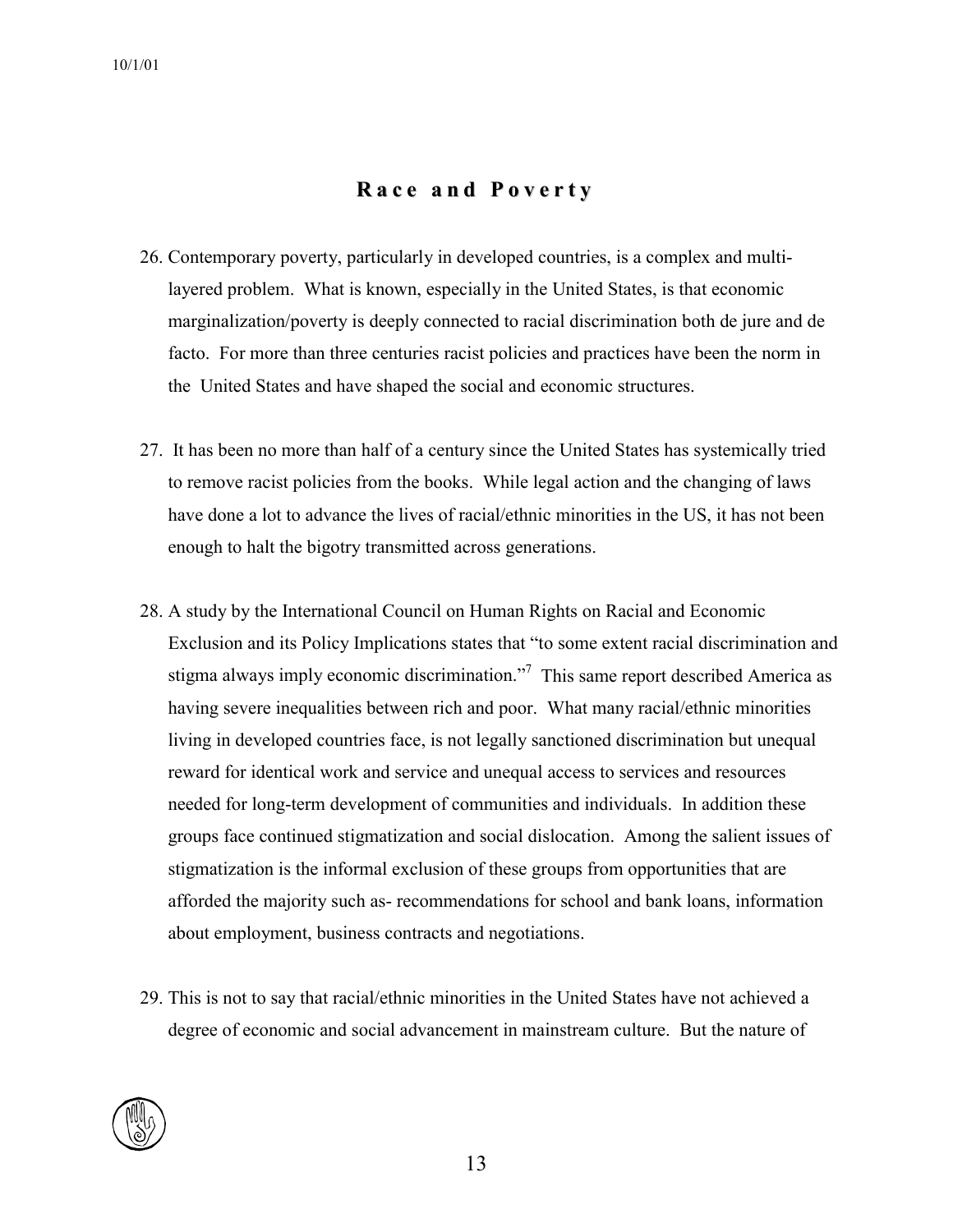## Race and Poverty

26. Contemporary poverty, particularly in developed countries, is a complex and multi-layered problem. What is known, especially in the United States, is that economic marginalization/poverty is deeply connected to racial discrimination both de jure and de facto. For more than three centuries racist policies and practices have been the norm in the United States and have shaped the social and economic structures.

27. It has been no more than half of a century since the United States has systemically tried to remove racist policies from the books. While legal action and the changing of laws have done a lot to advance the lives of racial/ethnic minorities in the US, it has not been enough to halt the bigotry transmitted across generations.

28. A study by the International Council on Human Rights on Racial and Economic Exclusion and its Policy Implications states that "to some extent racial discrimination and stigma always imply economic discrimination."[7] This same report described America as having severe inequalities between rich and poor. What many racial/ethnic minorities living in developed countries face, is not legally sanctioned discrimination but unequal reward for identical work and service and unequal access to services and resources needed for long-term development of communities and individuals. In addition these groups face continued stigmatization and social dislocation. Among the salient issues of stigmatization is the informal exclusion of these groups from opportunities that are afforded the majority such as- recommendations for school and bank loans, information about employment, business contracts and negotiations.

29. This is not to say that racial/ethnic minorities in the United States have not achieved a degree of economic and social advancement in mainstream culture. But the nature of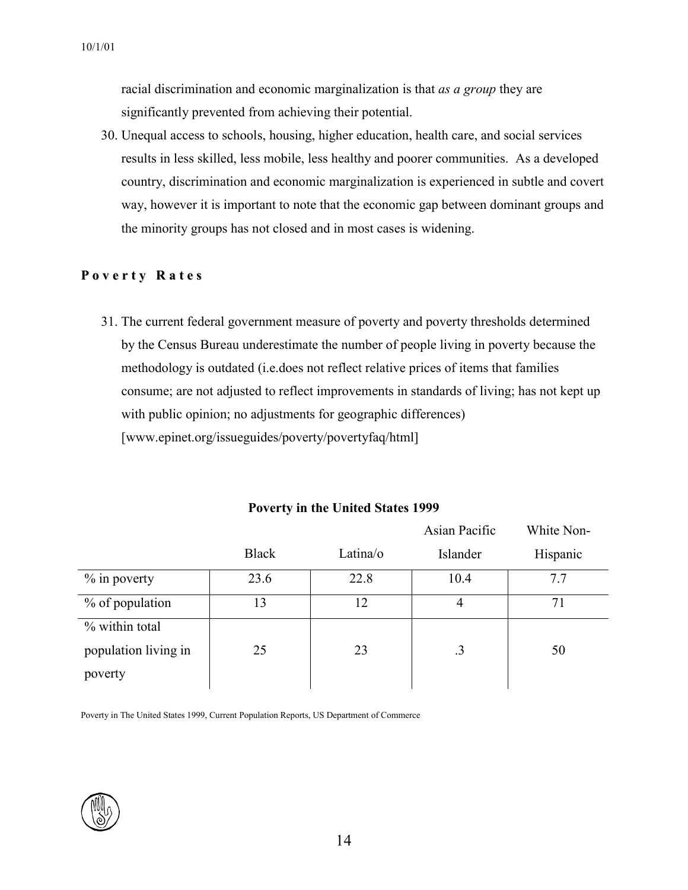racial discrimination and economic marginalization is that *as a group* they are significantly prevented from achieving their potential.

30. Unequal access to schools, housing, higher education, health care, and social services results in less skilled, less mobile, less healthy and poorer communities. As a developed country, discrimination and economic marginalization is experienced in subtle and covert way, however it is important to note that the economic gap between dominant groups and the minority groups has not closed and in most cases is widening.

## Poverty Rates

31. The current federal government measure of poverty and poverty thresholds determined by the Census Bureau underestimate the number of people living in poverty because the methodology is outdated (i.e.does not reflect relative prices of items that families consume; are not adjusted to reflect improvements in standards of living; has not kept up with public opinion; no adjustments for geographic differences) [www.epinet.org/issueguides/poverty/povertyfaq/html]

**Poverty in the United States 1999**

| | Black | Latina/o | Asian Pacific Islander | White Non-Hispanic |
|---|---|---|---|---|
| % in poverty | 23.6 | 22.8 | 10.4 | 7.7 |
| % of population | 13 | 12 | 4 | 71 |
| % within total population living in poverty | 25 | 23 | .3 | 50 |

Poverty in The United States 1999, Current Population Reports, US Department of Commerce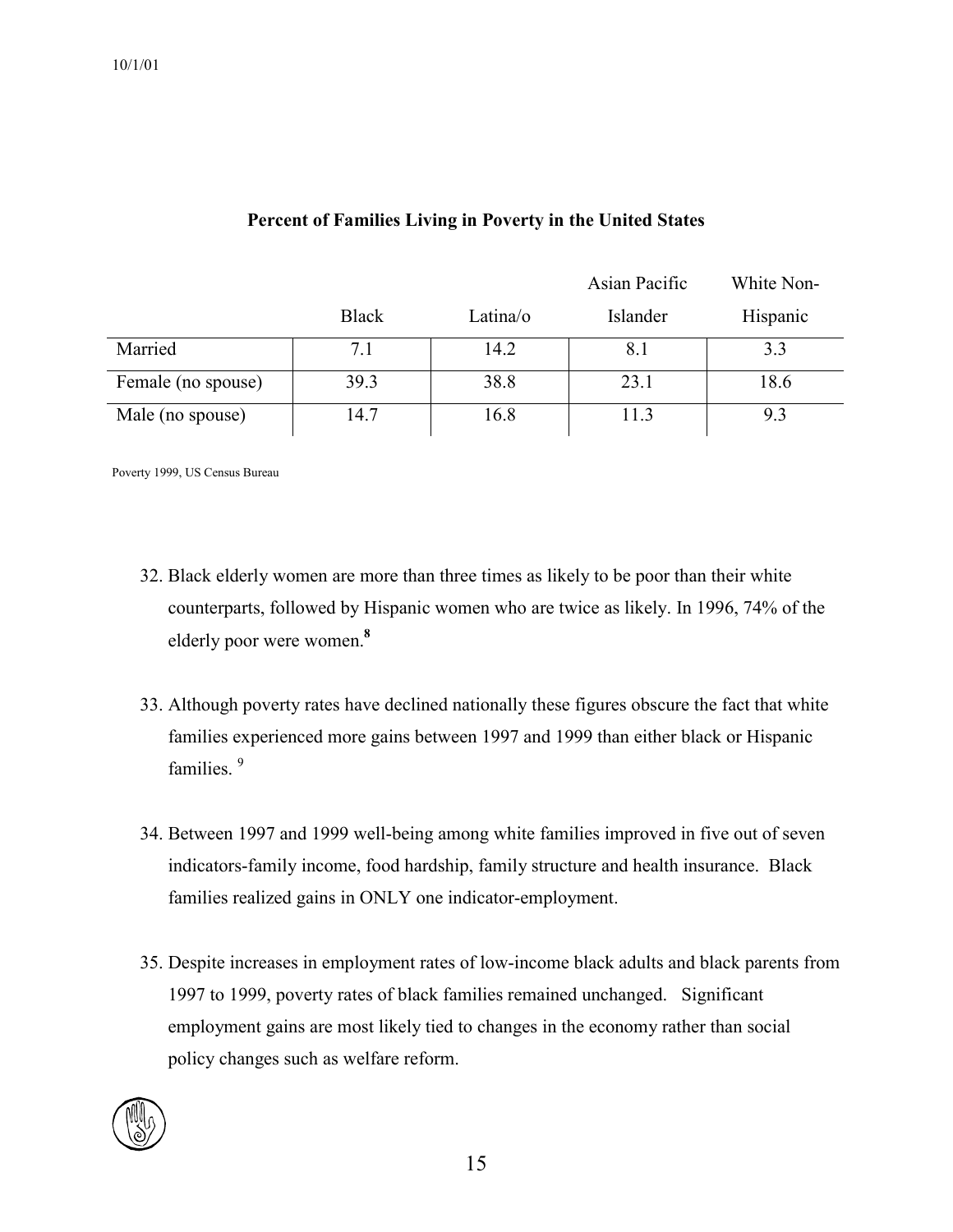**Percent of Families Living in Poverty in the United States**

| | Black | Latina/o | Asian Pacific Islander | White Non-Hispanic |
|---|---|---|---|---|
| Married | 7.1 | 14.2 | 8.1 | 3.3 |
| Female (no spouse) | 39.3 | 38.8 | 23.1 | 18.6 |
| Male (no spouse) | 14.7 | 16.8 | 11.3 | 9.3 |

Poverty 1999, US Census Bureau

32. Black elderly women are more than three times as likely to be poor than their white counterparts, followed by Hispanic women who are twice as likely. In 1996, 74% of the elderly poor were women.[8]

33. Although poverty rates have declined nationally these figures obscure the fact that white families experienced more gains between 1997 and 1999 than either black or Hispanic families. [9]

34. Between 1997 and 1999 well-being among white families improved in five out of seven indicators-family income, food hardship, family structure and health insurance. Black families realized gains in ONLY one indicator-employment.

35. Despite increases in employment rates of low-income black adults and black parents from 1997 to 1999, poverty rates of black families remained unchanged. Significant employment gains are most likely tied to changes in the economy rather than social policy changes such as welfare reform.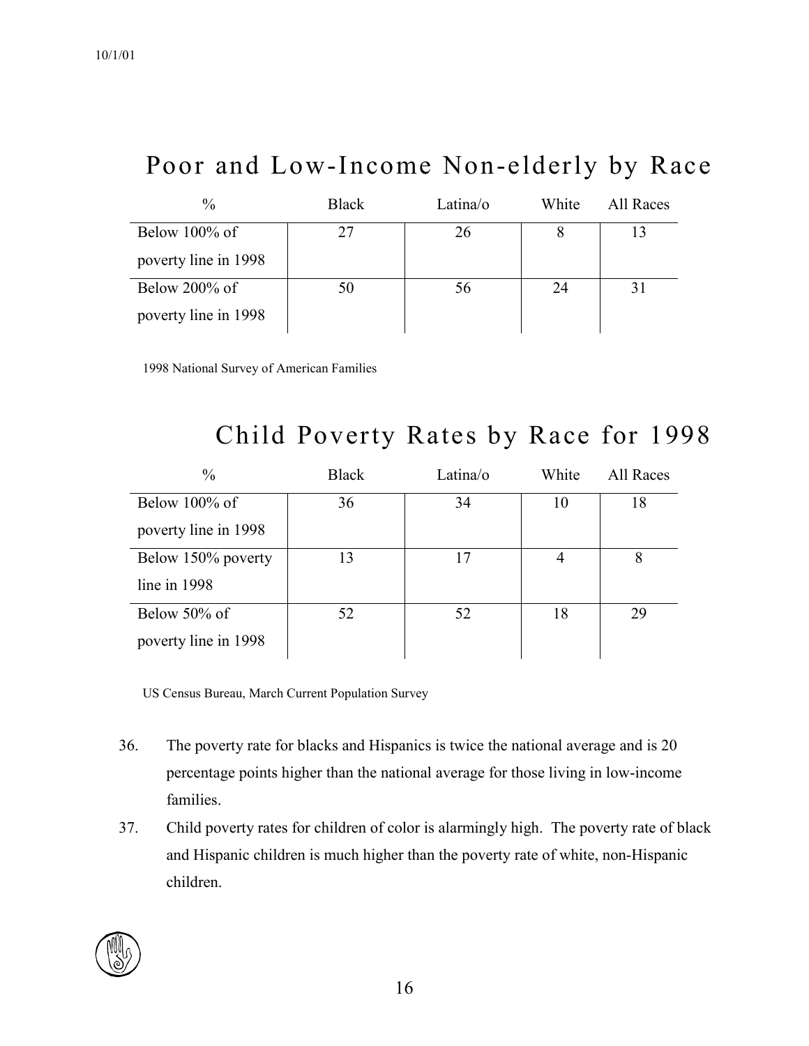## Poor and Low-Income Non-elderly by Race

| % | Black | Latina/o | White | All Races |
|---|---|---|---|---|
| Below 100% of poverty line in 1998 | 27 | 26 | 8 | 13 |
| Below 200% of poverty line in 1998 | 50 | 56 | 24 | 31 |

1998 National Survey of American Families

## Child Poverty Rates by Race for 1998

| % | Black | Latina/o | White | All Races |
|---|---|---|---|---|
| Below 100% of poverty line in 1998 | 36 | 34 | 10 | 18 |
| Below 150% poverty line in 1998 | 13 | 17 | 4 | 8 |
| Below 50% of poverty line in 1998 | 52 | 52 | 18 | 29 |

US Census Bureau, March Current Population Survey

36. The poverty rate for blacks and Hispanics is twice the national average and is 20 percentage points higher than the national average for those living in low-income families.
37. Child poverty rates for children of color is alarmingly high. The poverty rate of black and Hispanic children is much higher than the poverty rate of white, non-Hispanic children.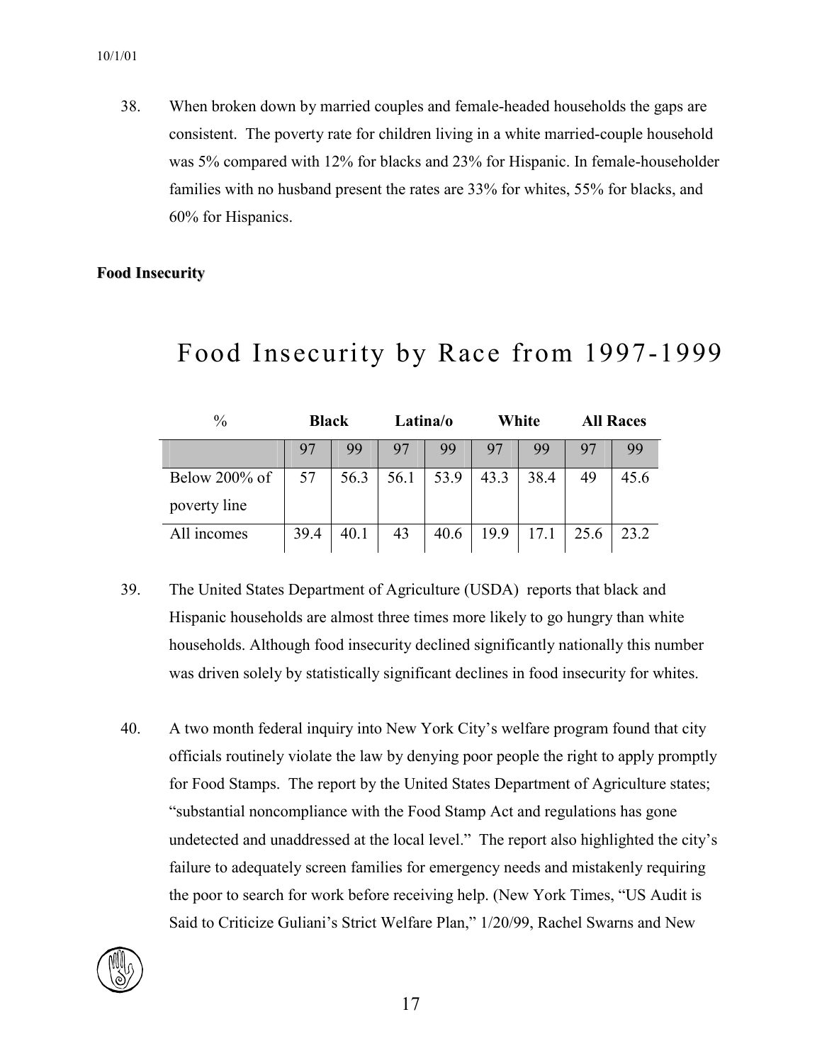38. When broken down by married couples and female-headed households the gaps are consistent. The poverty rate for children living in a white married-couple household was 5% compared with 12% for blacks and 23% for Hispanic. In female-householder families with no husband present the rates are 33% for whites, 55% for blacks, and 60% for Hispanics.

**Food Insecurity**

## Food Insecurity by Race from 1997-1999

| % | **Black** | | **Latina/o** | | **White** | | **All Races** | |
|---|---|---|---|---|---|---|---|---|
| | 97 | 99 | 97 | 99 | 97 | 99 | 97 | 99 |
| Below 200% of poverty line | 57 | 56.3 | 56.1 | 53.9 | 43.3 | 38.4 | 49 | 45.6 |
| All incomes | 39.4 | 40.1 | 43 | 40.6 | 19.9 | 17.1 | 25.6 | 23.2 |

39. The United States Department of Agriculture (USDA) reports that black and Hispanic households are almost three times more likely to go hungry than white households. Although food insecurity declined significantly nationally this number was driven solely by statistically significant declines in food insecurity for whites.

40. A two month federal inquiry into New York City's welfare program found that city officials routinely violate the law by denying poor people the right to apply promptly for Food Stamps. The report by the United States Department of Agriculture states; "substantial noncompliance with the Food Stamp Act and regulations has gone undetected and unaddressed at the local level." The report also highlighted the city's failure to adequately screen families for emergency needs and mistakenly requiring the poor to search for work before receiving help. (New York Times, "US Audit is Said to Criticize Guliani's Strict Welfare Plan," 1/20/99, Rachel Swarns and New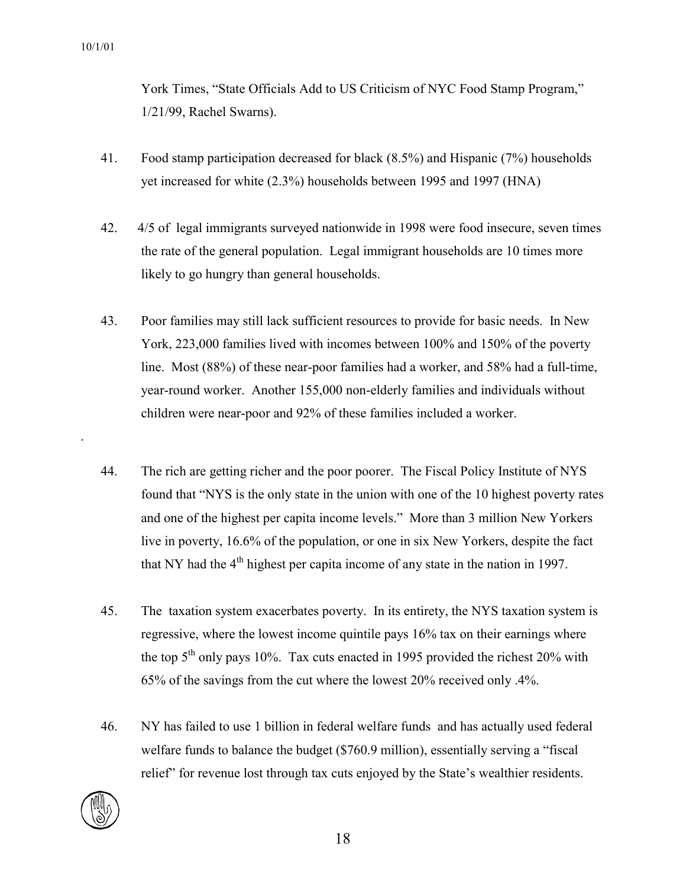York Times, "State Officials Add to US Criticism of NYC Food Stamp Program," 1/21/99, Rachel Swarns).

41. Food stamp participation decreased for black (8.5%) and Hispanic (7%) households yet increased for white (2.3%) households between 1995 and 1997 (HNA)

42. 4/5 of legal immigrants surveyed nationwide in 1998 were food insecure, seven times the rate of the general population. Legal immigrant households are 10 times more likely to go hungry than general households.

43. Poor families may still lack sufficient resources to provide for basic needs. In New York, 223,000 families lived with incomes between 100% and 150% of the poverty line. Most (88%) of these near-poor families had a worker, and 58% had a full-time, year-round worker. Another 155,000 non-elderly families and individuals without children were near-poor and 92% of these families included a worker.

44. The rich are getting richer and the poor poorer. The Fiscal Policy Institute of NYS found that "NYS is the only state in the union with one of the 10 highest poverty rates and one of the highest per capita income levels." More than 3 million New Yorkers live in poverty, 16.6% of the population, or one in six New Yorkers, despite the fact that NY had the 4th highest per capita income of any state in the nation in 1997.

45. The taxation system exacerbates poverty. In its entirety, the NYS taxation system is regressive, where the lowest income quintile pays 16% tax on their earnings where the top 5th only pays 10%. Tax cuts enacted in 1995 provided the richest 20% with 65% of the savings from the cut where the lowest 20% received only .4%.

46. NY has failed to use 1 billion in federal welfare funds and has actually used federal welfare funds to balance the budget ($760.9 million), essentially serving a "fiscal relief" for revenue lost through tax cuts enjoyed by the State's wealthier residents.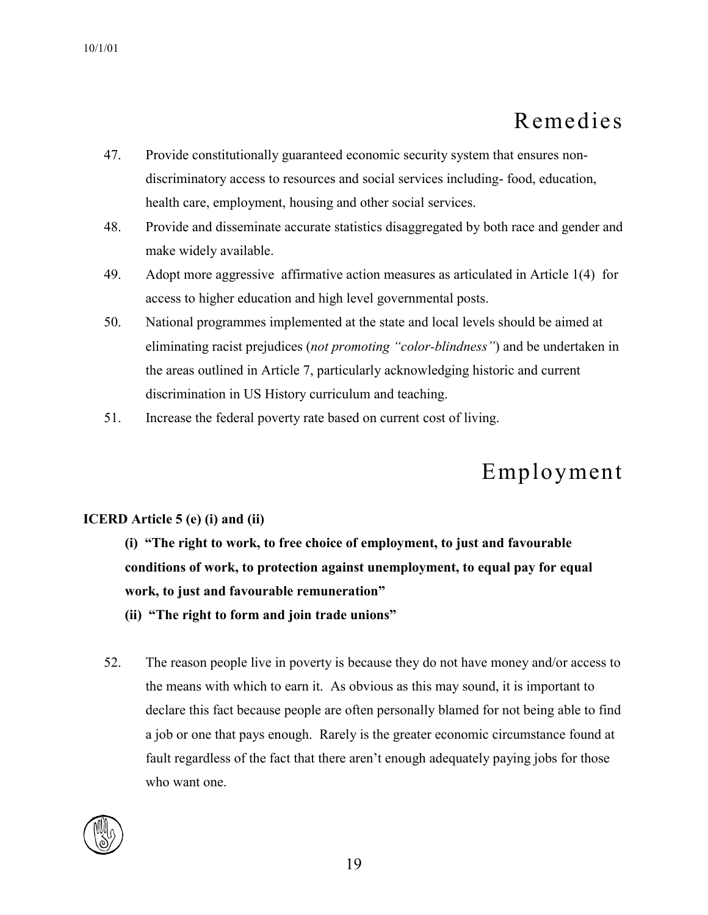## Remedies

47. Provide constitutionally guaranteed economic security system that ensures non-discriminatory access to resources and social services including- food, education, health care, employment, housing and other social services.
48. Provide and disseminate accurate statistics disaggregated by both race and gender and make widely available.
49. Adopt more aggressive affirmative action measures as articulated in Article 1(4) for access to higher education and high level governmental posts.
50. National programmes implemented at the state and local levels should be aimed at eliminating racist prejudices (*not promoting "color-blindness"*) and be undertaken in the areas outlined in Article 7, particularly acknowledging historic and current discrimination in US History curriculum and teaching.
51. Increase the federal poverty rate based on current cost of living.

## Employment

**ICERD Article 5 (e) (i) and (ii)**

> **(i) "The right to work, to free choice of employment, to just and favourable conditions of work, to protection against unemployment, to equal pay for equal work, to just and favourable remuneration"**
>
> **(ii) "The right to form and join trade unions"**

52. The reason people live in poverty is because they do not have money and/or access to the means with which to earn it. As obvious as this may sound, it is important to declare this fact because people are often personally blamed for not being able to find a job or one that pays enough. Rarely is the greater economic circumstance found at fault regardless of the fact that there aren't enough adequately paying jobs for those who want one.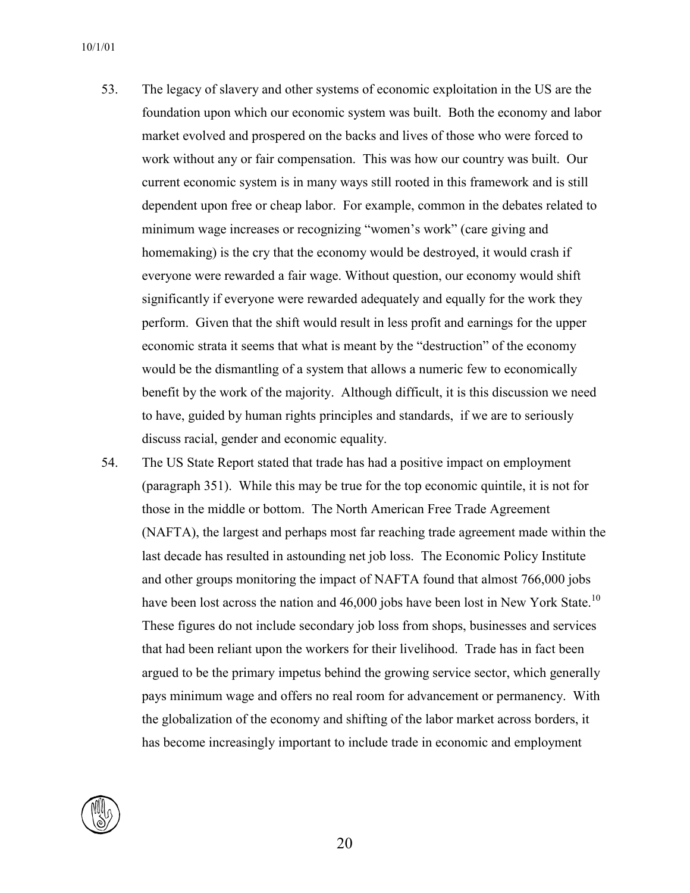53. The legacy of slavery and other systems of economic exploitation in the US are the foundation upon which our economic system was built. Both the economy and labor market evolved and prospered on the backs and lives of those who were forced to work without any or fair compensation. This was how our country was built. Our current economic system is in many ways still rooted in this framework and is still dependent upon free or cheap labor. For example, common in the debates related to minimum wage increases or recognizing "women's work" (care giving and homemaking) is the cry that the economy would be destroyed, it would crash if everyone were rewarded a fair wage. Without question, our economy would shift significantly if everyone were rewarded adequately and equally for the work they perform. Given that the shift would result in less profit and earnings for the upper economic strata it seems that what is meant by the "destruction" of the economy would be the dismantling of a system that allows a numeric few to economically benefit by the work of the majority. Although difficult, it is this discussion we need to have, guided by human rights principles and standards, if we are to seriously discuss racial, gender and economic equality.

54. The US State Report stated that trade has had a positive impact on employment (paragraph 351). While this may be true for the top economic quintile, it is not for those in the middle or bottom. The North American Free Trade Agreement (NAFTA), the largest and perhaps most far reaching trade agreement made within the last decade has resulted in astounding net job loss. The Economic Policy Institute and other groups monitoring the impact of NAFTA found that almost 766,000 jobs have been lost across the nation and 46,000 jobs have been lost in New York State.[10] These figures do not include secondary job loss from shops, businesses and services that had been reliant upon the workers for their livelihood. Trade has in fact been argued to be the primary impetus behind the growing service sector, which generally pays minimum wage and offers no real room for advancement or permanency. With the globalization of the economy and shifting of the labor market across borders, it has become increasingly important to include trade in economic and employment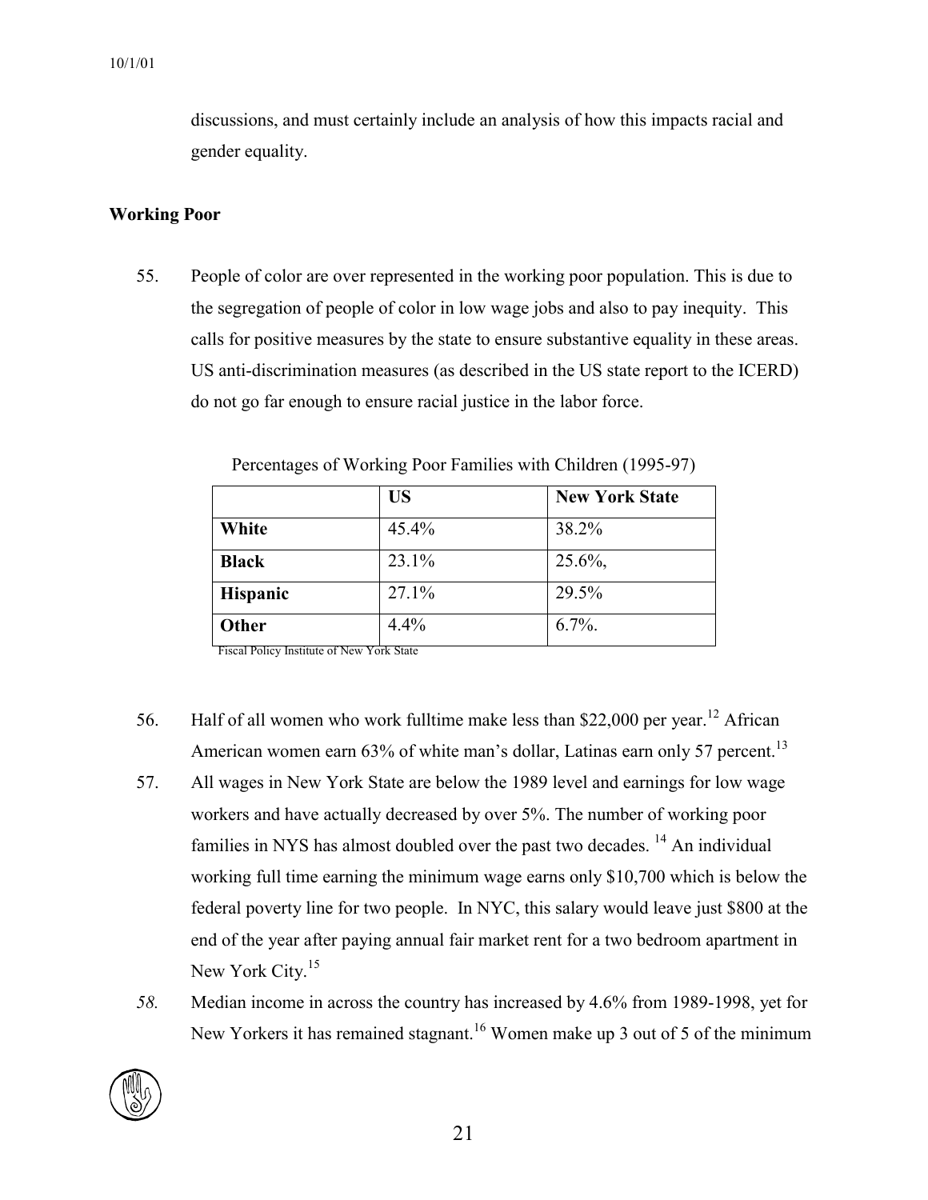discussions, and must certainly include an analysis of how this impacts racial and gender equality.

## Working Poor

55. People of color are over represented in the working poor population. This is due to the segregation of people of color in low wage jobs and also to pay inequity. This calls for positive measures by the state to ensure substantive equality in these areas. US anti-discrimination measures (as described in the US state report to the ICERD) do not go far enough to ensure racial justice in the labor force.

Percentages of Working Poor Families with Children (1995-97)

| | **US** | **New York State** |
|---|---|---|
| **White** | 45.4% | 38.2% |
| **Black** | 23.1% | 25.6%, |
| **Hispanic** | 27.1% | 29.5% |
| **Other** | 4.4% | 6.7%. |

Fiscal Policy Institute of New York State

56. Half of all women who work fulltime make less than $22,000 per year.[12] African American women earn 63% of white man's dollar, Latinas earn only 57 percent.[13]
57. All wages in New York State are below the 1989 level and earnings for low wage workers and have actually decreased by over 5%. The number of working poor families in NYS has almost doubled over the past two decades. [14] An individual working full time earning the minimum wage earns only $10,700 which is below the federal poverty line for two people. In NYC, this salary would leave just $800 at the end of the year after paying annual fair market rent for a two bedroom apartment in New York City.[15]
58. Median income in across the country has increased by 4.6% from 1989-1998, yet for New Yorkers it has remained stagnant.[16] Women make up 3 out of 5 of the minimum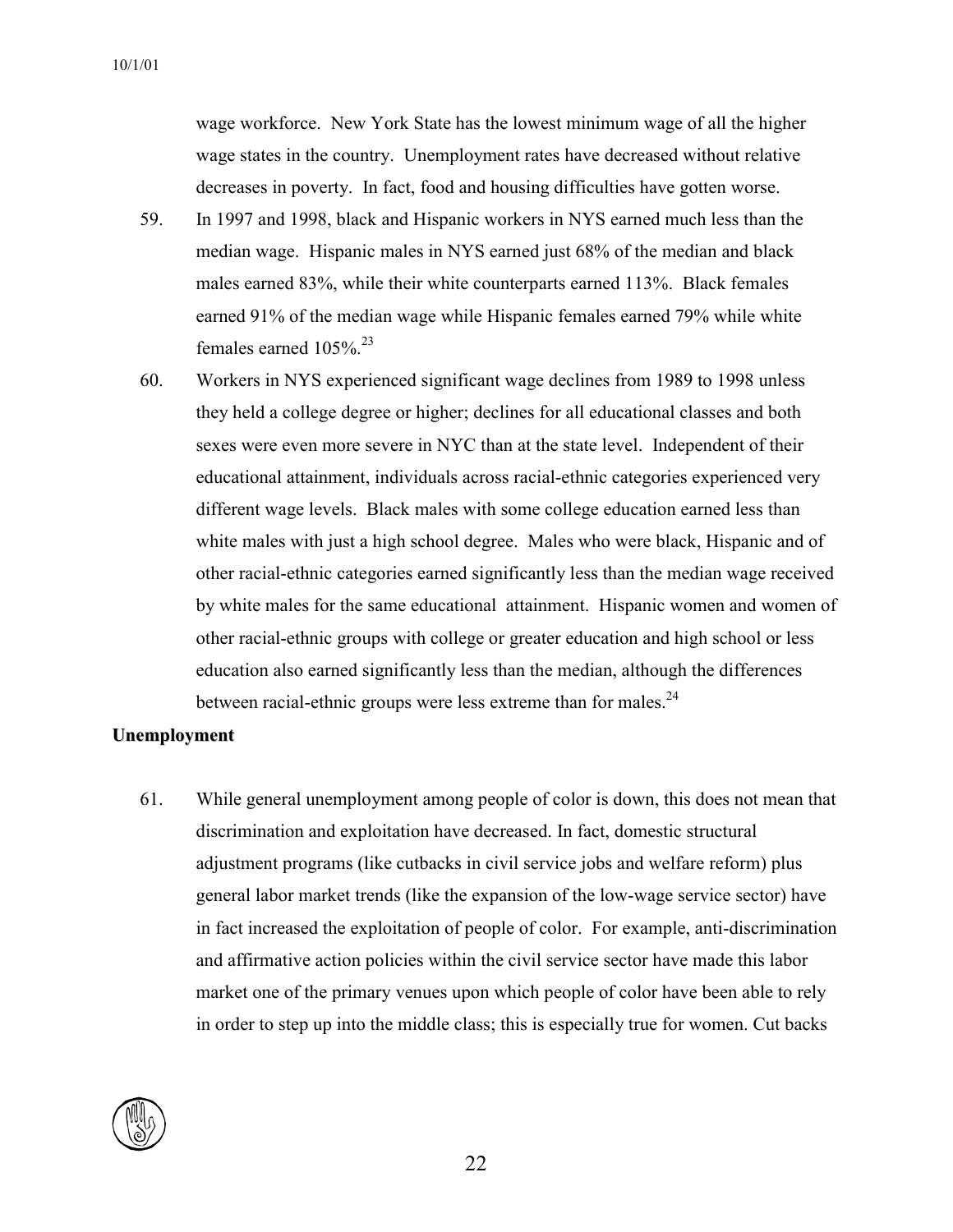wage workforce. New York State has the lowest minimum wage of all the higher wage states in the country. Unemployment rates have decreased without relative decreases in poverty. In fact, food and housing difficulties have gotten worse.

59. In 1997 and 1998, black and Hispanic workers in NYS earned much less than the median wage. Hispanic males in NYS earned just 68% of the median and black males earned 83%, while their white counterparts earned 113%. Black females earned 91% of the median wage while Hispanic females earned 79% while white females earned 105%.[23]

60. Workers in NYS experienced significant wage declines from 1989 to 1998 unless they held a college degree or higher; declines for all educational classes and both sexes were even more severe in NYC than at the state level. Independent of their educational attainment, individuals across racial-ethnic categories experienced very different wage levels. Black males with some college education earned less than white males with just a high school degree. Males who were black, Hispanic and of other racial-ethnic categories earned significantly less than the median wage received by white males for the same educational attainment. Hispanic women and women of other racial-ethnic groups with college or greater education and high school or less education also earned significantly less than the median, although the differences between racial-ethnic groups were less extreme than for males.[24]

**Unemployment**

61. While general unemployment among people of color is down, this does not mean that discrimination and exploitation have decreased. In fact, domestic structural adjustment programs (like cutbacks in civil service jobs and welfare reform) plus general labor market trends (like the expansion of the low-wage service sector) have in fact increased the exploitation of people of color. For example, anti-discrimination and affirmative action policies within the civil service sector have made this labor market one of the primary venues upon which people of color have been able to rely in order to step up into the middle class; this is especially true for women. Cut backs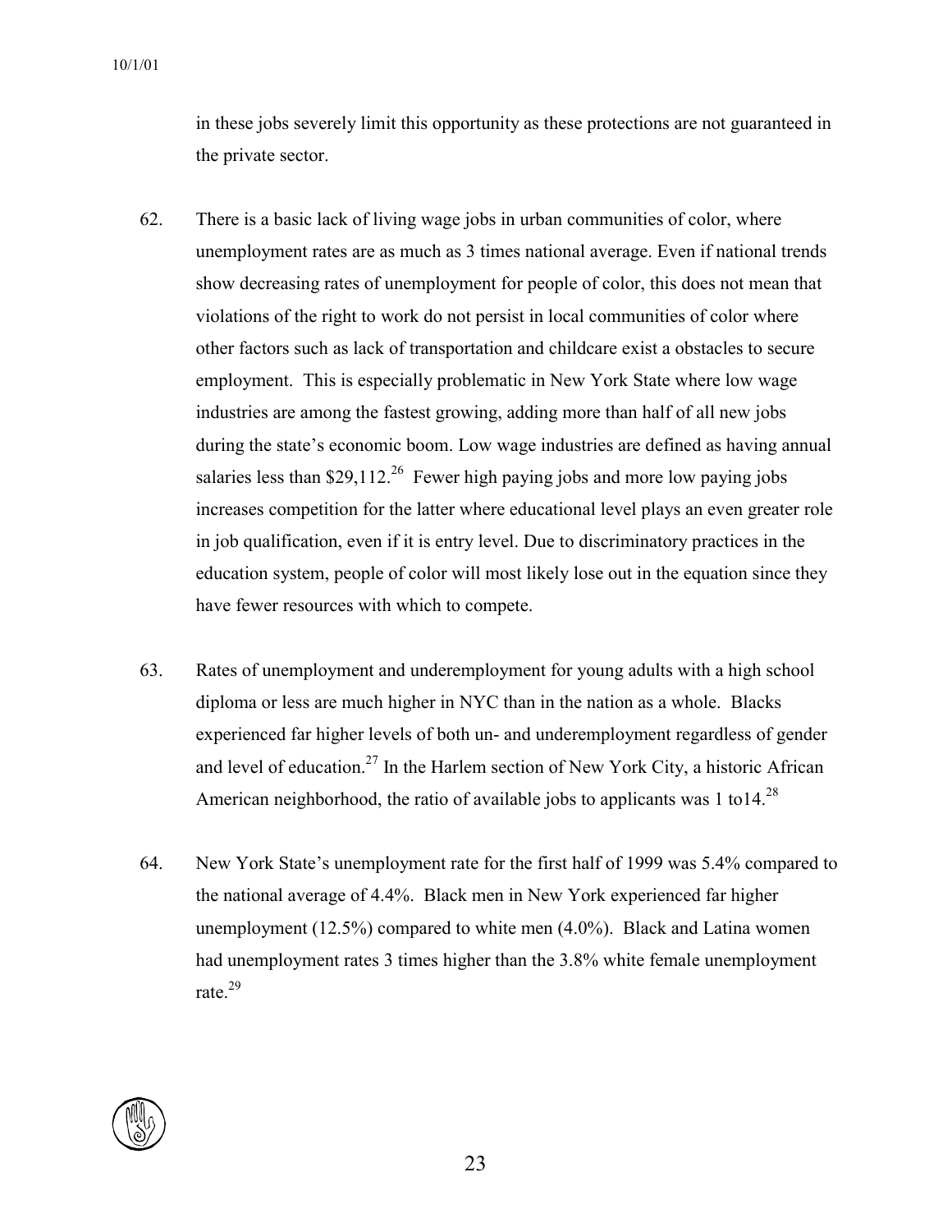in these jobs severely limit this opportunity as these protections are not guaranteed in the private sector.

62. There is a basic lack of living wage jobs in urban communities of color, where unemployment rates are as much as 3 times national average. Even if national trends show decreasing rates of unemployment for people of color, this does not mean that violations of the right to work do not persist in local communities of color where other factors such as lack of transportation and childcare exist a obstacles to secure employment. This is especially problematic in New York State where low wage industries are among the fastest growing, adding more than half of all new jobs during the state's economic boom. Low wage industries are defined as having annual salaries less than $29,112.[26] Fewer high paying jobs and more low paying jobs increases competition for the latter where educational level plays an even greater role in job qualification, even if it is entry level. Due to discriminatory practices in the education system, people of color will most likely lose out in the equation since they have fewer resources with which to compete.

63. Rates of unemployment and underemployment for young adults with a high school diploma or less are much higher in NYC than in the nation as a whole. Blacks experienced far higher levels of both un- and underemployment regardless of gender and level of education.[27] In the Harlem section of New York City, a historic African American neighborhood, the ratio of available jobs to applicants was 1 to14.[28]

64. New York State's unemployment rate for the first half of 1999 was 5.4% compared to the national average of 4.4%. Black men in New York experienced far higher unemployment (12.5%) compared to white men (4.0%). Black and Latina women had unemployment rates 3 times higher than the 3.8% white female unemployment rate.[29]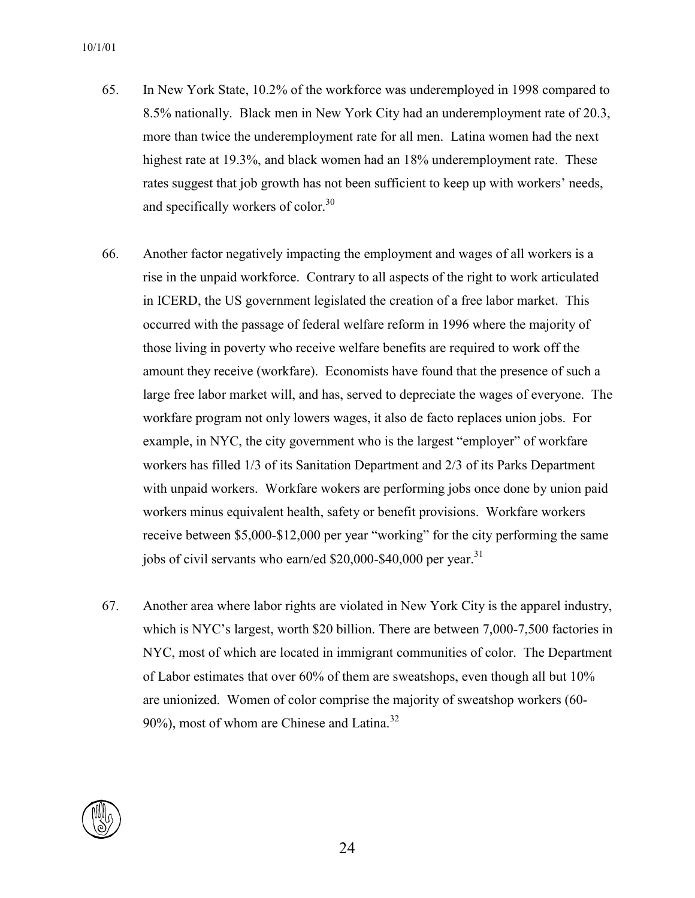65. In New York State, 10.2% of the workforce was underemployed in 1998 compared to 8.5% nationally. Black men in New York City had an underemployment rate of 20.3, more than twice the underemployment rate for all men. Latina women had the next highest rate at 19.3%, and black women had an 18% underemployment rate. These rates suggest that job growth has not been sufficient to keep up with workers' needs, and specifically workers of color.[30]

66. Another factor negatively impacting the employment and wages of all workers is a rise in the unpaid workforce. Contrary to all aspects of the right to work articulated in ICERD, the US government legislated the creation of a free labor market. This occurred with the passage of federal welfare reform in 1996 where the majority of those living in poverty who receive welfare benefits are required to work off the amount they receive (workfare). Economists have found that the presence of such a large free labor market will, and has, served to depreciate the wages of everyone. The workfare program not only lowers wages, it also de facto replaces union jobs. For example, in NYC, the city government who is the largest "employer" of workfare workers has filled 1/3 of its Sanitation Department and 2/3 of its Parks Department with unpaid workers. Workfare wokers are performing jobs once done by union paid workers minus equivalent health, safety or benefit provisions. Workfare workers receive between $5,000-$12,000 per year "working" for the city performing the same jobs of civil servants who earn/ed $20,000-$40,000 per year.[31]

67. Another area where labor rights are violated in New York City is the apparel industry, which is NYC's largest, worth $20 billion. There are between 7,000-7,500 factories in NYC, most of which are located in immigrant communities of color. The Department of Labor estimates that over 60% of them are sweatshops, even though all but 10% are unionized. Women of color comprise the majority of sweatshop workers (60-90%), most of whom are Chinese and Latina.[32]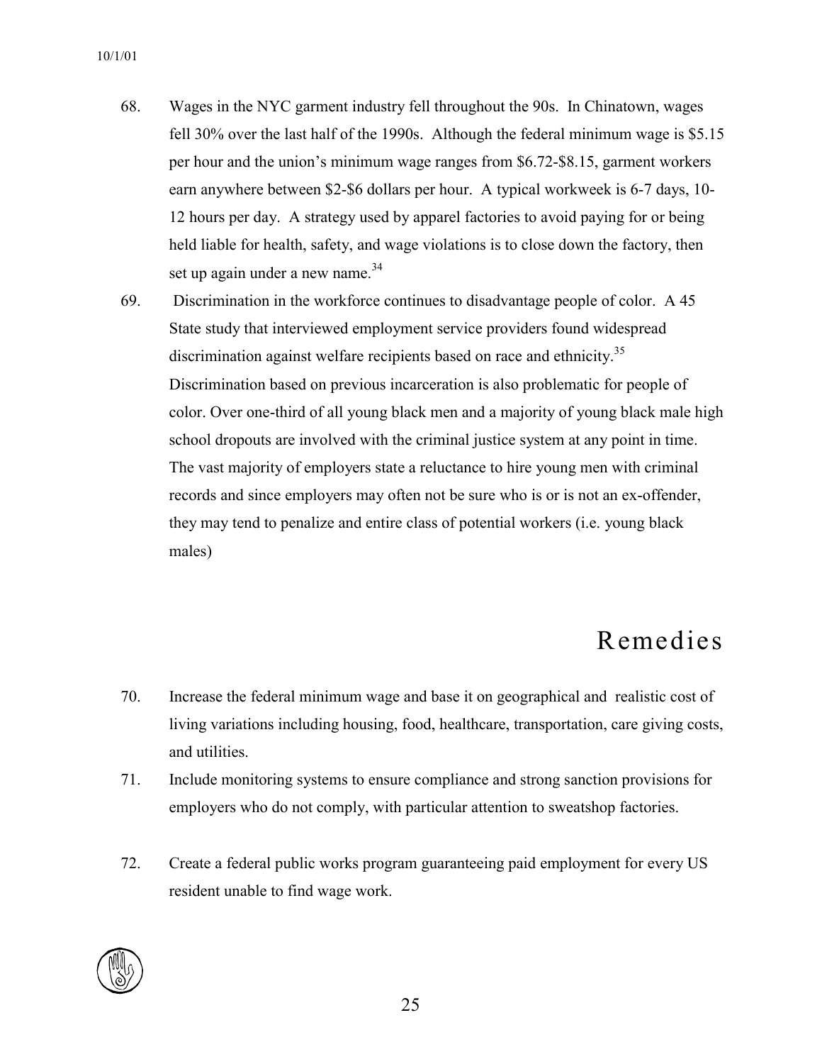68. Wages in the NYC garment industry fell throughout the 90s. In Chinatown, wages fell 30% over the last half of the 1990s. Although the federal minimum wage is $5.15 per hour and the union's minimum wage ranges from $6.72-$8.15, garment workers earn anywhere between $2-$6 dollars per hour. A typical workweek is 6-7 days, 10-12 hours per day. A strategy used by apparel factories to avoid paying for or being held liable for health, safety, and wage violations is to close down the factory, then set up again under a new name.[34]

69. Discrimination in the workforce continues to disadvantage people of color. A 45 State study that interviewed employment service providers found widespread discrimination against welfare recipients based on race and ethnicity.[35] Discrimination based on previous incarceration is also problematic for people of color. Over one-third of all young black men and a majority of young black male high school dropouts are involved with the criminal justice system at any point in time. The vast majority of employers state a reluctance to hire young men with criminal records and since employers may often not be sure who is or is not an ex-offender, they may tend to penalize and entire class of potential workers (i.e. young black males)

## Remedies

70. Increase the federal minimum wage and base it on geographical and realistic cost of living variations including housing, food, healthcare, transportation, care giving costs, and utilities.

71. Include monitoring systems to ensure compliance and strong sanction provisions for employers who do not comply, with particular attention to sweatshop factories.

72. Create a federal public works program guaranteeing paid employment for every US resident unable to find wage work.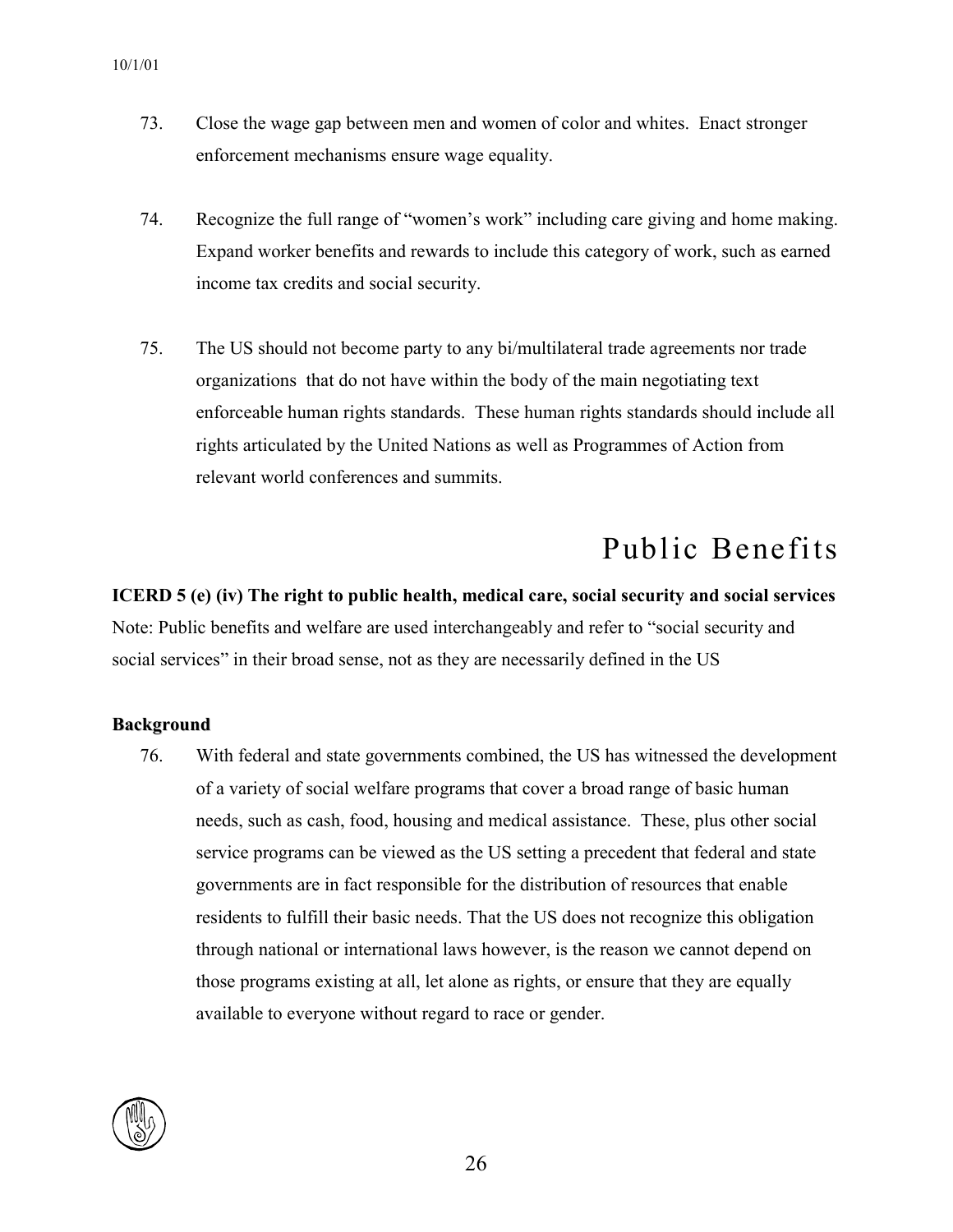73. Close the wage gap between men and women of color and whites. Enact stronger enforcement mechanisms ensure wage equality.

74. Recognize the full range of "women's work" including care giving and home making. Expand worker benefits and rewards to include this category of work, such as earned income tax credits and social security.

75. The US should not become party to any bi/multilateral trade agreements nor trade organizations that do not have within the body of the main negotiating text enforceable human rights standards. These human rights standards should include all rights articulated by the United Nations as well as Programmes of Action from relevant world conferences and summits.

# Public Benefits

**ICERD 5 (e) (iv) The right to public health, medical care, social security and social services**

Note: Public benefits and welfare are used interchangeably and refer to "social security and social services" in their broad sense, not as they are necessarily defined in the US

### Background

76. With federal and state governments combined, the US has witnessed the development of a variety of social welfare programs that cover a broad range of basic human needs, such as cash, food, housing and medical assistance. These, plus other social service programs can be viewed as the US setting a precedent that federal and state governments are in fact responsible for the distribution of resources that enable residents to fulfill their basic needs. That the US does not recognize this obligation through national or international laws however, is the reason we cannot depend on those programs existing at all, let alone as rights, or ensure that they are equally available to everyone without regard to race or gender.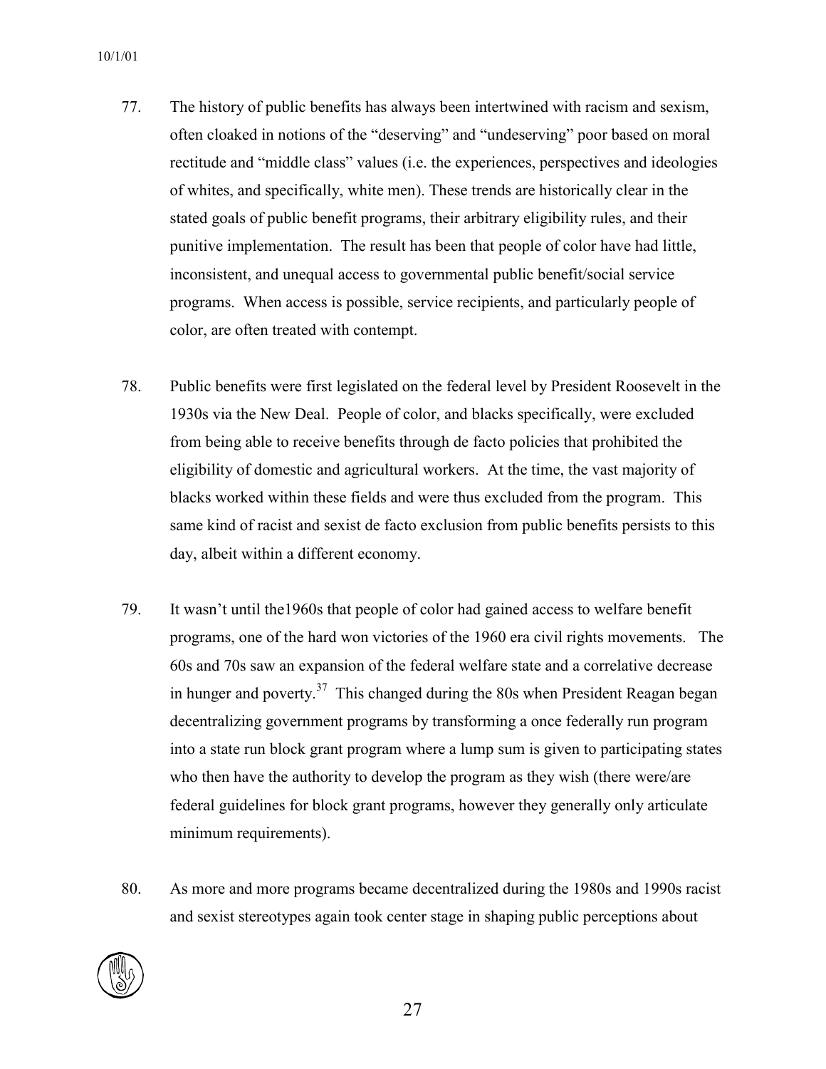77. The history of public benefits has always been intertwined with racism and sexism, often cloaked in notions of the "deserving" and "undeserving" poor based on moral rectitude and "middle class" values (i.e. the experiences, perspectives and ideologies of whites, and specifically, white men). These trends are historically clear in the stated goals of public benefit programs, their arbitrary eligibility rules, and their punitive implementation. The result has been that people of color have had little, inconsistent, and unequal access to governmental public benefit/social service programs. When access is possible, service recipients, and particularly people of color, are often treated with contempt.

78. Public benefits were first legislated on the federal level by President Roosevelt in the 1930s via the New Deal. People of color, and blacks specifically, were excluded from being able to receive benefits through de facto policies that prohibited the eligibility of domestic and agricultural workers. At the time, the vast majority of blacks worked within these fields and were thus excluded from the program. This same kind of racist and sexist de facto exclusion from public benefits persists to this day, albeit within a different economy.

79. It wasn't until the1960s that people of color had gained access to welfare benefit programs, one of the hard won victories of the 1960 era civil rights movements. The 60s and 70s saw an expansion of the federal welfare state and a correlative decrease in hunger and poverty.[37] This changed during the 80s when President Reagan began decentralizing government programs by transforming a once federally run program into a state run block grant program where a lump sum is given to participating states who then have the authority to develop the program as they wish (there were/are federal guidelines for block grant programs, however they generally only articulate minimum requirements).

80. As more and more programs became decentralized during the 1980s and 1990s racist and sexist stereotypes again took center stage in shaping public perceptions about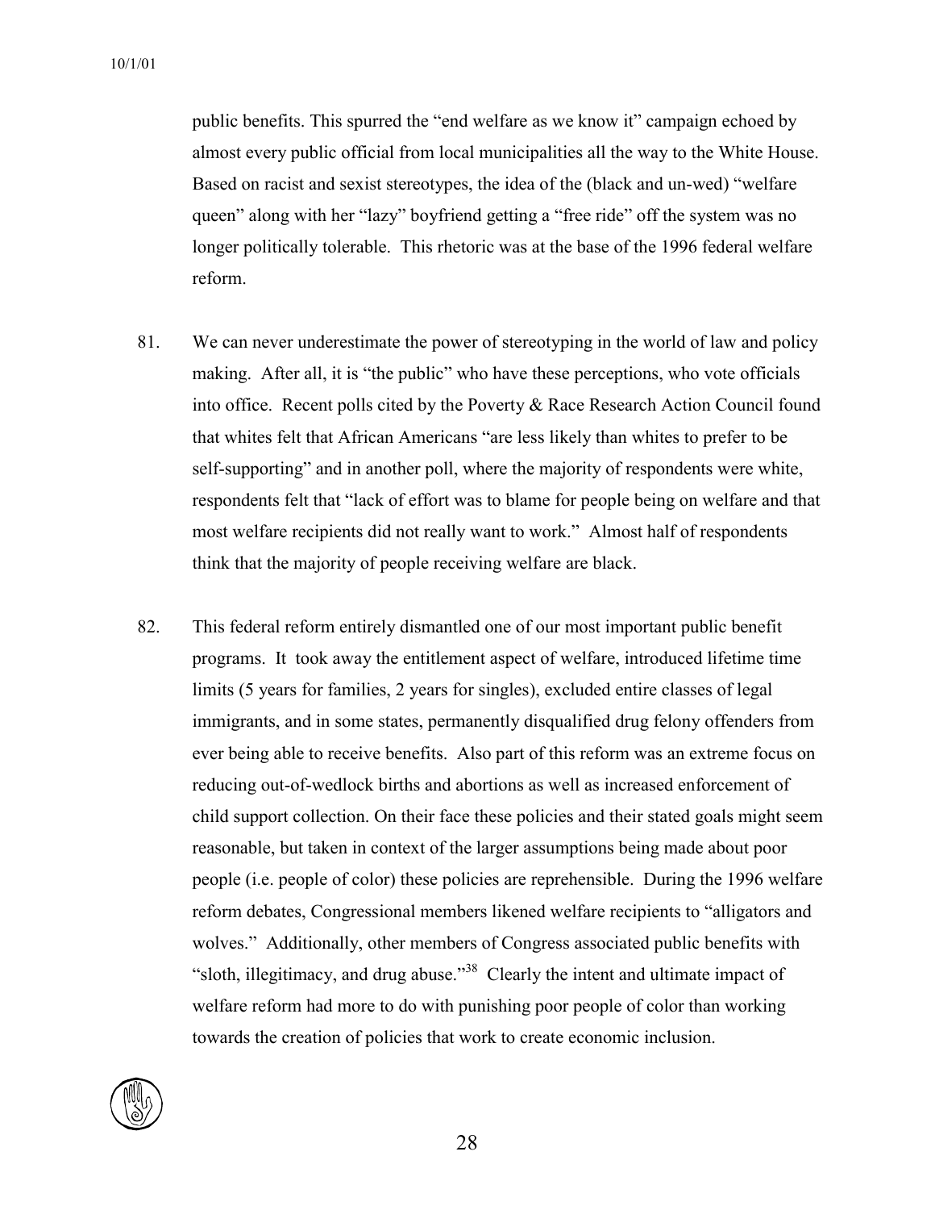public benefits. This spurred the "end welfare as we know it" campaign echoed by almost every public official from local municipalities all the way to the White House. Based on racist and sexist stereotypes, the idea of the (black and un-wed) "welfare queen" along with her "lazy" boyfriend getting a "free ride" off the system was no longer politically tolerable. This rhetoric was at the base of the 1996 federal welfare reform.

81. We can never underestimate the power of stereotyping in the world of law and policy making. After all, it is "the public" who have these perceptions, who vote officials into office. Recent polls cited by the Poverty & Race Research Action Council found that whites felt that African Americans "are less likely than whites to prefer to be self-supporting" and in another poll, where the majority of respondents were white, respondents felt that "lack of effort was to blame for people being on welfare and that most welfare recipients did not really want to work." Almost half of respondents think that the majority of people receiving welfare are black.

82. This federal reform entirely dismantled one of our most important public benefit programs. It took away the entitlement aspect of welfare, introduced lifetime time limits (5 years for families, 2 years for singles), excluded entire classes of legal immigrants, and in some states, permanently disqualified drug felony offenders from ever being able to receive benefits. Also part of this reform was an extreme focus on reducing out-of-wedlock births and abortions as well as increased enforcement of child support collection. On their face these policies and their stated goals might seem reasonable, but taken in context of the larger assumptions being made about poor people (i.e. people of color) these policies are reprehensible. During the 1996 welfare reform debates, Congressional members likened welfare recipients to "alligators and wolves." Additionally, other members of Congress associated public benefits with "sloth, illegitimacy, and drug abuse."[38] Clearly the intent and ultimate impact of welfare reform had more to do with punishing poor people of color than working towards the creation of policies that work to create economic inclusion.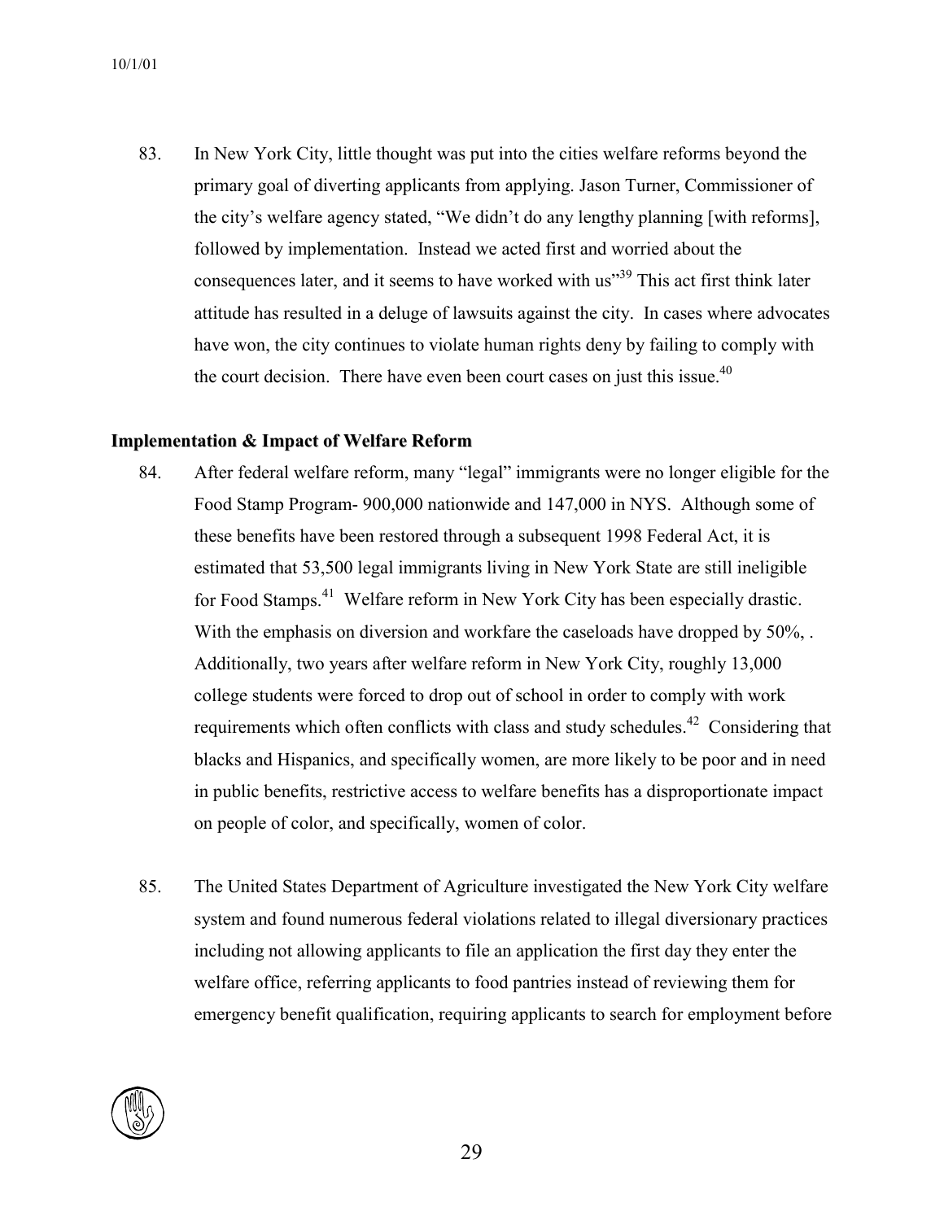83. In New York City, little thought was put into the cities welfare reforms beyond the primary goal of diverting applicants from applying. Jason Turner, Commissioner of the city's welfare agency stated, "We didn't do any lengthy planning [with reforms], followed by implementation. Instead we acted first and worried about the consequences later, and it seems to have worked with us"[39] This act first think later attitude has resulted in a deluge of lawsuits against the city. In cases where advocates have won, the city continues to violate human rights deny by failing to comply with the court decision. There have even been court cases on just this issue.[40]

**Implementation & Impact of Welfare Reform**

84. After federal welfare reform, many "legal" immigrants were no longer eligible for the Food Stamp Program- 900,000 nationwide and 147,000 in NYS. Although some of these benefits have been restored through a subsequent 1998 Federal Act, it is estimated that 53,500 legal immigrants living in New York State are still ineligible for Food Stamps.[41] Welfare reform in New York City has been especially drastic. With the emphasis on diversion and workfare the caseloads have dropped by 50%, . Additionally, two years after welfare reform in New York City, roughly 13,000 college students were forced to drop out of school in order to comply with work requirements which often conflicts with class and study schedules.[42] Considering that blacks and Hispanics, and specifically women, are more likely to be poor and in need in public benefits, restrictive access to welfare benefits has a disproportionate impact on people of color, and specifically, women of color.

85. The United States Department of Agriculture investigated the New York City welfare system and found numerous federal violations related to illegal diversionary practices including not allowing applicants to file an application the first day they enter the welfare office, referring applicants to food pantries instead of reviewing them for emergency benefit qualification, requiring applicants to search for employment before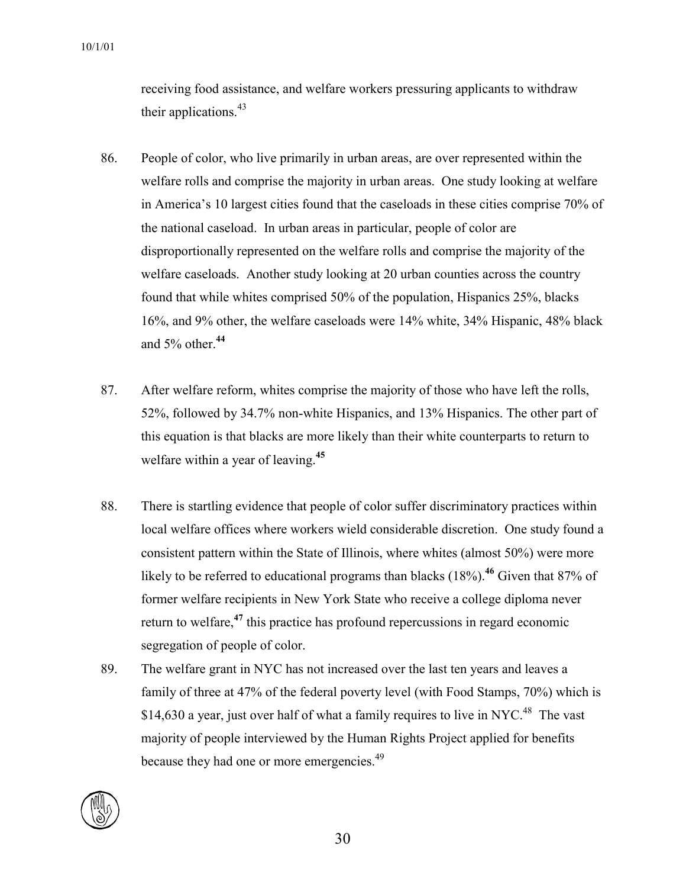receiving food assistance, and welfare workers pressuring applicants to withdraw their applications.[43]

86. People of color, who live primarily in urban areas, are over represented within the welfare rolls and comprise the majority in urban areas. One study looking at welfare in America's 10 largest cities found that the caseloads in these cities comprise 70% of the national caseload. In urban areas in particular, people of color are disproportionally represented on the welfare rolls and comprise the majority of the welfare caseloads. Another study looking at 20 urban counties across the country found that while whites comprised 50% of the population, Hispanics 25%, blacks 16%, and 9% other, the welfare caseloads were 14% white, 34% Hispanic, 48% black and 5% other.[44]

87. After welfare reform, whites comprise the majority of those who have left the rolls, 52%, followed by 34.7% non-white Hispanics, and 13% Hispanics. The other part of this equation is that blacks are more likely than their white counterparts to return to welfare within a year of leaving.[45]

88. There is startling evidence that people of color suffer discriminatory practices within local welfare offices where workers wield considerable discretion. One study found a consistent pattern within the State of Illinois, where whites (almost 50%) were more likely to be referred to educational programs than blacks (18%).[46] Given that 87% of former welfare recipients in New York State who receive a college diploma never return to welfare,[47] this practice has profound repercussions in regard economic segregation of people of color.

89. The welfare grant in NYC has not increased over the last ten years and leaves a family of three at 47% of the federal poverty level (with Food Stamps, 70%) which is $14,630 a year, just over half of what a family requires to live in NYC.[48] The vast majority of people interviewed by the Human Rights Project applied for benefits because they had one or more emergencies.[49]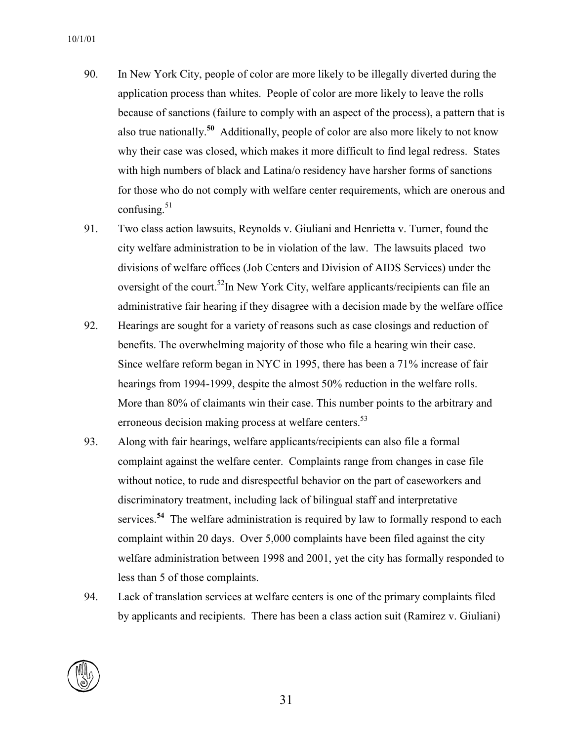90. In New York City, people of color are more likely to be illegally diverted during the application process than whites. People of color are more likely to leave the rolls because of sanctions (failure to comply with an aspect of the process), a pattern that is also true nationally.[50] Additionally, people of color are also more likely to not know why their case was closed, which makes it more difficult to find legal redress. States with high numbers of black and Latina/o residency have harsher forms of sanctions for those who do not comply with welfare center requirements, which are onerous and confusing.[51]

91. Two class action lawsuits, Reynolds v. Giuliani and Henrietta v. Turner, found the city welfare administration to be in violation of the law. The lawsuits placed two divisions of welfare offices (Job Centers and Division of AIDS Services) under the oversight of the court.[52]In New York City, welfare applicants/recipients can file an administrative fair hearing if they disagree with a decision made by the welfare office

92. Hearings are sought for a variety of reasons such as case closings and reduction of benefits. The overwhelming majority of those who file a hearing win their case. Since welfare reform began in NYC in 1995, there has been a 71% increase of fair hearings from 1994-1999, despite the almost 50% reduction in the welfare rolls. More than 80% of claimants win their case. This number points to the arbitrary and erroneous decision making process at welfare centers.[53]

93. Along with fair hearings, welfare applicants/recipients can also file a formal complaint against the welfare center. Complaints range from changes in case file without notice, to rude and disrespectful behavior on the part of caseworkers and discriminatory treatment, including lack of bilingual staff and interpretative services.[54] The welfare administration is required by law to formally respond to each complaint within 20 days. Over 5,000 complaints have been filed against the city welfare administration between 1998 and 2001, yet the city has formally responded to less than 5 of those complaints.

94. Lack of translation services at welfare centers is one of the primary complaints filed by applicants and recipients. There has been a class action suit (Ramirez v. Giuliani)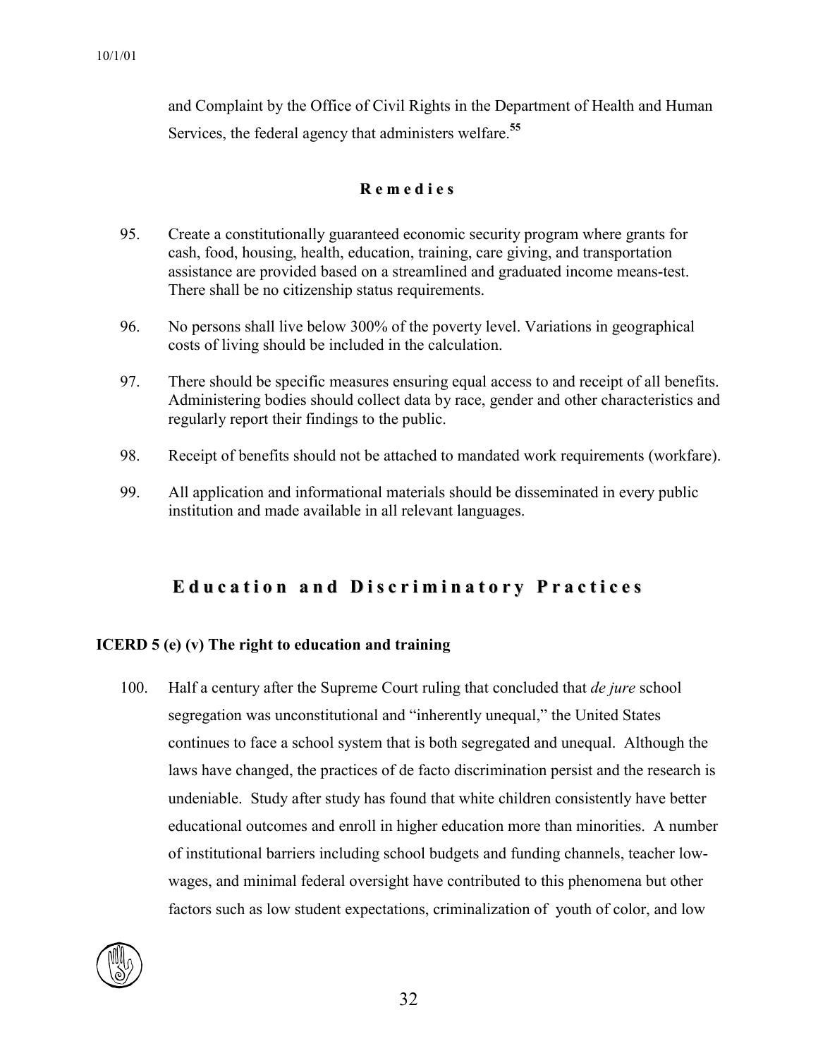and Complaint by the Office of Civil Rights in the Department of Health and Human Services, the federal agency that administers welfare.[55]

### Remedies

95. Create a constitutionally guaranteed economic security program where grants for cash, food, housing, health, education, training, care giving, and transportation assistance are provided based on a streamlined and graduated income means-test. There shall be no citizenship status requirements.

96. No persons shall live below 300% of the poverty level. Variations in geographical costs of living should be included in the calculation.

97. There should be specific measures ensuring equal access to and receipt of all benefits. Administering bodies should collect data by race, gender and other characteristics and regularly report their findings to the public.

98. Receipt of benefits should not be attached to mandated work requirements (workfare).

99. All application and informational materials should be disseminated in every public institution and made available in all relevant languages.

## Education and Discriminatory Practices

**ICERD 5 (e) (v) The right to education and training**

100. Half a century after the Supreme Court ruling that concluded that *de jure* school segregation was unconstitutional and "inherently unequal," the United States continues to face a school system that is both segregated and unequal. Although the laws have changed, the practices of de facto discrimination persist and the research is undeniable. Study after study has found that white children consistently have better educational outcomes and enroll in higher education more than minorities. A number of institutional barriers including school budgets and funding channels, teacher low-wages, and minimal federal oversight have contributed to this phenomena but other factors such as low student expectations, criminalization of youth of color, and low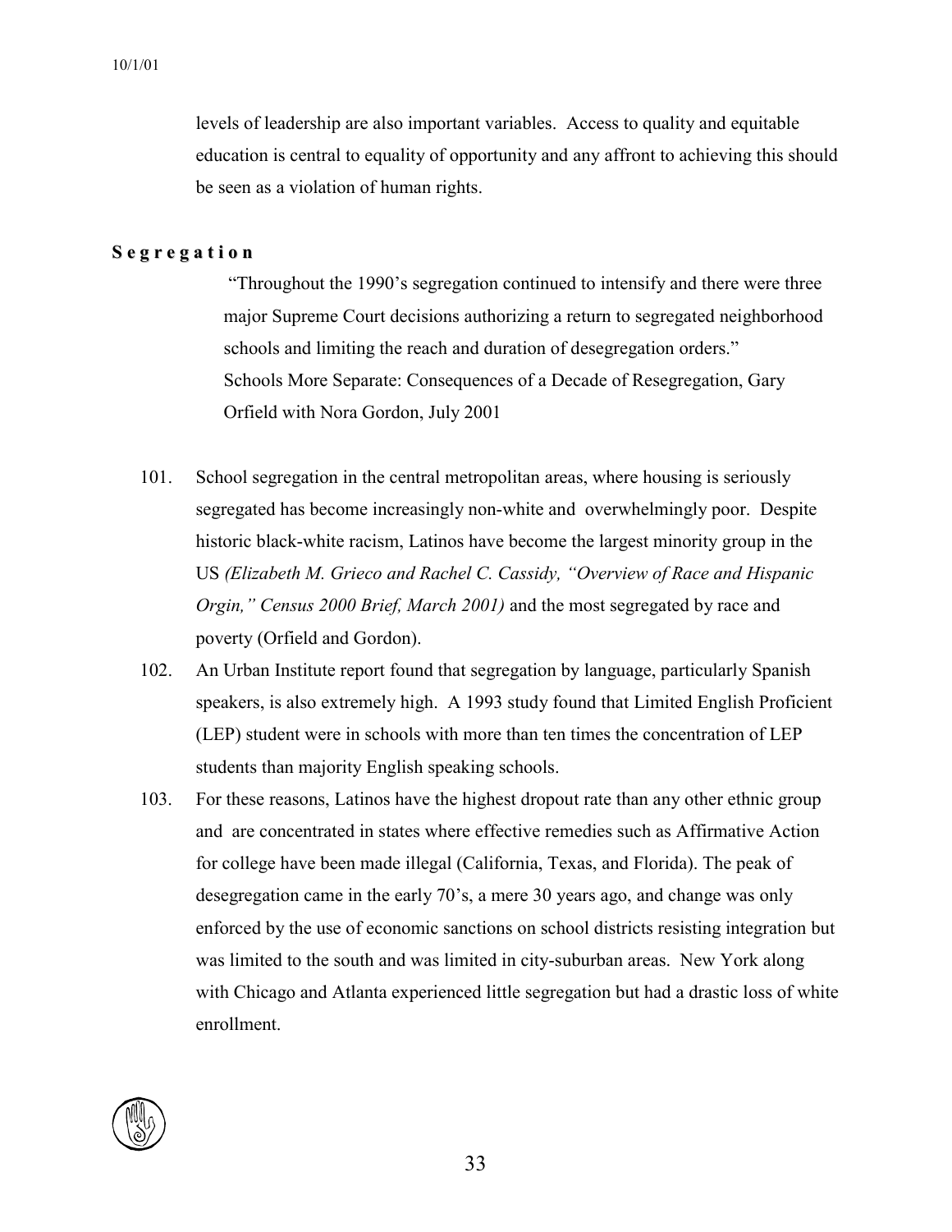levels of leadership are also important variables. Access to quality and equitable education is central to equality of opportunity and any affront to achieving this should be seen as a violation of human rights.

## Segregation

> "Throughout the 1990's segregation continued to intensify and there were three major Supreme Court decisions authorizing a return to segregated neighborhood schools and limiting the reach and duration of desegregation orders."
> Schools More Separate: Consequences of a Decade of Resegregation, Gary Orfield with Nora Gordon, July 2001

101. School segregation in the central metropolitan areas, where housing is seriously segregated has become increasingly non-white and overwhelmingly poor. Despite historic black-white racism, Latinos have become the largest minority group in the US *(Elizabeth M. Grieco and Rachel C. Cassidy, "Overview of Race and Hispanic Orgin," Census 2000 Brief, March 2001)* and the most segregated by race and poverty (Orfield and Gordon).

102. An Urban Institute report found that segregation by language, particularly Spanish speakers, is also extremely high. A 1993 study found that Limited English Proficient (LEP) student were in schools with more than ten times the concentration of LEP students than majority English speaking schools.

103. For these reasons, Latinos have the highest dropout rate than any other ethnic group and are concentrated in states where effective remedies such as Affirmative Action for college have been made illegal (California, Texas, and Florida). The peak of desegregation came in the early 70's, a mere 30 years ago, and change was only enforced by the use of economic sanctions on school districts resisting integration but was limited to the south and was limited in city-suburban areas. New York along with Chicago and Atlanta experienced little segregation but had a drastic loss of white enrollment.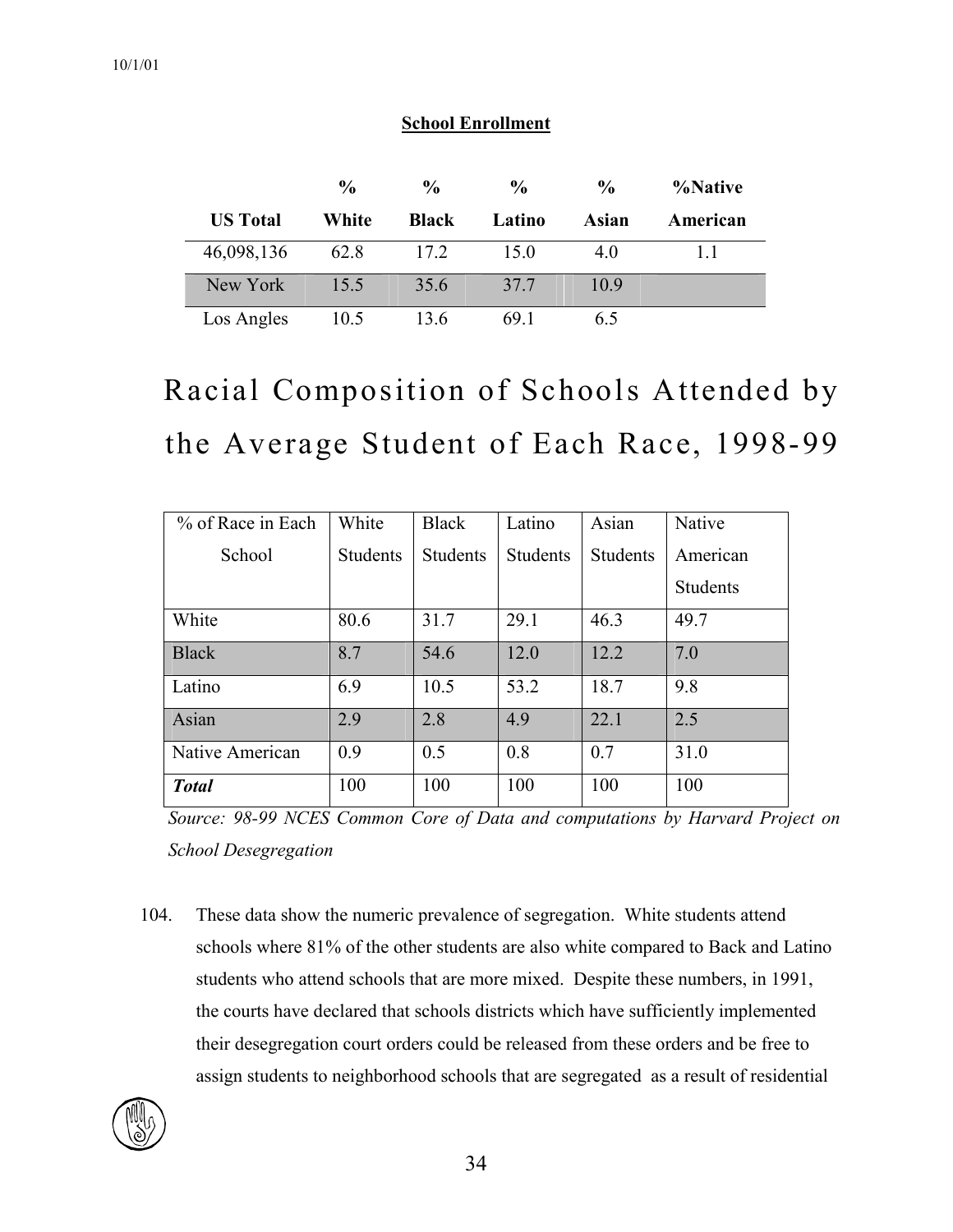**School Enrollment**

| US Total | % White | % Black | % Latino | % Asian | %Native American |
|---|---|---|---|---|---|
| 46,098,136 | 62.8 | 17.2 | 15.0 | 4.0 | 1.1 |
| New York | 15.5 | 35.6 | 37.7 | 10.9 | |
| Los Angles | 10.5 | 13.6 | 69.1 | 6.5 | |

# Racial Composition of Schools Attended by the Average Student of Each Race, 1998-99

| % of Race in Each School | White Students | Black Students | Latino Students | Asian Students | Native American Students |
|---|---|---|---|---|---|
| White | 80.6 | 31.7 | 29.1 | 46.3 | 49.7 |
| Black | 8.7 | 54.6 | 12.0 | 12.2 | 7.0 |
| Latino | 6.9 | 10.5 | 53.2 | 18.7 | 9.8 |
| Asian | 2.9 | 2.8 | 4.9 | 22.1 | 2.5 |
| Native American | 0.9 | 0.5 | 0.8 | 0.7 | 31.0 |
| ***Total*** | 100 | 100 | 100 | 100 | 100 |

*Source: 98-99 NCES Common Core of Data and computations by Harvard Project on School Desegregation*

104. These data show the numeric prevalence of segregation. White students attend schools where 81% of the other students are also white compared to Back and Latino students who attend schools that are more mixed. Despite these numbers, in 1991, the courts have declared that schools districts which have sufficiently implemented their desegregation court orders could be released from these orders and be free to assign students to neighborhood schools that are segregated as a result of residential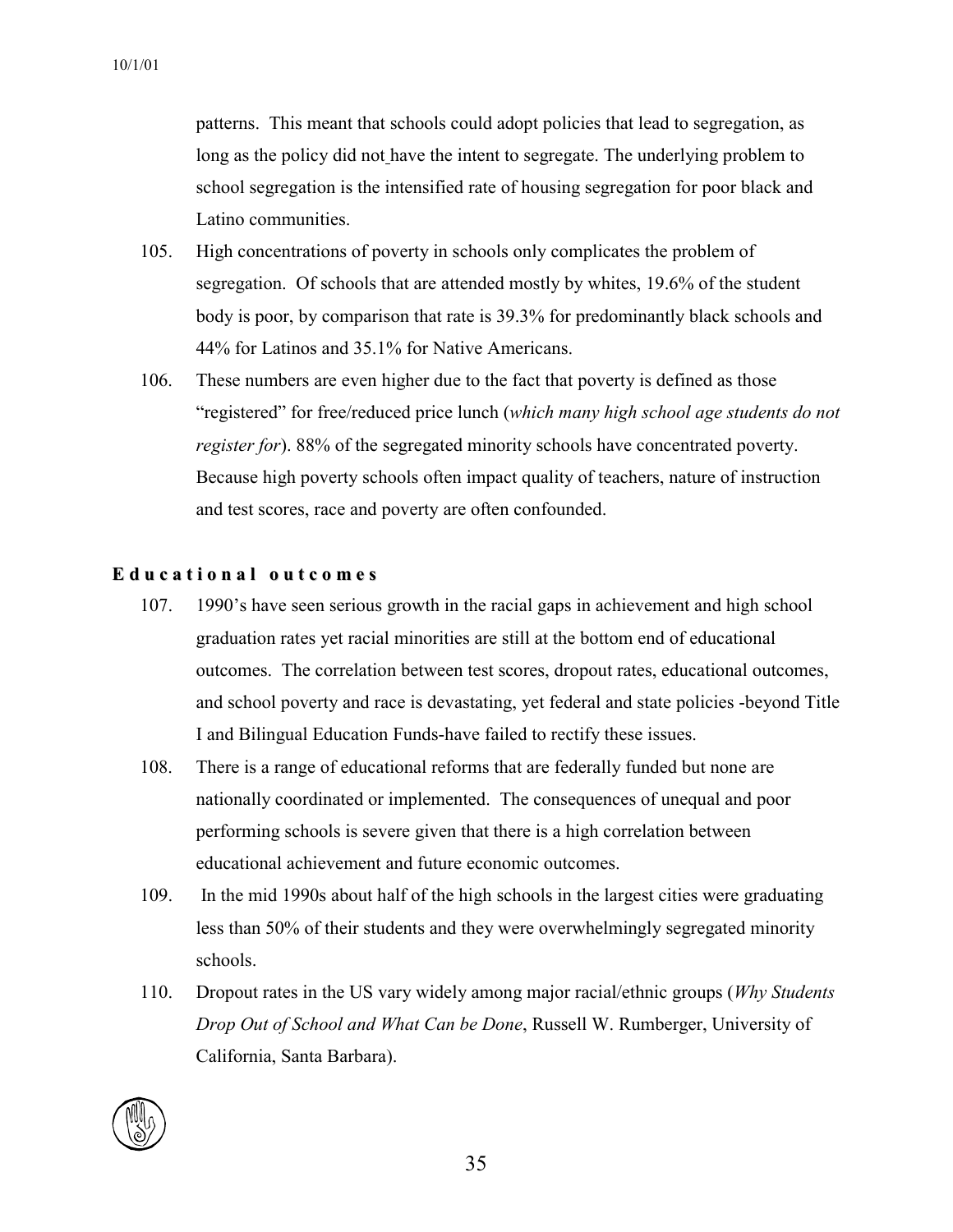patterns. This meant that schools could adopt policies that lead to segregation, as long as the policy did not have the intent to segregate. The underlying problem to school segregation is the intensified rate of housing segregation for poor black and Latino communities.

105. High concentrations of poverty in schools only complicates the problem of segregation. Of schools that are attended mostly by whites, 19.6% of the student body is poor, by comparison that rate is 39.3% for predominantly black schools and 44% for Latinos and 35.1% for Native Americans.

106. These numbers are even higher due to the fact that poverty is defined as those "registered" for free/reduced price lunch (*which many high school age students do not register for*). 88% of the segregated minority schools have concentrated poverty. Because high poverty schools often impact quality of teachers, nature of instruction and test scores, race and poverty are often confounded.

## Educational outcomes

107. 1990's have seen serious growth in the racial gaps in achievement and high school graduation rates yet racial minorities are still at the bottom end of educational outcomes. The correlation between test scores, dropout rates, educational outcomes, and school poverty and race is devastating, yet federal and state policies -beyond Title I and Bilingual Education Funds-have failed to rectify these issues.

108. There is a range of educational reforms that are federally funded but none are nationally coordinated or implemented. The consequences of unequal and poor performing schools is severe given that there is a high correlation between educational achievement and future economic outcomes.

109. In the mid 1990s about half of the high schools in the largest cities were graduating less than 50% of their students and they were overwhelmingly segregated minority schools.

110. Dropout rates in the US vary widely among major racial/ethnic groups (*Why Students Drop Out of School and What Can be Done*, Russell W. Rumberger, University of California, Santa Barbara).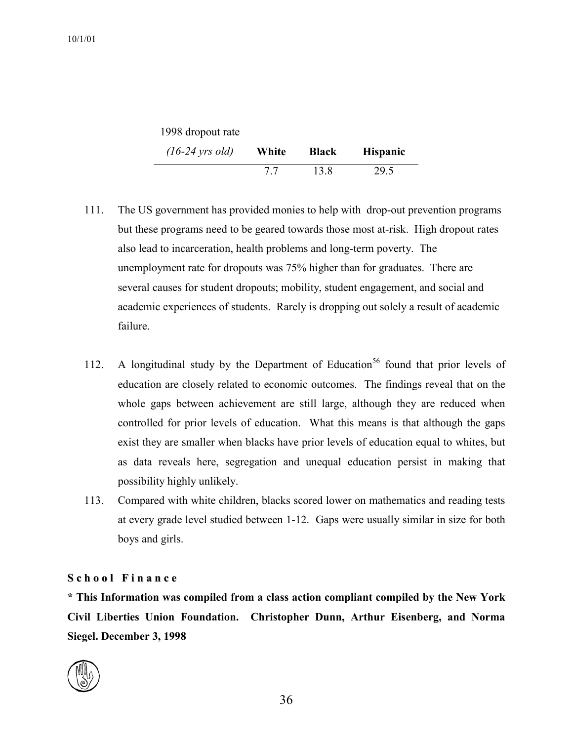| 1998 dropout rate *(16-24 yrs old)* | White | Black | Hispanic |
|---|---|---|---|
| | 7.7 | 13.8 | 29.5 |

111. The US government has provided monies to help with drop-out prevention programs but these programs need to be geared towards those most at-risk. High dropout rates also lead to incarceration, health problems and long-term poverty. The unemployment rate for dropouts was 75% higher than for graduates. There are several causes for student dropouts; mobility, student engagement, and social and academic experiences of students. Rarely is dropping out solely a result of academic failure.

112. A longitudinal study by the Department of Education[56] found that prior levels of education are closely related to economic outcomes. The findings reveal that on the whole gaps between achievement are still large, although they are reduced when controlled for prior levels of education. What this means is that although the gaps exist they are smaller when blacks have prior levels of education equal to whites, but as data reveals here, segregation and unequal education persist in making that possibility highly unlikely.

113. Compared with white children, blacks scored lower on mathematics and reading tests at every grade level studied between 1-12. Gaps were usually similar in size for both boys and girls.

**School Finance**

**\* This Information was compiled from a class action compliant compiled by the New York Civil Liberties Union Foundation. Christopher Dunn, Arthur Eisenberg, and Norma Siegel. December 3, 1998**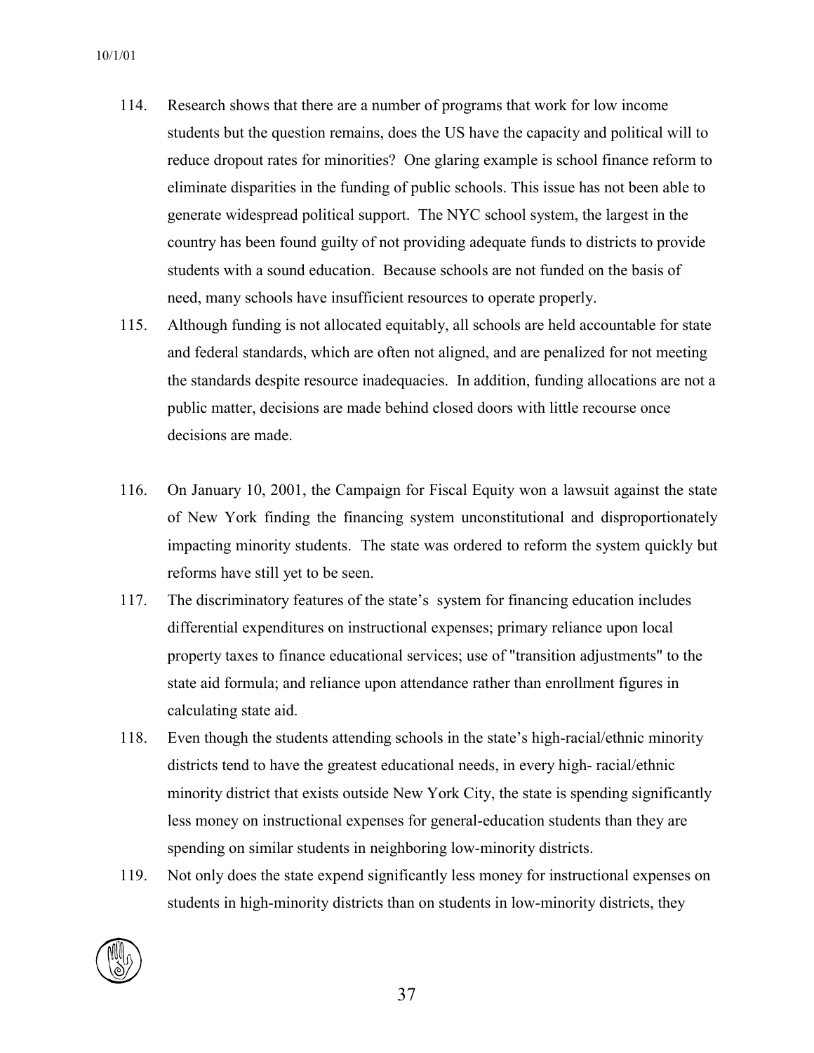114. Research shows that there are a number of programs that work for low income students but the question remains, does the US have the capacity and political will to reduce dropout rates for minorities? One glaring example is school finance reform to eliminate disparities in the funding of public schools. This issue has not been able to generate widespread political support. The NYC school system, the largest in the country has been found guilty of not providing adequate funds to districts to provide students with a sound education. Because schools are not funded on the basis of need, many schools have insufficient resources to operate properly.

115. Although funding is not allocated equitably, all schools are held accountable for state and federal standards, which are often not aligned, and are penalized for not meeting the standards despite resource inadequacies. In addition, funding allocations are not a public matter, decisions are made behind closed doors with little recourse once decisions are made.

116. On January 10, 2001, the Campaign for Fiscal Equity won a lawsuit against the state of New York finding the financing system unconstitutional and disproportionately impacting minority students. The state was ordered to reform the system quickly but reforms have still yet to be seen.

117. The discriminatory features of the state's system for financing education includes differential expenditures on instructional expenses; primary reliance upon local property taxes to finance educational services; use of "transition adjustments" to the state aid formula; and reliance upon attendance rather than enrollment figures in calculating state aid.

118. Even though the students attending schools in the state's high-racial/ethnic minority districts tend to have the greatest educational needs, in every high- racial/ethnic minority district that exists outside New York City, the state is spending significantly less money on instructional expenses for general-education students than they are spending on similar students in neighboring low-minority districts.

119. Not only does the state expend significantly less money for instructional expenses on students in high-minority districts than on students in low-minority districts, they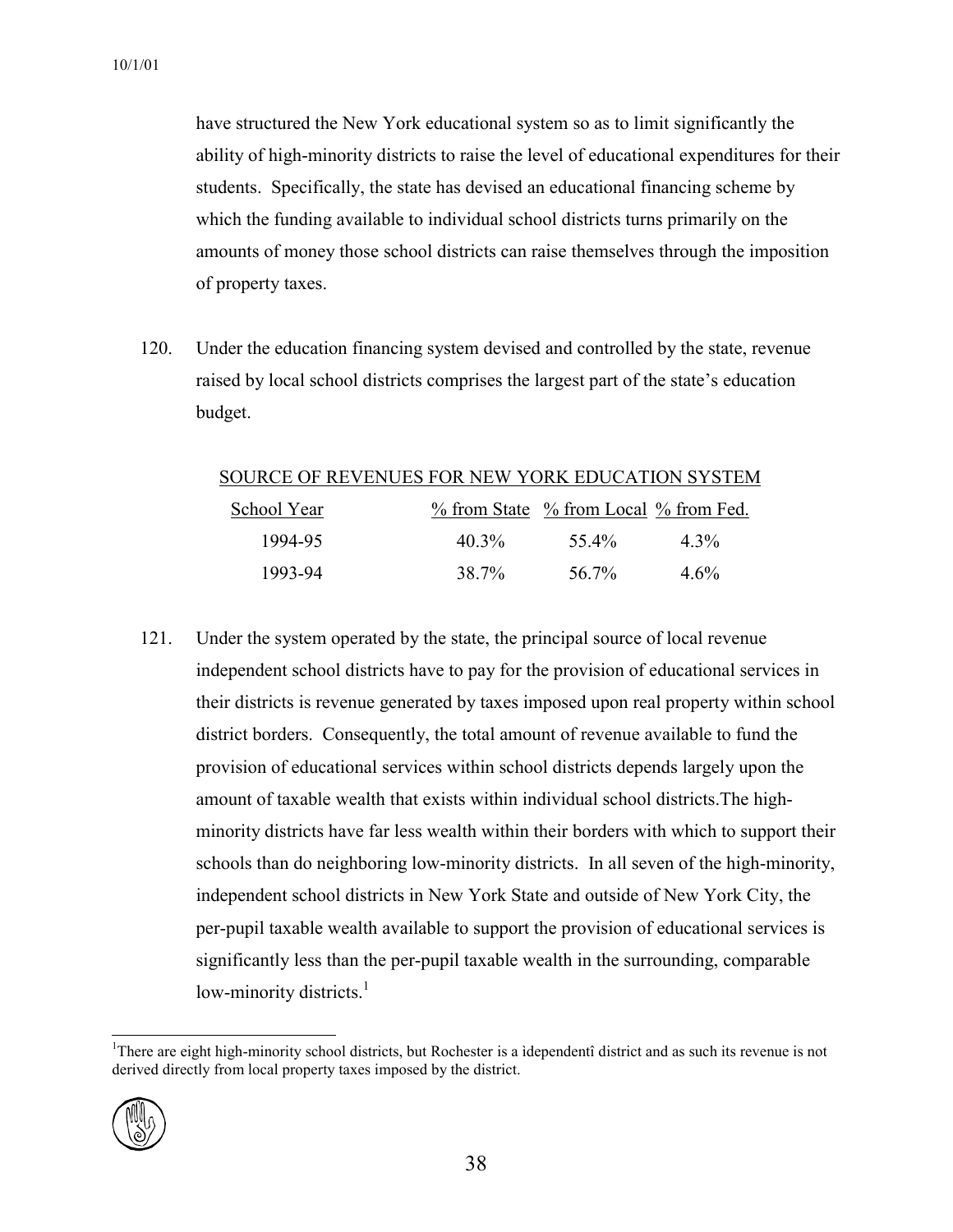have structured the New York educational system so as to limit significantly the ability of high-minority districts to raise the level of educational expenditures for their students. Specifically, the state has devised an educational financing scheme by which the funding available to individual school districts turns primarily on the amounts of money those school districts can raise themselves through the imposition of property taxes.

120. Under the education financing system devised and controlled by the state, revenue raised by local school districts comprises the largest part of the state's education budget.

SOURCE OF REVENUES FOR NEW YORK EDUCATION SYSTEM

| School Year | % from State | % from Local | % from Fed. |
|---|---|---|---|
| 1994-95 | 40.3% | 55.4% | 4.3% |
| 1993-94 | 38.7% | 56.7% | 4.6% |

121. Under the system operated by the state, the principal source of local revenue independent school districts have to pay for the provision of educational services in their districts is revenue generated by taxes imposed upon real property within school district borders. Consequently, the total amount of revenue available to fund the provision of educational services within school districts depends largely upon the amount of taxable wealth that exists within individual school districts.The high-minority districts have far less wealth within their borders with which to support their schools than do neighboring low-minority districts. In all seven of the high-minority, independent school districts in New York State and outside of New York City, the per-pupil taxable wealth available to support the provision of educational services is significantly less than the per-pupil taxable wealth in the surrounding, comparable low-minority districts.[1]

[1]There are eight high-minority school districts, but Rochester is a ìdependentî district and as such its revenue is not derived directly from local property taxes imposed by the district.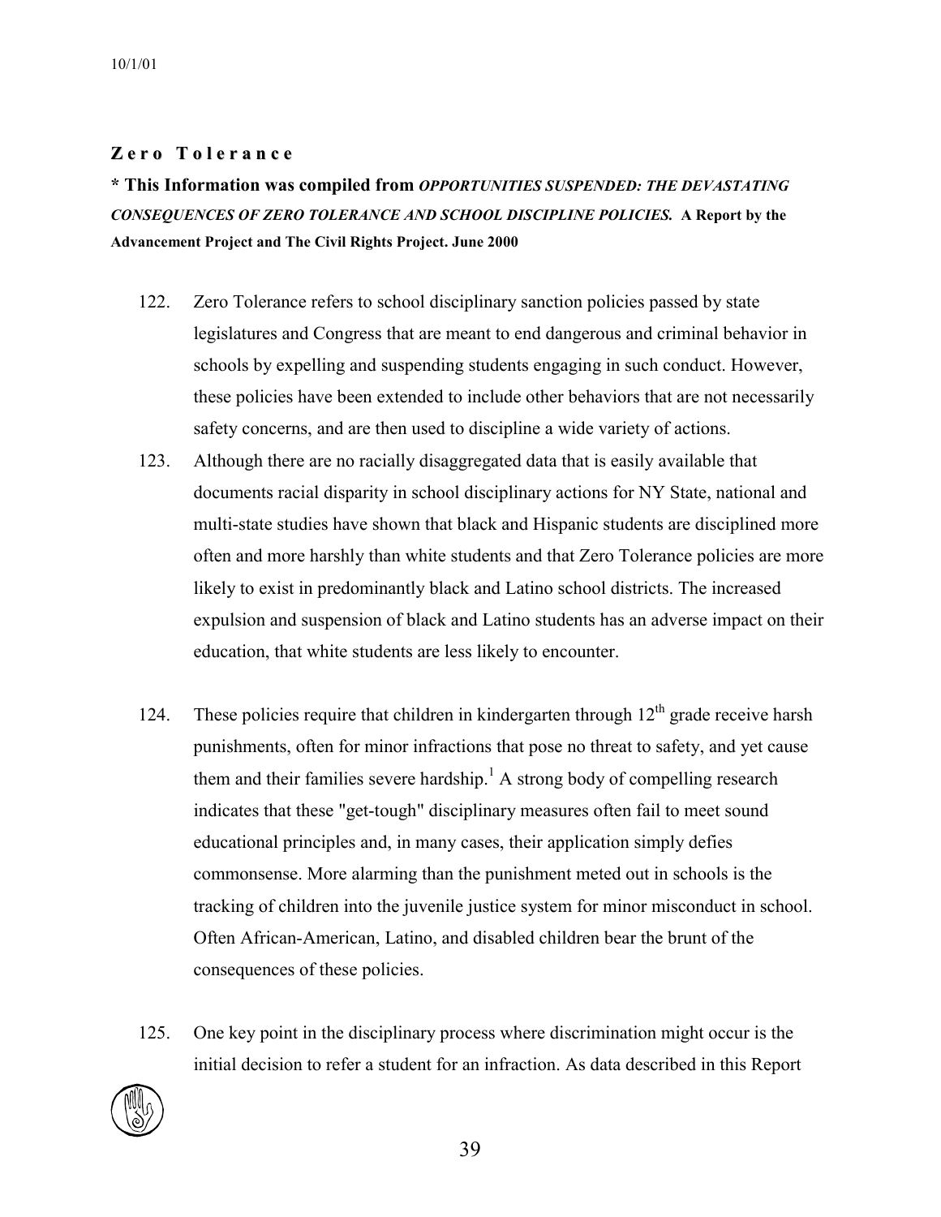## Zero Tolerance

**\* This Information was compiled from *OPPORTUNITIES SUSPENDED: THE DEVASTATING CONSEQUENCES OF ZERO TOLERANCE AND SCHOOL DISCIPLINE POLICIES.* A Report by the Advancement Project and The Civil Rights Project. June 2000**

122. Zero Tolerance refers to school disciplinary sanction policies passed by state legislatures and Congress that are meant to end dangerous and criminal behavior in schools by expelling and suspending students engaging in such conduct. However, these policies have been extended to include other behaviors that are not necessarily safety concerns, and are then used to discipline a wide variety of actions.

123. Although there are no racially disaggregated data that is easily available that documents racial disparity in school disciplinary actions for NY State, national and multi-state studies have shown that black and Hispanic students are disciplined more often and more harshly than white students and that Zero Tolerance policies are more likely to exist in predominantly black and Latino school districts. The increased expulsion and suspension of black and Latino students has an adverse impact on their education, that white students are less likely to encounter.

124. These policies require that children in kindergarten through 12th grade receive harsh punishments, often for minor infractions that pose no threat to safety, and yet cause them and their families severe hardship.[1] A strong body of compelling research indicates that these "get-tough" disciplinary measures often fail to meet sound educational principles and, in many cases, their application simply defies commonsense. More alarming than the punishment meted out in schools is the tracking of children into the juvenile justice system for minor misconduct in school. Often African-American, Latino, and disabled children bear the brunt of the consequences of these policies.

125. One key point in the disciplinary process where discrimination might occur is the initial decision to refer a student for an infraction. As data described in this Report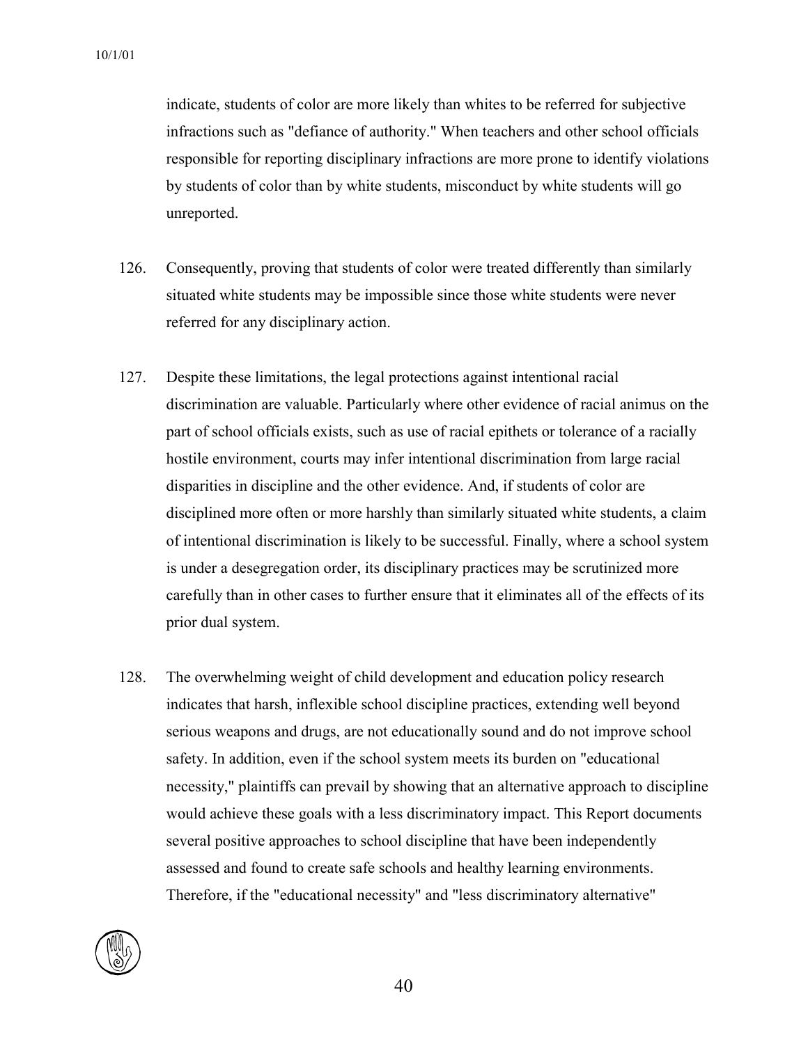indicate, students of color are more likely than whites to be referred for subjective infractions such as "defiance of authority." When teachers and other school officials responsible for reporting disciplinary infractions are more prone to identify violations by students of color than by white students, misconduct by white students will go unreported.

126. Consequently, proving that students of color were treated differently than similarly situated white students may be impossible since those white students were never referred for any disciplinary action.

127. Despite these limitations, the legal protections against intentional racial discrimination are valuable. Particularly where other evidence of racial animus on the part of school officials exists, such as use of racial epithets or tolerance of a racially hostile environment, courts may infer intentional discrimination from large racial disparities in discipline and the other evidence. And, if students of color are disciplined more often or more harshly than similarly situated white students, a claim of intentional discrimination is likely to be successful. Finally, where a school system is under a desegregation order, its disciplinary practices may be scrutinized more carefully than in other cases to further ensure that it eliminates all of the effects of its prior dual system.

128. The overwhelming weight of child development and education policy research indicates that harsh, inflexible school discipline practices, extending well beyond serious weapons and drugs, are not educationally sound and do not improve school safety. In addition, even if the school system meets its burden on "educational necessity," plaintiffs can prevail by showing that an alternative approach to discipline would achieve these goals with a less discriminatory impact. This Report documents several positive approaches to school discipline that have been independently assessed and found to create safe schools and healthy learning environments. Therefore, if the "educational necessity" and "less discriminatory alternative"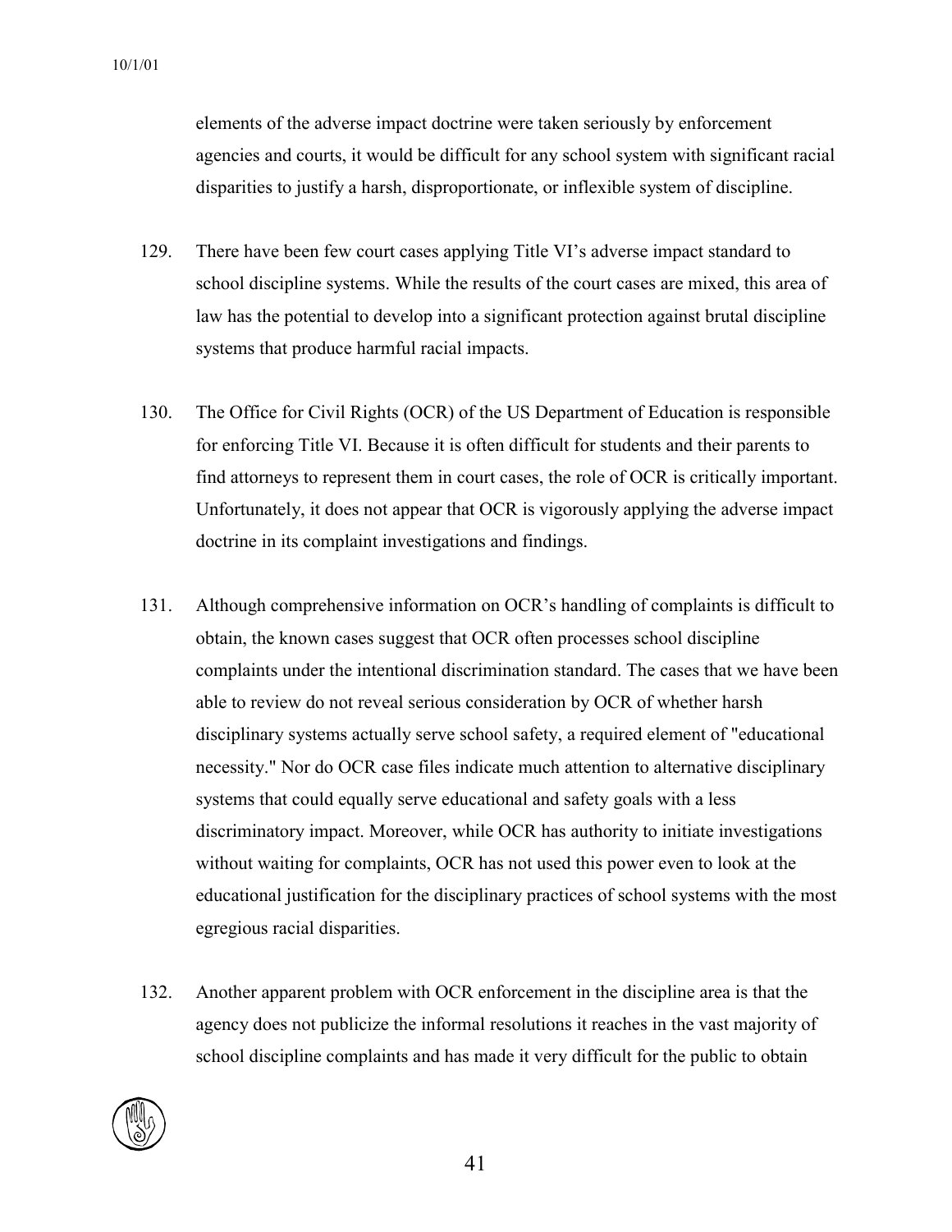elements of the adverse impact doctrine were taken seriously by enforcement agencies and courts, it would be difficult for any school system with significant racial disparities to justify a harsh, disproportionate, or inflexible system of discipline.

129. There have been few court cases applying Title VI's adverse impact standard to school discipline systems. While the results of the court cases are mixed, this area of law has the potential to develop into a significant protection against brutal discipline systems that produce harmful racial impacts.

130. The Office for Civil Rights (OCR) of the US Department of Education is responsible for enforcing Title VI. Because it is often difficult for students and their parents to find attorneys to represent them in court cases, the role of OCR is critically important. Unfortunately, it does not appear that OCR is vigorously applying the adverse impact doctrine in its complaint investigations and findings.

131. Although comprehensive information on OCR's handling of complaints is difficult to obtain, the known cases suggest that OCR often processes school discipline complaints under the intentional discrimination standard. The cases that we have been able to review do not reveal serious consideration by OCR of whether harsh disciplinary systems actually serve school safety, a required element of "educational necessity." Nor do OCR case files indicate much attention to alternative disciplinary systems that could equally serve educational and safety goals with a less discriminatory impact. Moreover, while OCR has authority to initiate investigations without waiting for complaints, OCR has not used this power even to look at the educational justification for the disciplinary practices of school systems with the most egregious racial disparities.

132. Another apparent problem with OCR enforcement in the discipline area is that the agency does not publicize the informal resolutions it reaches in the vast majority of school discipline complaints and has made it very difficult for the public to obtain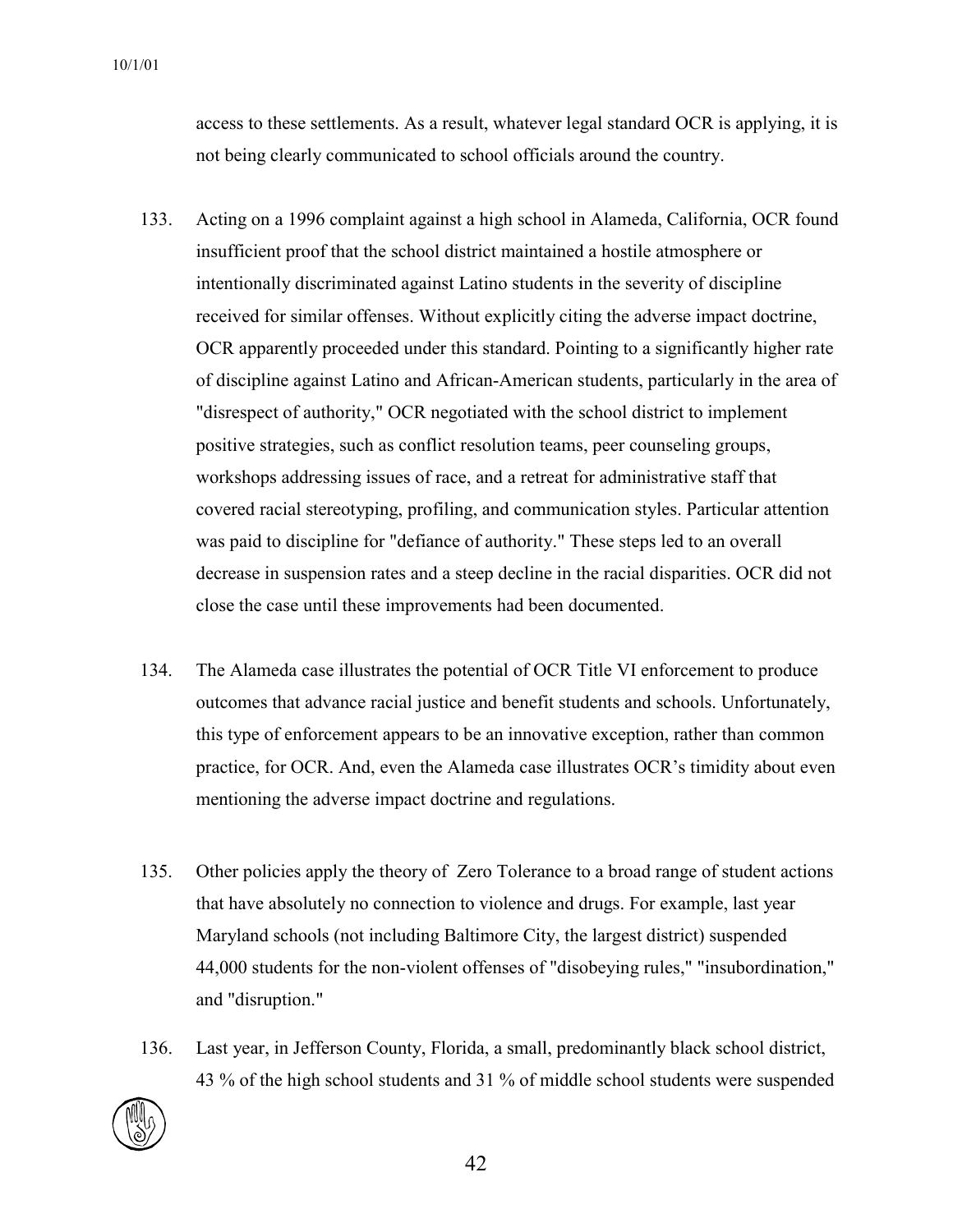access to these settlements. As a result, whatever legal standard OCR is applying, it is not being clearly communicated to school officials around the country.

133. Acting on a 1996 complaint against a high school in Alameda, California, OCR found insufficient proof that the school district maintained a hostile atmosphere or intentionally discriminated against Latino students in the severity of discipline received for similar offenses. Without explicitly citing the adverse impact doctrine, OCR apparently proceeded under this standard. Pointing to a significantly higher rate of discipline against Latino and African-American students, particularly in the area of "disrespect of authority," OCR negotiated with the school district to implement positive strategies, such as conflict resolution teams, peer counseling groups, workshops addressing issues of race, and a retreat for administrative staff that covered racial stereotyping, profiling, and communication styles. Particular attention was paid to discipline for "defiance of authority." These steps led to an overall decrease in suspension rates and a steep decline in the racial disparities. OCR did not close the case until these improvements had been documented.

134. The Alameda case illustrates the potential of OCR Title VI enforcement to produce outcomes that advance racial justice and benefit students and schools. Unfortunately, this type of enforcement appears to be an innovative exception, rather than common practice, for OCR. And, even the Alameda case illustrates OCR's timidity about even mentioning the adverse impact doctrine and regulations.

135. Other policies apply the theory of Zero Tolerance to a broad range of student actions that have absolutely no connection to violence and drugs. For example, last year Maryland schools (not including Baltimore City, the largest district) suspended 44,000 students for the non-violent offenses of "disobeying rules," "insubordination," and "disruption."

136. Last year, in Jefferson County, Florida, a small, predominantly black school district, 43 % of the high school students and 31 % of middle school students were suspended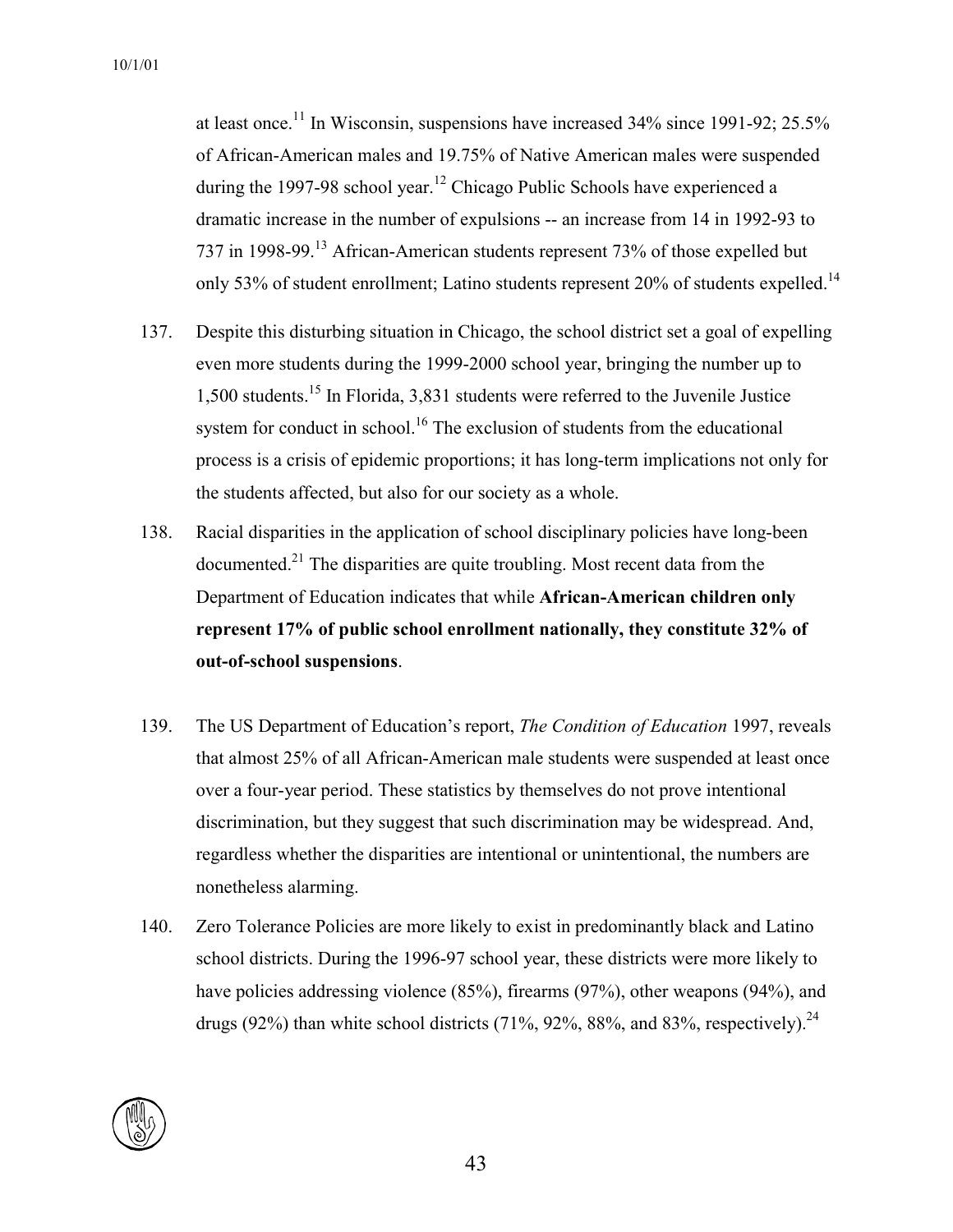at least once.[11] In Wisconsin, suspensions have increased 34% since 1991-92; 25.5% of African-American males and 19.75% of Native American males were suspended during the 1997-98 school year.[12] Chicago Public Schools have experienced a dramatic increase in the number of expulsions -- an increase from 14 in 1992-93 to 737 in 1998-99.[13] African-American students represent 73% of those expelled but only 53% of student enrollment; Latino students represent 20% of students expelled.[14]

137. Despite this disturbing situation in Chicago, the school district set a goal of expelling even more students during the 1999-2000 school year, bringing the number up to 1,500 students.[15] In Florida, 3,831 students were referred to the Juvenile Justice system for conduct in school.[16] The exclusion of students from the educational process is a crisis of epidemic proportions; it has long-term implications not only for the students affected, but also for our society as a whole.

138. Racial disparities in the application of school disciplinary policies have long-been documented.[21] The disparities are quite troubling. Most recent data from the Department of Education indicates that while **African-American children only represent 17% of public school enrollment nationally, they constitute 32% of out-of-school suspensions**.

139. The US Department of Education's report, *The Condition of Education* 1997, reveals that almost 25% of all African-American male students were suspended at least once over a four-year period. These statistics by themselves do not prove intentional discrimination, but they suggest that such discrimination may be widespread. And, regardless whether the disparities are intentional or unintentional, the numbers are nonetheless alarming.

140. Zero Tolerance Policies are more likely to exist in predominantly black and Latino school districts. During the 1996-97 school year, these districts were more likely to have policies addressing violence (85%), firearms (97%), other weapons (94%), and drugs (92%) than white school districts (71%, 92%, 88%, and 83%, respectively).[24]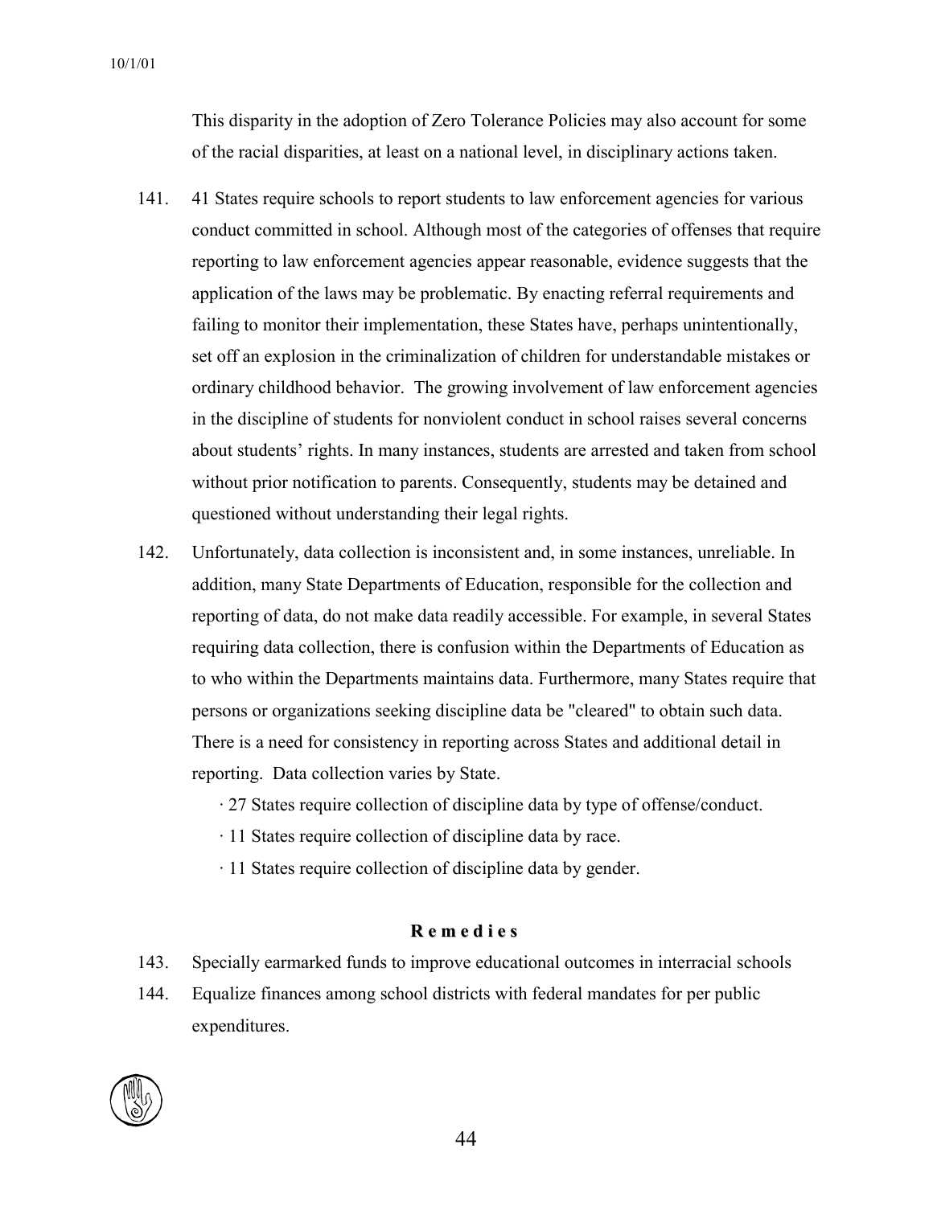This disparity in the adoption of Zero Tolerance Policies may also account for some of the racial disparities, at least on a national level, in disciplinary actions taken.

141. 41 States require schools to report students to law enforcement agencies for various conduct committed in school. Although most of the categories of offenses that require reporting to law enforcement agencies appear reasonable, evidence suggests that the application of the laws may be problematic. By enacting referral requirements and failing to monitor their implementation, these States have, perhaps unintentionally, set off an explosion in the criminalization of children for understandable mistakes or ordinary childhood behavior. The growing involvement of law enforcement agencies in the discipline of students for nonviolent conduct in school raises several concerns about students' rights. In many instances, students are arrested and taken from school without prior notification to parents. Consequently, students may be detained and questioned without understanding their legal rights.

142. Unfortunately, data collection is inconsistent and, in some instances, unreliable. In addition, many State Departments of Education, responsible for the collection and reporting of data, do not make data readily accessible. For example, in several States requiring data collection, there is confusion within the Departments of Education as to who within the Departments maintains data. Furthermore, many States require that persons or organizations seeking discipline data be "cleared" to obtain such data. There is a need for consistency in reporting across States and additional detail in reporting. Data collection varies by State.

    · 27 States require collection of discipline data by type of offense/conduct.
    · 11 States require collection of discipline data by race.
    · 11 States require collection of discipline data by gender.

## Remedies

143. Specially earmarked funds to improve educational outcomes in interracial schools

144. Equalize finances among school districts with federal mandates for per public expenditures.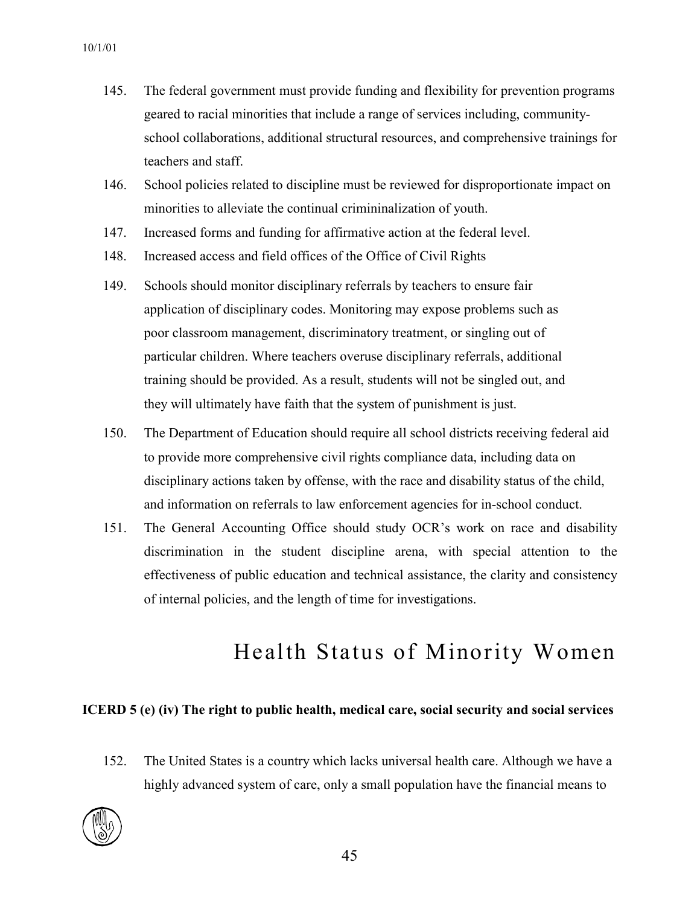145. The federal government must provide funding and flexibility for prevention programs geared to racial minorities that include a range of services including, community-school collaborations, additional structural resources, and comprehensive trainings for teachers and staff.

146. School policies related to discipline must be reviewed for disproportionate impact on minorities to alleviate the continual crimininalization of youth.

147. Increased forms and funding for affirmative action at the federal level.

148. Increased access and field offices of the Office of Civil Rights

149. Schools should monitor disciplinary referrals by teachers to ensure fair application of disciplinary codes. Monitoring may expose problems such as poor classroom management, discriminatory treatment, or singling out of particular children. Where teachers overuse disciplinary referrals, additional training should be provided. As a result, students will not be singled out, and they will ultimately have faith that the system of punishment is just.

150. The Department of Education should require all school districts receiving federal aid to provide more comprehensive civil rights compliance data, including data on disciplinary actions taken by offense, with the race and disability status of the child, and information on referrals to law enforcement agencies for in-school conduct.

151. The General Accounting Office should study OCR's work on race and disability discrimination in the student discipline arena, with special attention to the effectiveness of public education and technical assistance, the clarity and consistency of internal policies, and the length of time for investigations.

# Health Status of Minority Women

**ICERD 5 (e) (iv) The right to public health, medical care, social security and social services**

152. The United States is a country which lacks universal health care. Although we have a highly advanced system of care, only a small population have the financial means to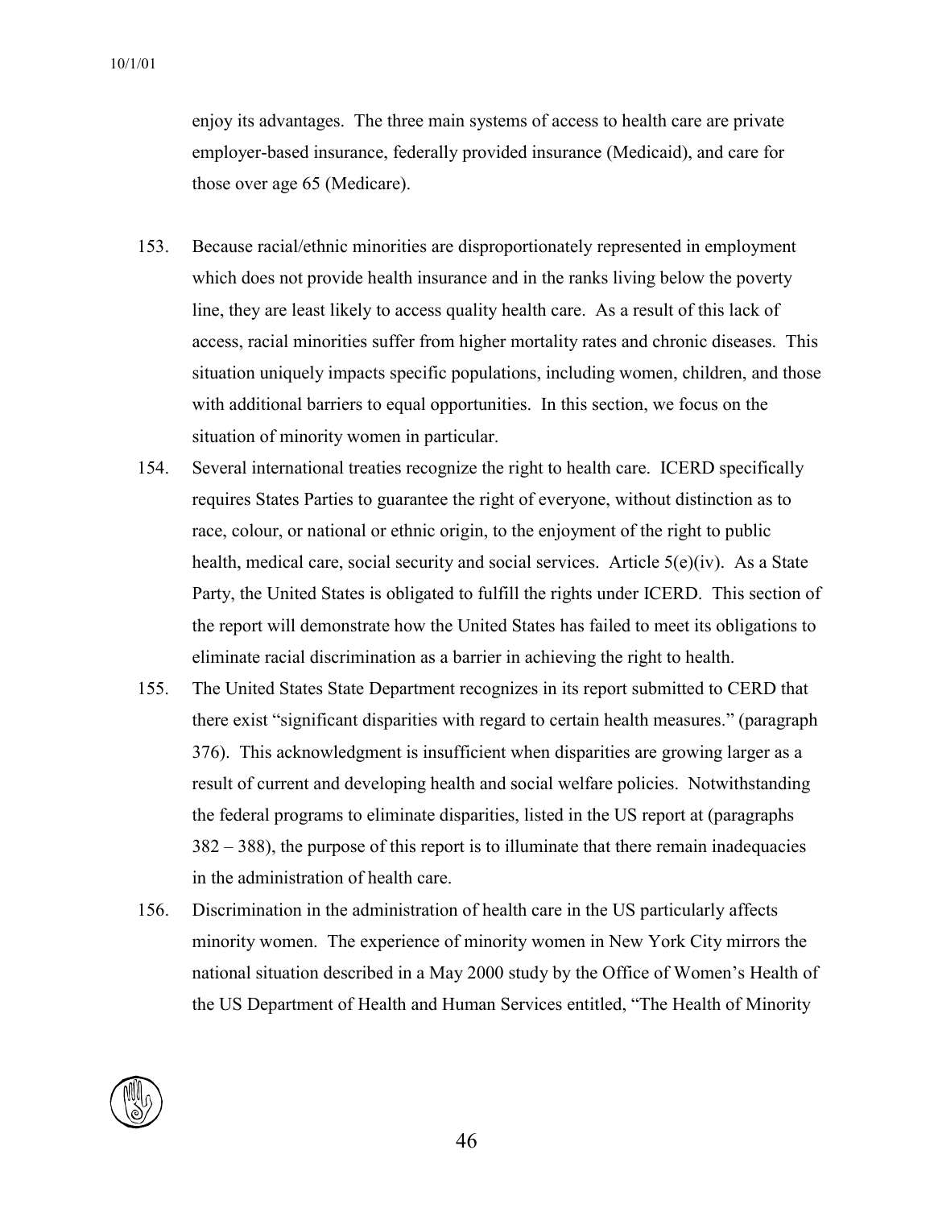enjoy its advantages. The three main systems of access to health care are private employer-based insurance, federally provided insurance (Medicaid), and care for those over age 65 (Medicare).

153. Because racial/ethnic minorities are disproportionately represented in employment which does not provide health insurance and in the ranks living below the poverty line, they are least likely to access quality health care. As a result of this lack of access, racial minorities suffer from higher mortality rates and chronic diseases. This situation uniquely impacts specific populations, including women, children, and those with additional barriers to equal opportunities. In this section, we focus on the situation of minority women in particular.

154. Several international treaties recognize the right to health care. ICERD specifically requires States Parties to guarantee the right of everyone, without distinction as to race, colour, or national or ethnic origin, to the enjoyment of the right to public health, medical care, social security and social services. Article 5(e)(iv). As a State Party, the United States is obligated to fulfill the rights under ICERD. This section of the report will demonstrate how the United States has failed to meet its obligations to eliminate racial discrimination as a barrier in achieving the right to health.

155. The United States State Department recognizes in its report submitted to CERD that there exist "significant disparities with regard to certain health measures." (paragraph 376). This acknowledgment is insufficient when disparities are growing larger as a result of current and developing health and social welfare policies. Notwithstanding the federal programs to eliminate disparities, listed in the US report at (paragraphs 382 – 388), the purpose of this report is to illuminate that there remain inadequacies in the administration of health care.

156. Discrimination in the administration of health care in the US particularly affects minority women. The experience of minority women in New York City mirrors the national situation described in a May 2000 study by the Office of Women's Health of the US Department of Health and Human Services entitled, "The Health of Minority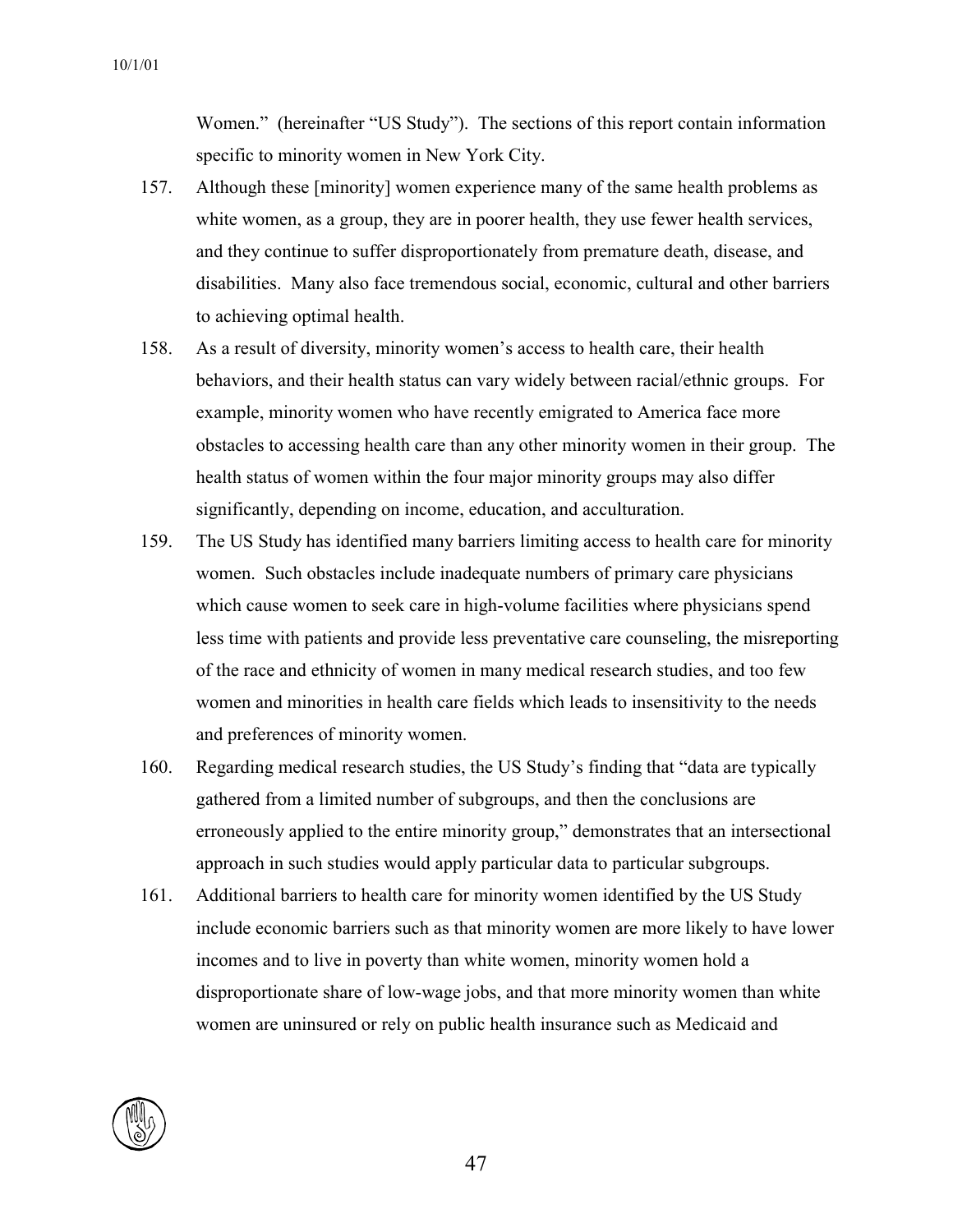Women." (hereinafter "US Study"). The sections of this report contain information specific to minority women in New York City.

157. Although these [minority] women experience many of the same health problems as white women, as a group, they are in poorer health, they use fewer health services, and they continue to suffer disproportionately from premature death, disease, and disabilities. Many also face tremendous social, economic, cultural and other barriers to achieving optimal health.

158. As a result of diversity, minority women's access to health care, their health behaviors, and their health status can vary widely between racial/ethnic groups. For example, minority women who have recently emigrated to America face more obstacles to accessing health care than any other minority women in their group. The health status of women within the four major minority groups may also differ significantly, depending on income, education, and acculturation.

159. The US Study has identified many barriers limiting access to health care for minority women. Such obstacles include inadequate numbers of primary care physicians which cause women to seek care in high-volume facilities where physicians spend less time with patients and provide less preventative care counseling, the misreporting of the race and ethnicity of women in many medical research studies, and too few women and minorities in health care fields which leads to insensitivity to the needs and preferences of minority women.

160. Regarding medical research studies, the US Study's finding that "data are typically gathered from a limited number of subgroups, and then the conclusions are erroneously applied to the entire minority group," demonstrates that an intersectional approach in such studies would apply particular data to particular subgroups.

161. Additional barriers to health care for minority women identified by the US Study include economic barriers such as that minority women are more likely to have lower incomes and to live in poverty than white women, minority women hold a disproportionate share of low-wage jobs, and that more minority women than white women are uninsured or rely on public health insurance such as Medicaid and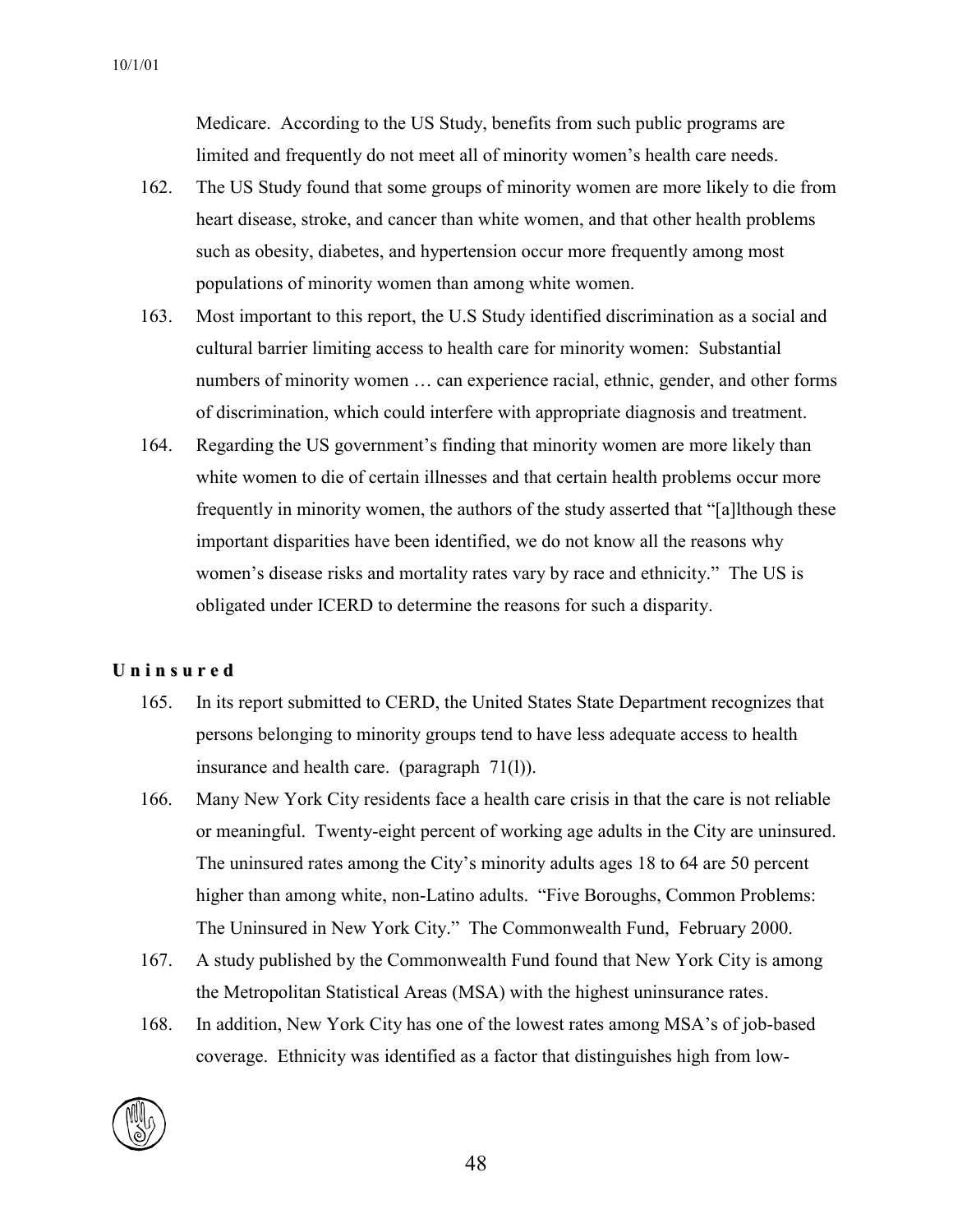Medicare. According to the US Study, benefits from such public programs are limited and frequently do not meet all of minority women's health care needs.

162. The US Study found that some groups of minority women are more likely to die from heart disease, stroke, and cancer than white women, and that other health problems such as obesity, diabetes, and hypertension occur more frequently among most populations of minority women than among white women.

163. Most important to this report, the U.S Study identified discrimination as a social and cultural barrier limiting access to health care for minority women: Substantial numbers of minority women … can experience racial, ethnic, gender, and other forms of discrimination, which could interfere with appropriate diagnosis and treatment.

164. Regarding the US government's finding that minority women are more likely than white women to die of certain illnesses and that certain health problems occur more frequently in minority women, the authors of the study asserted that "[a]lthough these important disparities have been identified, we do not know all the reasons why women's disease risks and mortality rates vary by race and ethnicity." The US is obligated under ICERD to determine the reasons for such a disparity.

**Uninsured**

165. In its report submitted to CERD, the United States State Department recognizes that persons belonging to minority groups tend to have less adequate access to health insurance and health care. (paragraph 71(l)).

166. Many New York City residents face a health care crisis in that the care is not reliable or meaningful. Twenty-eight percent of working age adults in the City are uninsured. The uninsured rates among the City's minority adults ages 18 to 64 are 50 percent higher than among white, non-Latino adults. "Five Boroughs, Common Problems: The Uninsured in New York City." The Commonwealth Fund, February 2000.

167. A study published by the Commonwealth Fund found that New York City is among the Metropolitan Statistical Areas (MSA) with the highest uninsurance rates.

168. In addition, New York City has one of the lowest rates among MSA's of job-based coverage. Ethnicity was identified as a factor that distinguishes high from low-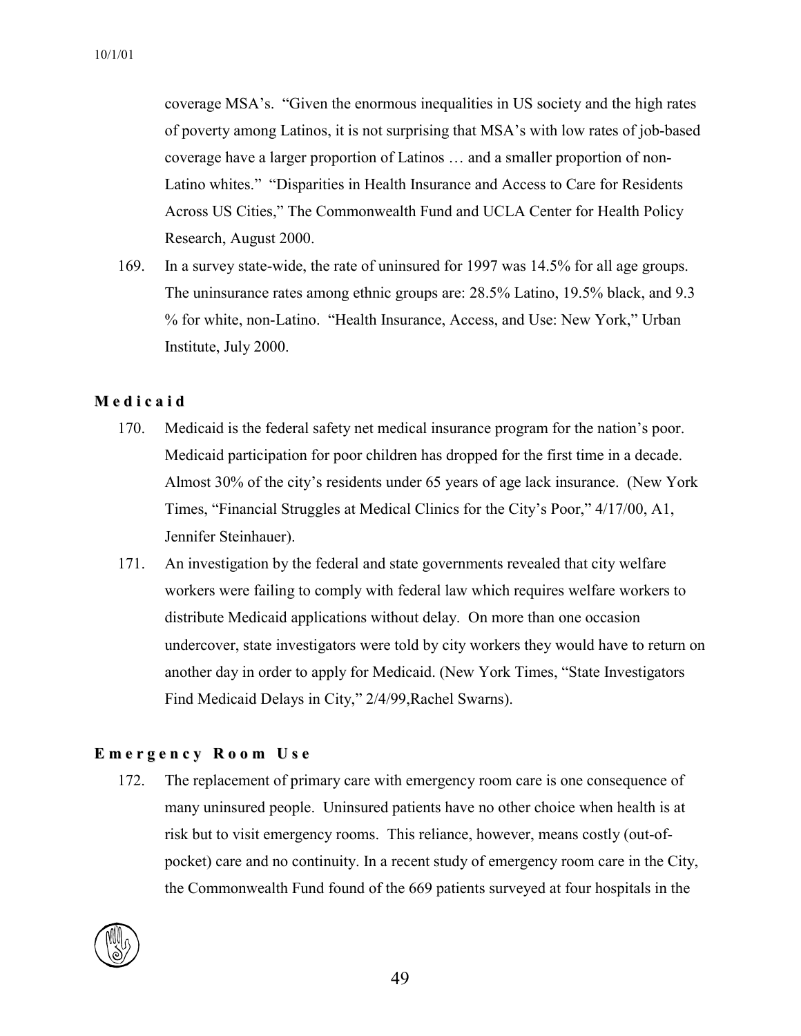coverage MSA's. "Given the enormous inequalities in US society and the high rates of poverty among Latinos, it is not surprising that MSA's with low rates of job-based coverage have a larger proportion of Latinos … and a smaller proportion of non-Latino whites." "Disparities in Health Insurance and Access to Care for Residents Across US Cities," The Commonwealth Fund and UCLA Center for Health Policy Research, August 2000.

169. In a survey state-wide, the rate of uninsured for 1997 was 14.5% for all age groups. The uninsurance rates among ethnic groups are: 28.5% Latino, 19.5% black, and 9.3 % for white, non-Latino. "Health Insurance, Access, and Use: New York," Urban Institute, July 2000.

### Medicaid

170. Medicaid is the federal safety net medical insurance program for the nation's poor. Medicaid participation for poor children has dropped for the first time in a decade. Almost 30% of the city's residents under 65 years of age lack insurance. (New York Times, "Financial Struggles at Medical Clinics for the City's Poor," 4/17/00, A1, Jennifer Steinhauer).

171. An investigation by the federal and state governments revealed that city welfare workers were failing to comply with federal law which requires welfare workers to distribute Medicaid applications without delay. On more than one occasion undercover, state investigators were told by city workers they would have to return on another day in order to apply for Medicaid. (New York Times, "State Investigators Find Medicaid Delays in City," 2/4/99,Rachel Swarns).

### Emergency Room Use

172. The replacement of primary care with emergency room care is one consequence of many uninsured people. Uninsured patients have no other choice when health is at risk but to visit emergency rooms. This reliance, however, means costly (out-of-pocket) care and no continuity. In a recent study of emergency room care in the City, the Commonwealth Fund found of the 669 patients surveyed at four hospitals in the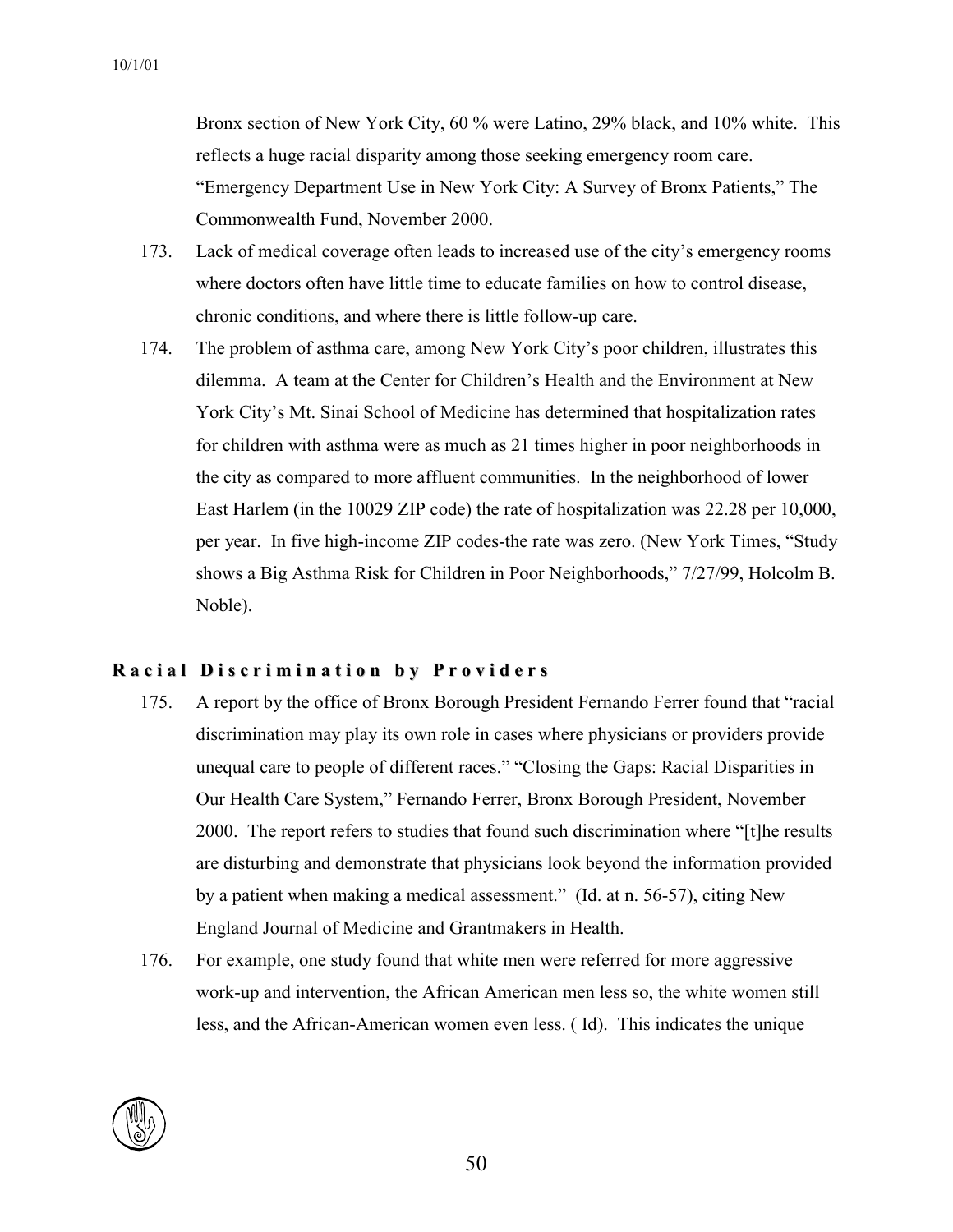Bronx section of New York City, 60 % were Latino, 29% black, and 10% white. This reflects a huge racial disparity among those seeking emergency room care. "Emergency Department Use in New York City: A Survey of Bronx Patients," The Commonwealth Fund, November 2000.

173. Lack of medical coverage often leads to increased use of the city's emergency rooms where doctors often have little time to educate families on how to control disease, chronic conditions, and where there is little follow-up care.

174. The problem of asthma care, among New York City's poor children, illustrates this dilemma. A team at the Center for Children's Health and the Environment at New York City's Mt. Sinai School of Medicine has determined that hospitalization rates for children with asthma were as much as 21 times higher in poor neighborhoods in the city as compared to more affluent communities. In the neighborhood of lower East Harlem (in the 10029 ZIP code) the rate of hospitalization was 22.28 per 10,000, per year. In five high-income ZIP codes-the rate was zero. (New York Times, "Study shows a Big Asthma Risk for Children in Poor Neighborhoods," 7/27/99, Holcolm B. Noble).

## Racial Discrimination by Providers

175. A report by the office of Bronx Borough President Fernando Ferrer found that "racial discrimination may play its own role in cases where physicians or providers provide unequal care to people of different races." "Closing the Gaps: Racial Disparities in Our Health Care System," Fernando Ferrer, Bronx Borough President, November 2000. The report refers to studies that found such discrimination where "[t]he results are disturbing and demonstrate that physicians look beyond the information provided by a patient when making a medical assessment." (Id. at n. 56-57), citing New England Journal of Medicine and Grantmakers in Health.

176. For example, one study found that white men were referred for more aggressive work-up and intervention, the African American men less so, the white women still less, and the African-American women even less. ( Id). This indicates the unique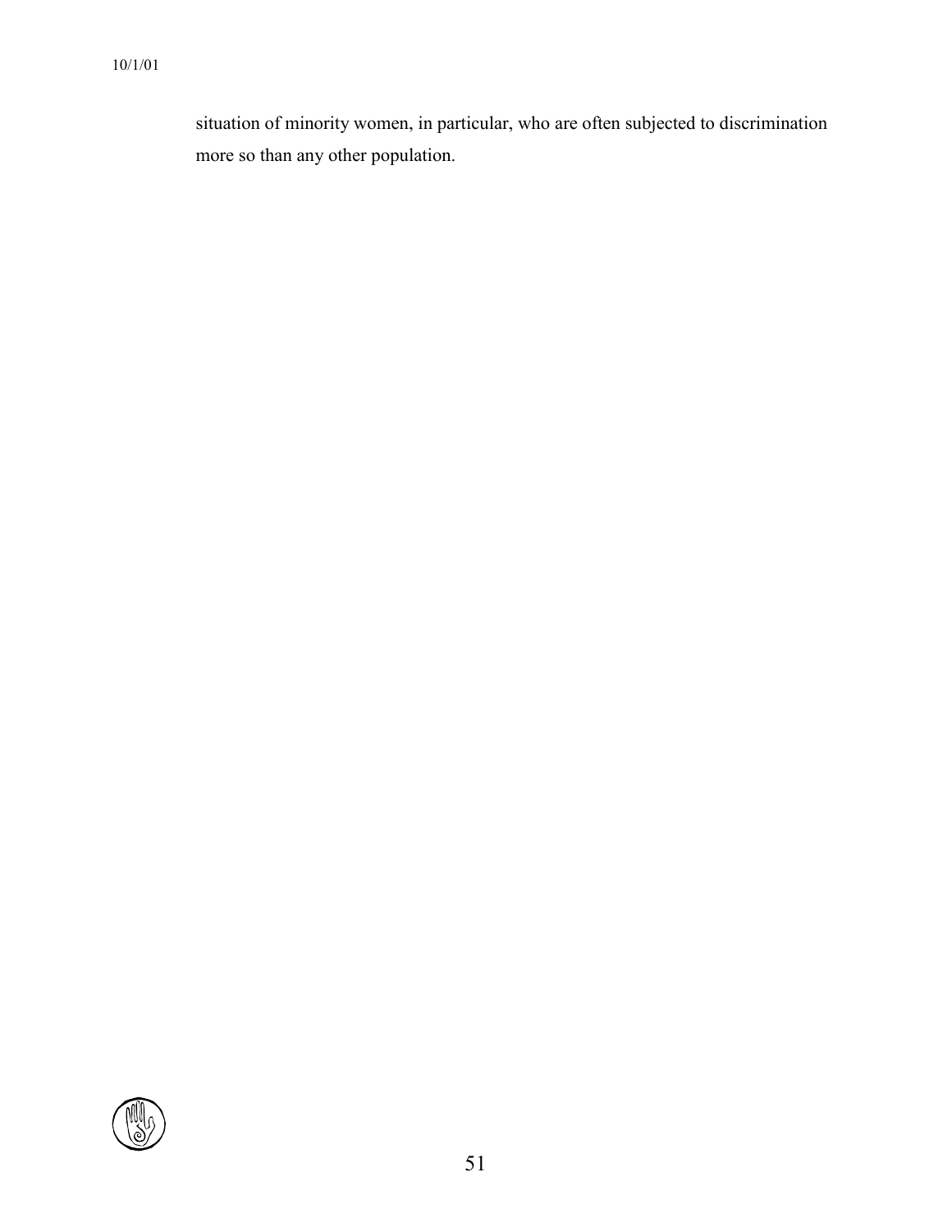situation of minority women, in particular, who are often subjected to discrimination more so than any other population.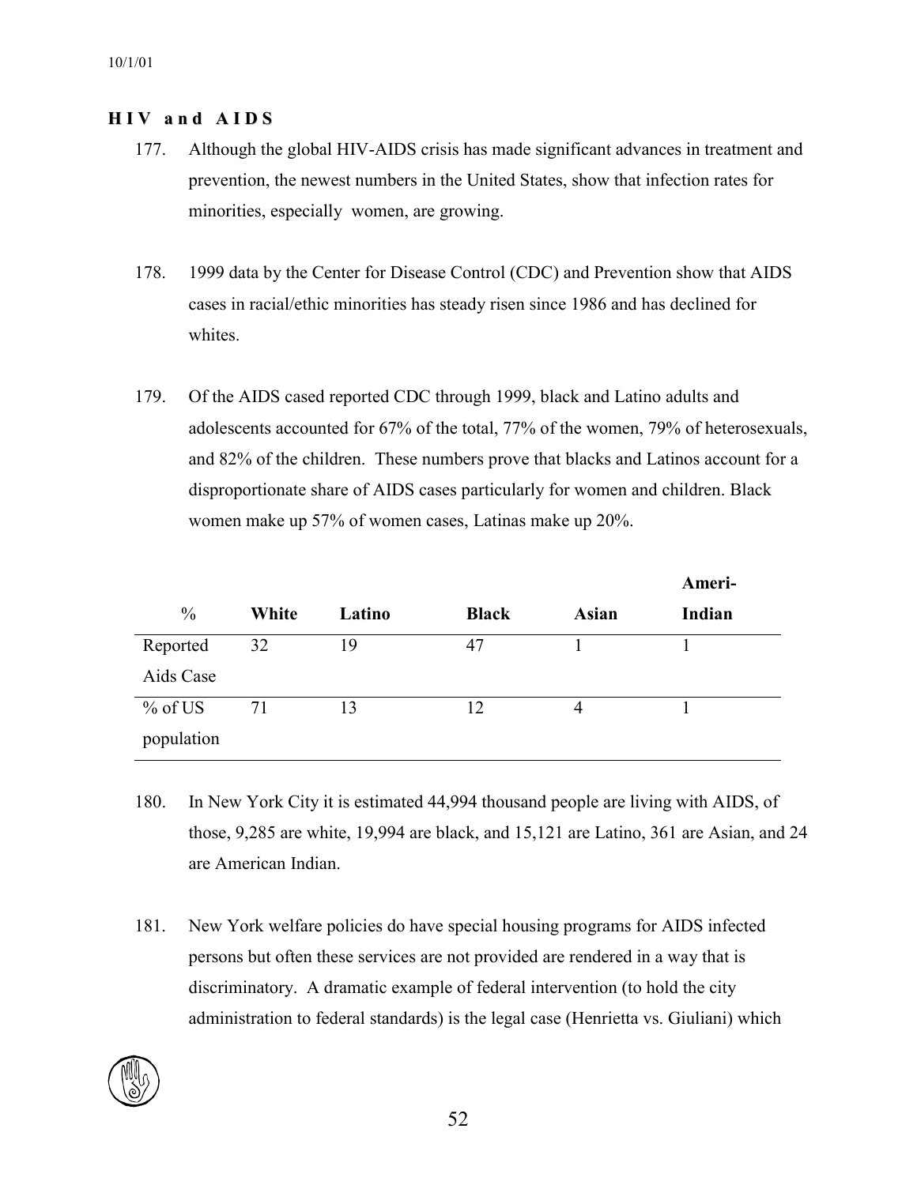## HIV and AIDS

177. Although the global HIV-AIDS crisis has made significant advances in treatment and prevention, the newest numbers in the United States, show that infection rates for minorities, especially women, are growing.

178. 1999 data by the Center for Disease Control (CDC) and Prevention show that AIDS cases in racial/ethic minorities has steady risen since 1986 and has declined for whites.

179. Of the AIDS cased reported CDC through 1999, black and Latino adults and adolescents accounted for 67% of the total, 77% of the women, 79% of heterosexuals, and 82% of the children. These numbers prove that blacks and Latinos account for a disproportionate share of AIDS cases particularly for women and children. Black women make up 57% of women cases, Latinas make up 20%.

| % | White | Latino | Black | Asian | Ameri-Indian |
|---|---|---|---|---|---|
| Reported Aids Case | 32 | 19 | 47 | 1 | 1 |
| % of US population | 71 | 13 | 12 | 4 | 1 |

180. In New York City it is estimated 44,994 thousand people are living with AIDS, of those, 9,285 are white, 19,994 are black, and 15,121 are Latino, 361 are Asian, and 24 are American Indian.

181. New York welfare policies do have special housing programs for AIDS infected persons but often these services are not provided are rendered in a way that is discriminatory. A dramatic example of federal intervention (to hold the city administration to federal standards) is the legal case (Henrietta vs. Giuliani) which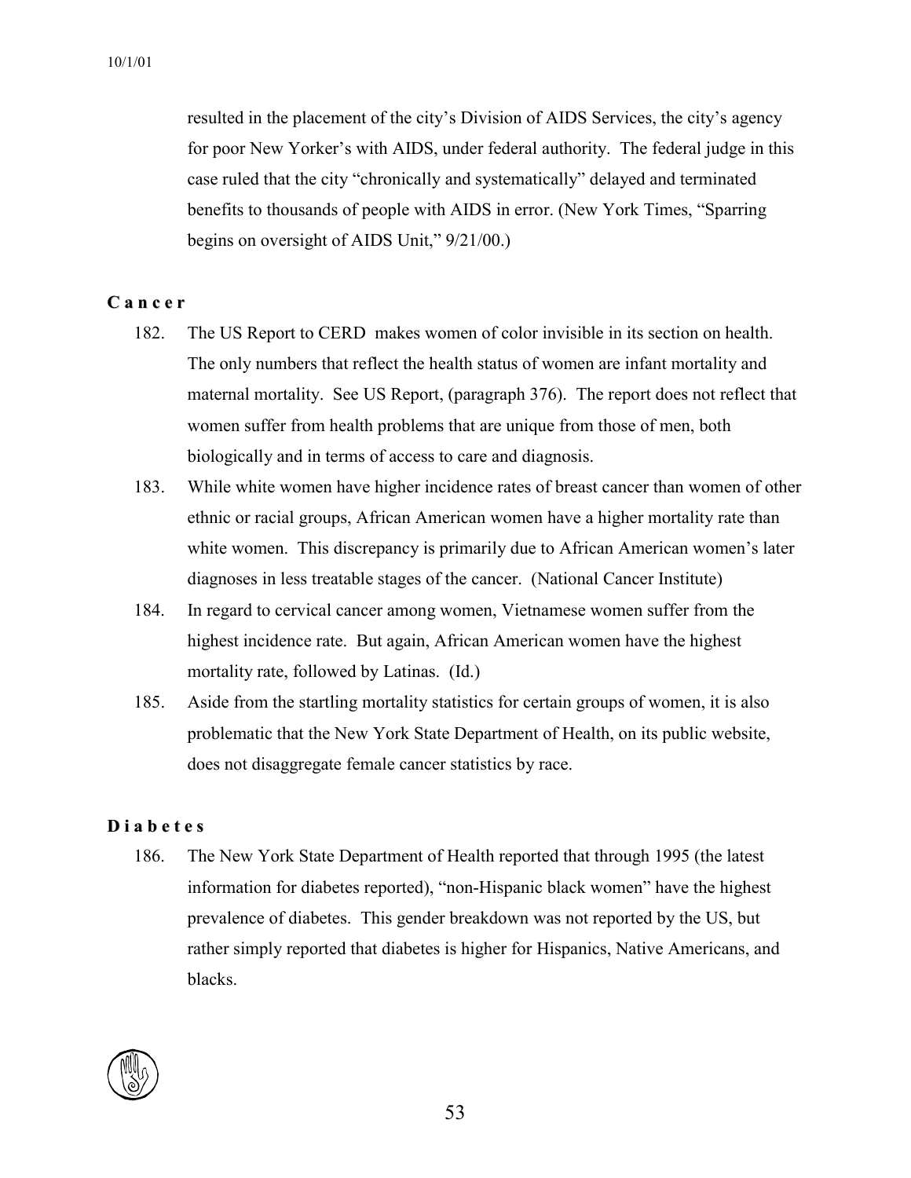resulted in the placement of the city's Division of AIDS Services, the city's agency for poor New Yorker's with AIDS, under federal authority. The federal judge in this case ruled that the city "chronically and systematically" delayed and terminated benefits to thousands of people with AIDS in error. (New York Times, "Sparring begins on oversight of AIDS Unit," 9/21/00.)

### Cancer

182. The US Report to CERD makes women of color invisible in its section on health. The only numbers that reflect the health status of women are infant mortality and maternal mortality. See US Report, (paragraph 376). The report does not reflect that women suffer from health problems that are unique from those of men, both biologically and in terms of access to care and diagnosis.

183. While white women have higher incidence rates of breast cancer than women of other ethnic or racial groups, African American women have a higher mortality rate than white women. This discrepancy is primarily due to African American women's later diagnoses in less treatable stages of the cancer. (National Cancer Institute)

184. In regard to cervical cancer among women, Vietnamese women suffer from the highest incidence rate. But again, African American women have the highest mortality rate, followed by Latinas. (Id.)

185. Aside from the startling mortality statistics for certain groups of women, it is also problematic that the New York State Department of Health, on its public website, does not disaggregate female cancer statistics by race.

### Diabetes

186. The New York State Department of Health reported that through 1995 (the latest information for diabetes reported), "non-Hispanic black women" have the highest prevalence of diabetes. This gender breakdown was not reported by the US, but rather simply reported that diabetes is higher for Hispanics, Native Americans, and blacks.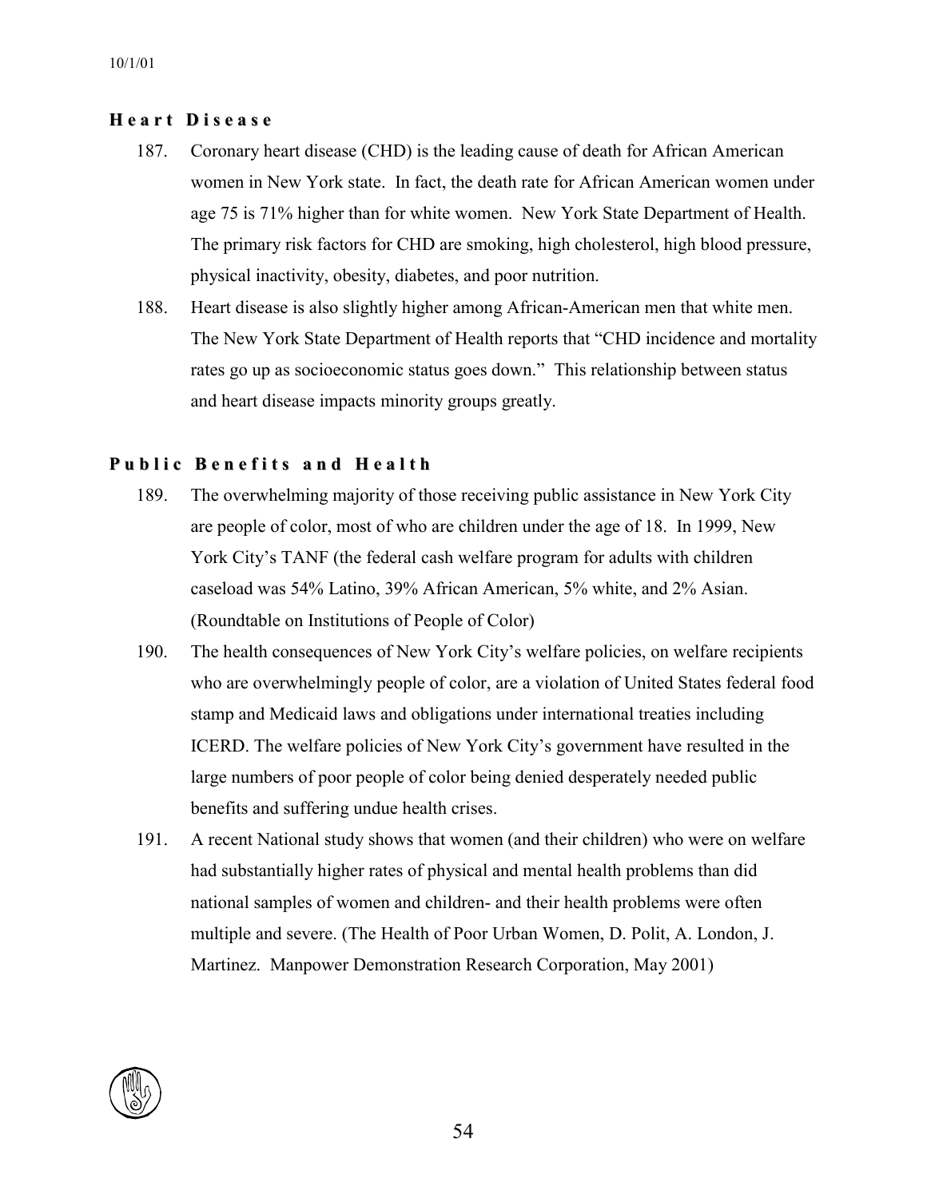### Heart Disease

187. Coronary heart disease (CHD) is the leading cause of death for African American women in New York state. In fact, the death rate for African American women under age 75 is 71% higher than for white women. New York State Department of Health. The primary risk factors for CHD are smoking, high cholesterol, high blood pressure, physical inactivity, obesity, diabetes, and poor nutrition.

188. Heart disease is also slightly higher among African-American men that white men. The New York State Department of Health reports that "CHD incidence and mortality rates go up as socioeconomic status goes down." This relationship between status and heart disease impacts minority groups greatly.

### Public Benefits and Health

189. The overwhelming majority of those receiving public assistance in New York City are people of color, most of who are children under the age of 18. In 1999, New York City's TANF (the federal cash welfare program for adults with children caseload was 54% Latino, 39% African American, 5% white, and 2% Asian. (Roundtable on Institutions of People of Color)

190. The health consequences of New York City's welfare policies, on welfare recipients who are overwhelmingly people of color, are a violation of United States federal food stamp and Medicaid laws and obligations under international treaties including ICERD. The welfare policies of New York City's government have resulted in the large numbers of poor people of color being denied desperately needed public benefits and suffering undue health crises.

191. A recent National study shows that women (and their children) who were on welfare had substantially higher rates of physical and mental health problems than did national samples of women and children- and their health problems were often multiple and severe. (The Health of Poor Urban Women, D. Polit, A. London, J. Martinez. Manpower Demonstration Research Corporation, May 2001)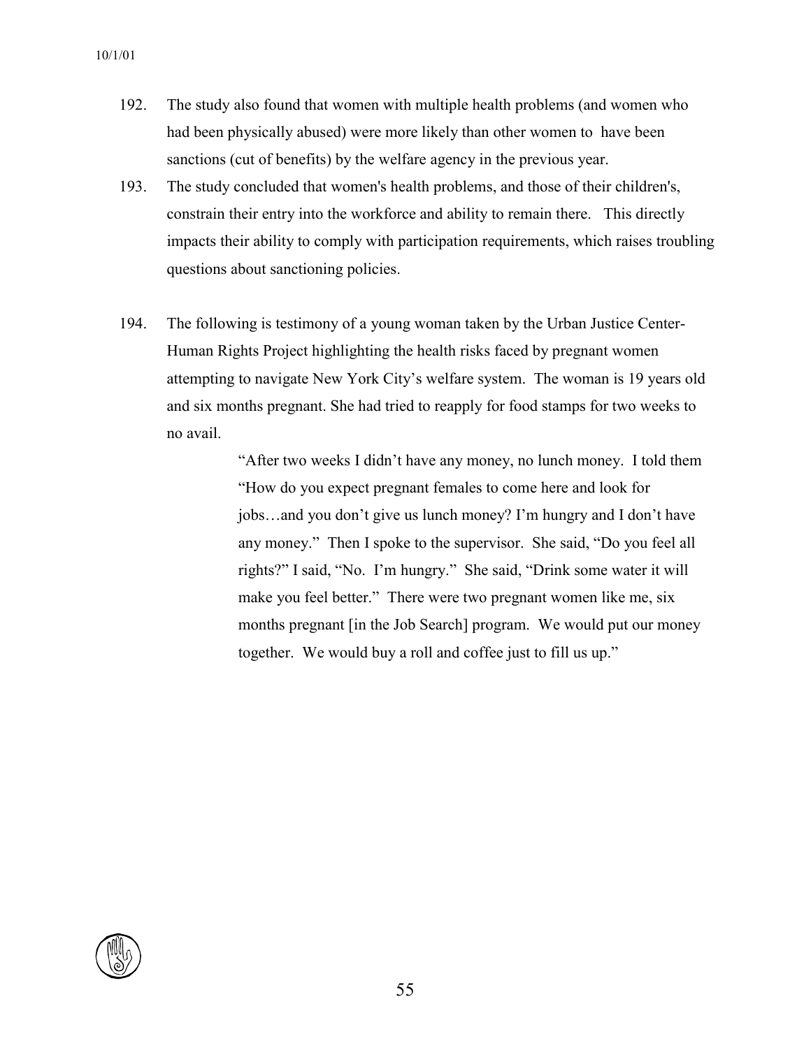192. The study also found that women with multiple health problems (and women who had been physically abused) were more likely than other women to have been sanctions (cut of benefits) by the welfare agency in the previous year.

193. The study concluded that women's health problems, and those of their children's, constrain their entry into the workforce and ability to remain there. This directly impacts their ability to comply with participation requirements, which raises troubling questions about sanctioning policies.

194. The following is testimony of a young woman taken by the Urban Justice Center-Human Rights Project highlighting the health risks faced by pregnant women attempting to navigate New York City's welfare system. The woman is 19 years old and six months pregnant. She had tried to reapply for food stamps for two weeks to no avail.

> "After two weeks I didn't have any money, no lunch money. I told them "How do you expect pregnant females to come here and look for jobs…and you don't give us lunch money? I'm hungry and I don't have any money." Then I spoke to the supervisor. She said, "Do you feel all rights?" I said, "No. I'm hungry." She said, "Drink some water it will make you feel better." There were two pregnant women like me, six months pregnant [in the Job Search] program. We would put our money together. We would buy a roll and coffee just to fill us up."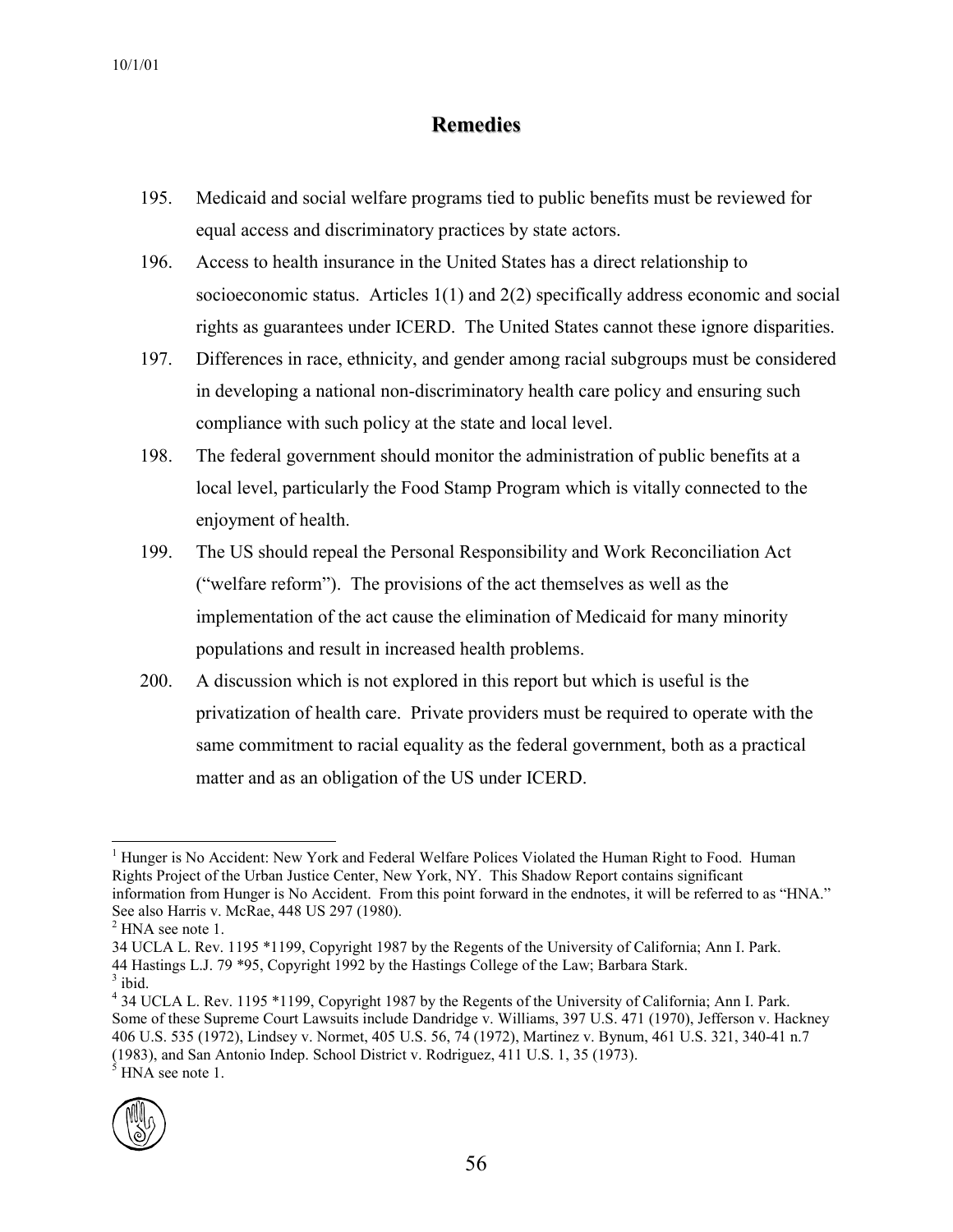## Remedies

195. Medicaid and social welfare programs tied to public benefits must be reviewed for equal access and discriminatory practices by state actors.

196. Access to health insurance in the United States has a direct relationship to socioeconomic status. Articles 1(1) and 2(2) specifically address economic and social rights as guarantees under ICERD. The United States cannot these ignore disparities.

197. Differences in race, ethnicity, and gender among racial subgroups must be considered in developing a national non-discriminatory health care policy and ensuring such compliance with such policy at the state and local level.

198. The federal government should monitor the administration of public benefits at a local level, particularly the Food Stamp Program which is vitally connected to the enjoyment of health.

199. The US should repeal the Personal Responsibility and Work Reconciliation Act ("welfare reform"). The provisions of the act themselves as well as the implementation of the act cause the elimination of Medicaid for many minority populations and result in increased health problems.

200. A discussion which is not explored in this report but which is useful is the privatization of health care. Private providers must be required to operate with the same commitment to racial equality as the federal government, both as a practical matter and as an obligation of the US under ICERD.

---

[1] Hunger is No Accident: New York and Federal Welfare Polices Violated the Human Right to Food. Human Rights Project of the Urban Justice Center, New York, NY. This Shadow Report contains significant information from Hunger is No Accident. From this point forward in the endnotes, it will be referred to as "HNA." See also Harris v. McRae, 448 US 297 (1980).

[2] HNA see note 1.
34 UCLA L. Rev. 1195 *1199, Copyright 1987 by the Regents of the University of California; Ann I. Park.
44 Hastings L.J. 79 *95, Copyright 1992 by the Hastings College of the Law; Barbara Stark.

[3] ibid.

[4] 34 UCLA L. Rev. 1195 *1199, Copyright 1987 by the Regents of the University of California; Ann I. Park. Some of these Supreme Court Lawsuits include Dandridge v. Williams, 397 U.S. 471 (1970), Jefferson v. Hackney 406 U.S. 535 (1972), Lindsey v. Normet, 405 U.S. 56, 74 (1972), Martinez v. Bynum, 461 U.S. 321, 340-41 n.7 (1983), and San Antonio Indep. School District v. Rodriguez, 411 U.S. 1, 35 (1973).

[5] HNA see note 1.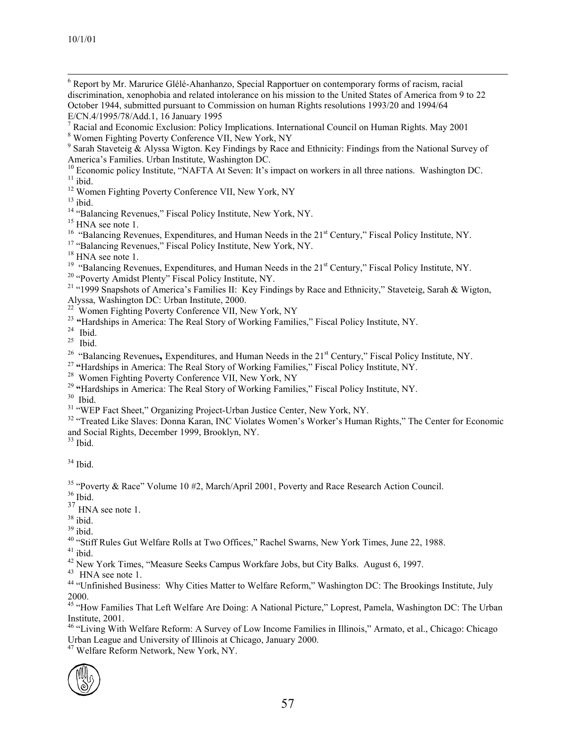[6] Report by Mr. Marurice Glélé-Ahanhanzo, Special Rapportuer on contemporary forms of racism, racial discrimination, xenophobia and related intolerance on his mission to the United States of America from 9 to 22 October 1944, submitted pursuant to Commission on human Rights resolutions 1993/20 and 1994/64 E/CN.4/1995/78/Add.1, 16 January 1995

[7] Racial and Economic Exclusion: Policy Implications. International Council on Human Rights. May 2001

[8] Women Fighting Poverty Conference VII, New York, NY

[9] Sarah Staveteig & Alyssa Wigton. Key Findings by Race and Ethnicity: Findings from the National Survey of America's Families. Urban Institute, Washington DC.

[10] Economic policy Institute, "NAFTA At Seven: It's impact on workers in all three nations. Washington DC.

[11] ibid.

[12] Women Fighting Poverty Conference VII, New York, NY

[13] ibid.

[14] "Balancing Revenues," Fiscal Policy Institute, New York, NY.

[15] HNA see note 1.

[16] "Balancing Revenues, Expenditures, and Human Needs in the 21st Century," Fiscal Policy Institute, NY.

[17] "Balancing Revenues," Fiscal Policy Institute, New York, NY.

[18] HNA see note 1.

[19] "Balancing Revenues, Expenditures, and Human Needs in the 21st Century," Fiscal Policy Institute, NY.

[20] "Poverty Amidst Plenty" Fiscal Policy Institute, NY.

[21] "1999 Snapshots of America's Families II: Key Findings by Race and Ethnicity," Staveteig, Sarah & Wigton, Alyssa, Washington DC: Urban Institute, 2000.

[22] Women Fighting Poverty Conference VII, New York, NY

[23] **"**Hardships in America: The Real Story of Working Families," Fiscal Policy Institute, NY.

[24] Ibid.

[25] Ibid.

[26] "Balancing Revenues**,** Expenditures, and Human Needs in the 21st Century," Fiscal Policy Institute, NY.

[27] **"**Hardships in America: The Real Story of Working Families," Fiscal Policy Institute, NY.

[28] Women Fighting Poverty Conference VII, New York, NY

[29] **"**Hardships in America: The Real Story of Working Families," Fiscal Policy Institute, NY.

[30] Ibid.

[31] "WEP Fact Sheet," Organizing Project-Urban Justice Center, New York, NY.

[32] "Treated Like Slaves: Donna Karan, INC Violates Women's Worker's Human Rights," The Center for Economic and Social Rights, December 1999, Brooklyn, NY.

[33] Ibid.

[34] Ibid.

[35] "Poverty & Race" Volume 10 #2, March/April 2001, Poverty and Race Research Action Council.

[36] Ibid.

[37] HNA see note 1.

[38] ibid.

[39] ibid.

[40] "Stiff Rules Gut Welfare Rolls at Two Offices," Rachel Swarns, New York Times, June 22, 1988.

[41] ibid.

[42] New York Times, "Measure Seeks Campus Workfare Jobs, but City Balks. August 6, 1997.

[43] HNA see note 1.

[44] "Unfinished Business: Why Cities Matter to Welfare Reform," Washington DC: The Brookings Institute, July 2000.

[45] "How Families That Left Welfare Are Doing: A National Picture," Loprest, Pamela, Washington DC: The Urban Institute, 2001.

[46] "Living With Welfare Reform: A Survey of Low Income Families in Illinois," Armato, et al., Chicago: Chicago Urban League and University of Illinois at Chicago, January 2000.

[47] Welfare Reform Network, New York, NY.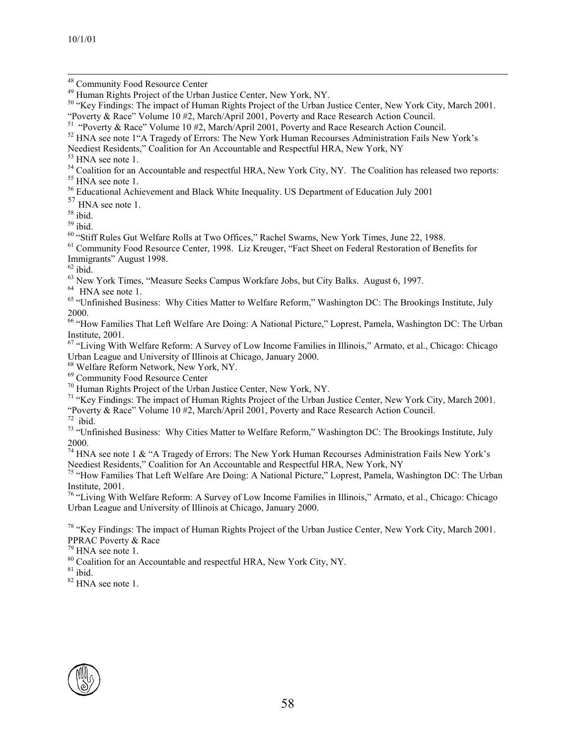[48] Community Food Resource Center

[49] Human Rights Project of the Urban Justice Center, New York, NY.

[50] "Key Findings: The impact of Human Rights Project of the Urban Justice Center, New York City, March 2001. "Poverty & Race" Volume 10 #2, March/April 2001, Poverty and Race Research Action Council.

[51] "Poverty & Race" Volume 10 #2, March/April 2001, Poverty and Race Research Action Council.

[52] HNA see note 1"A Tragedy of Errors: The New York Human Recourses Administration Fails New York's Neediest Residents," Coalition for An Accountable and Respectful HRA, New York, NY

[53] HNA see note 1.

[54] Coalition for an Accountable and respectful HRA, New York City, NY. The Coalition has released two reports:

[55] HNA see note 1.

[56] Educational Achievement and Black White Inequality. US Department of Education July 2001

[57] HNA see note 1.

[58] ibid.

[59] ibid.

[60] "Stiff Rules Gut Welfare Rolls at Two Offices," Rachel Swarns, New York Times, June 22, 1988.

[61] Community Food Resource Center, 1998. Liz Kreuger, "Fact Sheet on Federal Restoration of Benefits for Immigrants" August 1998.

[62] ibid.

[63] New York Times, "Measure Seeks Campus Workfare Jobs, but City Balks. August 6, 1997.

[64] HNA see note 1.

[65] "Unfinished Business: Why Cities Matter to Welfare Reform," Washington DC: The Brookings Institute, July 2000.

[66] "How Families That Left Welfare Are Doing: A National Picture," Loprest, Pamela, Washington DC: The Urban Institute, 2001.

[67] "Living With Welfare Reform: A Survey of Low Income Families in Illinois," Armato, et al., Chicago: Chicago Urban League and University of Illinois at Chicago, January 2000.

[68] Welfare Reform Network, New York, NY.

[69] Community Food Resource Center

[70] Human Rights Project of the Urban Justice Center, New York, NY.

[71] "Key Findings: The impact of Human Rights Project of the Urban Justice Center, New York City, March 2001. "Poverty & Race" Volume 10 #2, March/April 2001, Poverty and Race Research Action Council.

[72] ibid.

[73] "Unfinished Business: Why Cities Matter to Welfare Reform," Washington DC: The Brookings Institute, July 2000.

[74] HNA see note 1 & "A Tragedy of Errors: The New York Human Recourses Administration Fails New York's Neediest Residents," Coalition for An Accountable and Respectful HRA, New York, NY

[75] "How Families That Left Welfare Are Doing: A National Picture," Loprest, Pamela, Washington DC: The Urban Institute, 2001.

[76] "Living With Welfare Reform: A Survey of Low Income Families in Illinois," Armato, et al., Chicago: Chicago Urban League and University of Illinois at Chicago, January 2000.

[78] "Key Findings: The impact of Human Rights Project of the Urban Justice Center, New York City, March 2001. PPRAC Poverty & Race

[79] HNA see note 1.

[80] Coalition for an Accountable and respectful HRA, New York City, NY.

[81] ibid.

[82] HNA see note 1.